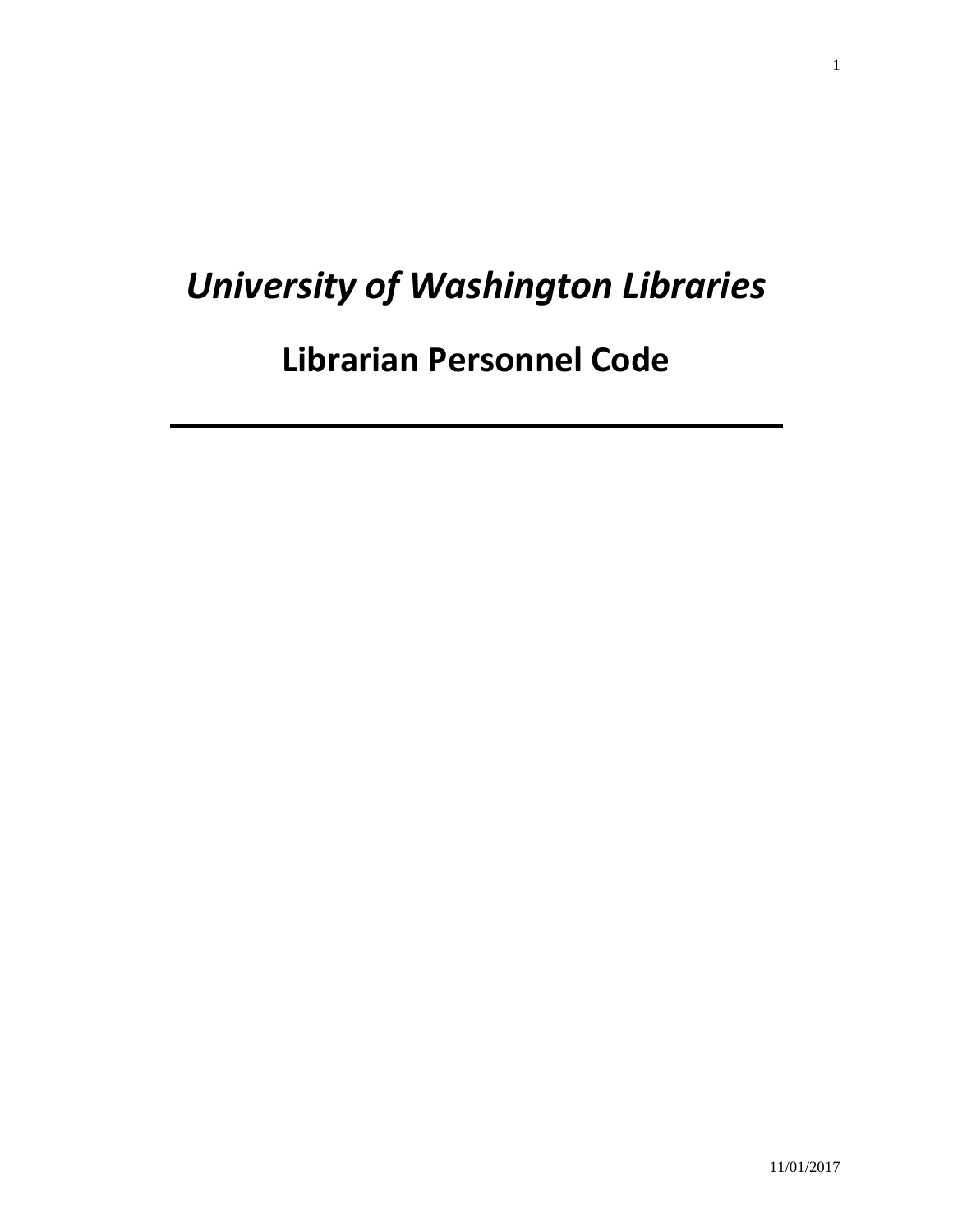# *University of Washington Libraries*

## Librarian Personnel Code

---

11/01/2017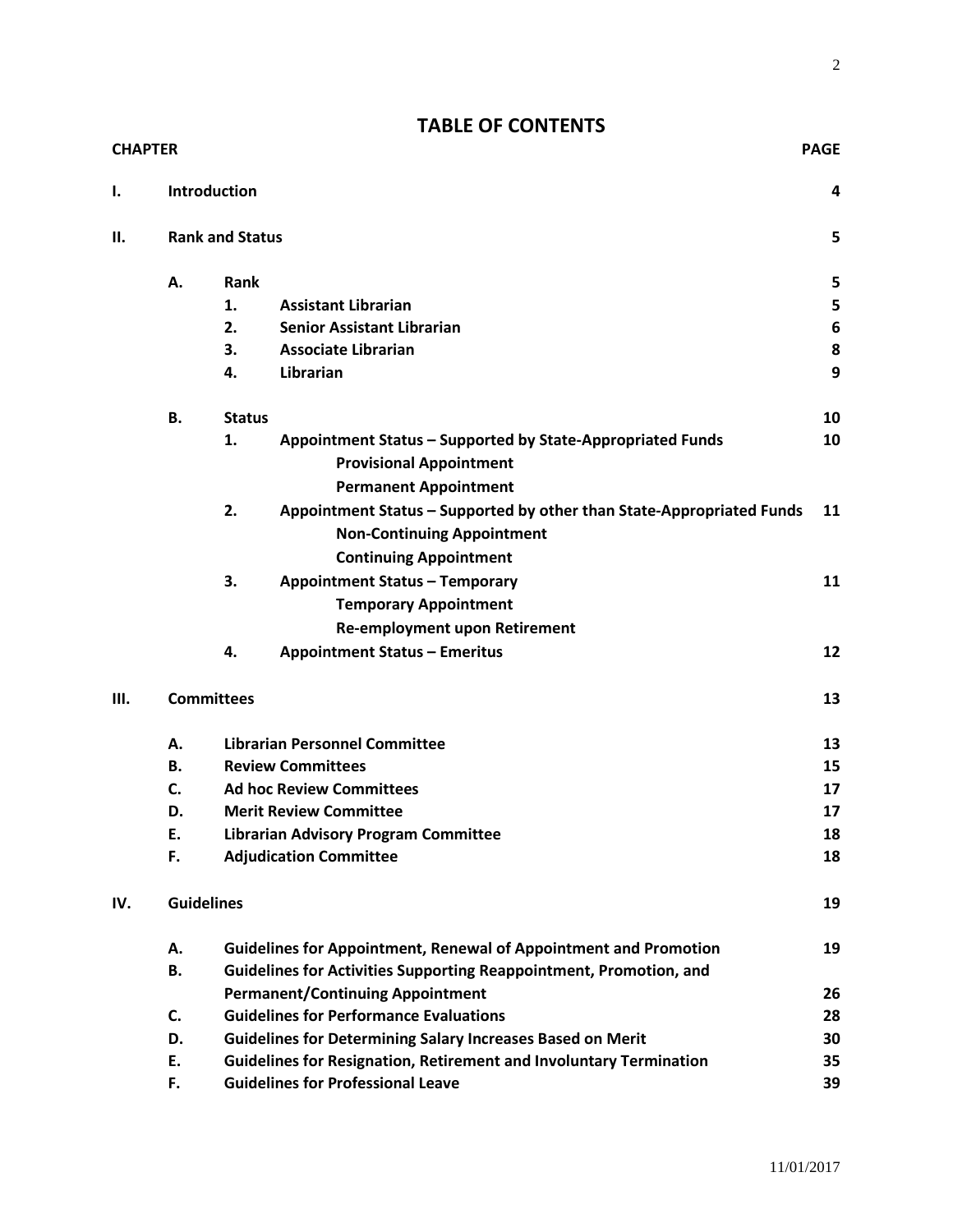# TABLE OF CONTENTS

| CHAPTER | | | | PAGE |
|---|---|---|---|---|
| **I.** | **Introduction** | | | **4** |
| **II.** | **Rank and Status** | | | **5** |
| | **A.** | **Rank** | | **5** |
| | | **1.** | **Assistant Librarian** | **5** |
| | | **2.** | **Senior Assistant Librarian** | **6** |
| | | **3.** | **Associate Librarian** | **8** |
| | | **4.** | **Librarian** | **9** |
| | **B.** | **Status** | | **10** |
| | | **1.** | **Appointment Status – Supported by State-Appropriated Funds** | **10** |
| | | | **Provisional Appointment** | |
| | | | **Permanent Appointment** | |
| | | **2.** | **Appointment Status – Supported by other than State-Appropriated Funds** | **11** |
| | | | **Non-Continuing Appointment** | |
| | | | **Continuing Appointment** | |
| | | **3.** | **Appointment Status – Temporary** | **11** |
| | | | **Temporary Appointment** | |
| | | | **Re-employment upon Retirement** | |
| | | **4.** | **Appointment Status – Emeritus** | **12** |
| **III.** | **Committees** | | | **13** |
| | **A.** | **Librarian Personnel Committee** | | **13** |
| | **B.** | **Review Committees** | | **15** |
| | **C.** | **Ad hoc Review Committees** | | **17** |
| | **D.** | **Merit Review Committee** | | **17** |
| | **E.** | **Librarian Advisory Program Committee** | | **18** |
| | **F.** | **Adjudication Committee** | | **18** |
| **IV.** | **Guidelines** | | | **19** |
| | **A.** | **Guidelines for Appointment, Renewal of Appointment and Promotion** | | **19** |
| | **B.** | **Guidelines for Activities Supporting Reappointment, Promotion, and Permanent/Continuing Appointment** | | **26** |
| | **C.** | **Guidelines for Performance Evaluations** | | **28** |
| | **D.** | **Guidelines for Determining Salary Increases Based on Merit** | | **30** |
| | **E.** | **Guidelines for Resignation, Retirement and Involuntary Termination** | | **35** |
| | **F.** | **Guidelines for Professional Leave** | | **39** |

11/01/2017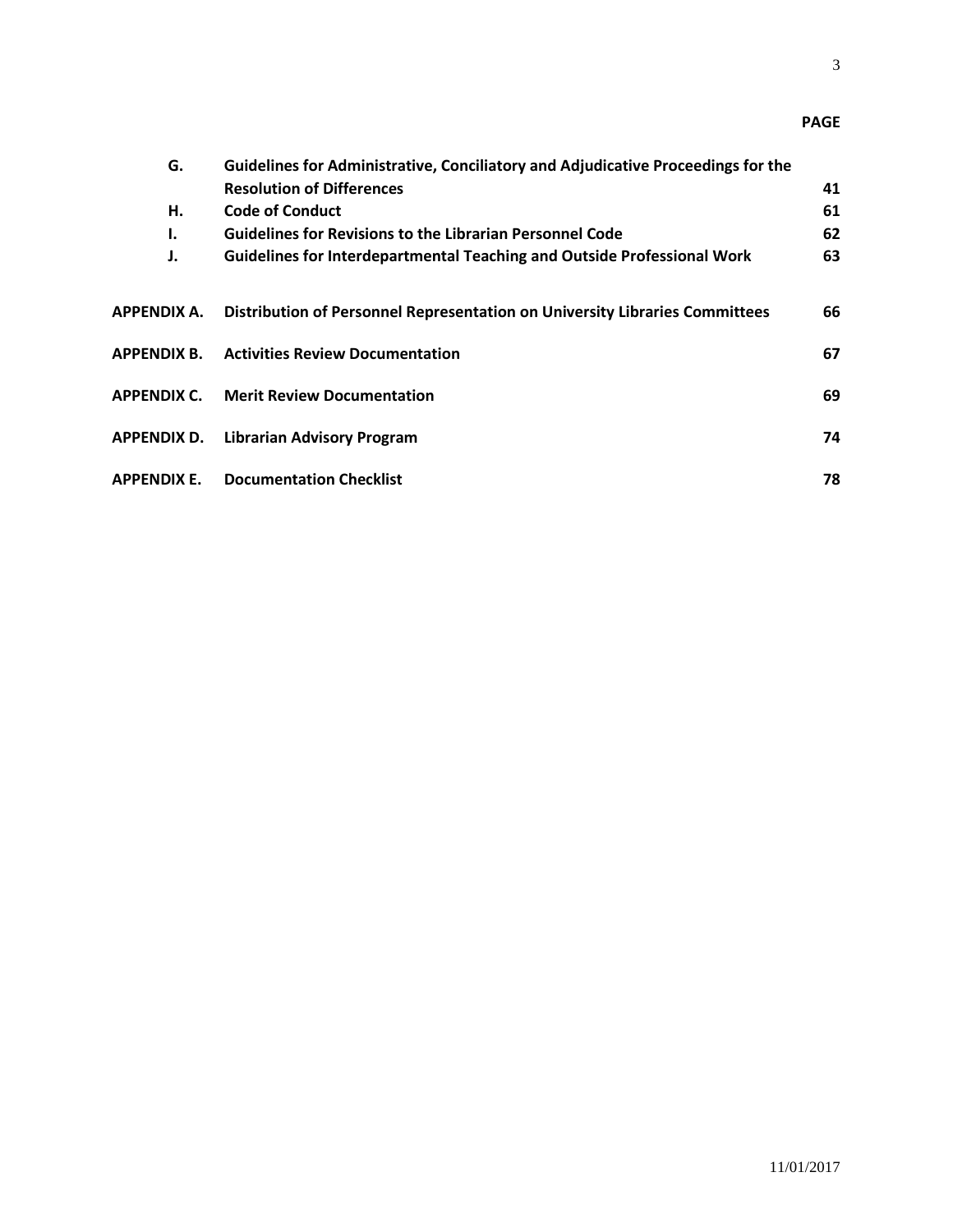| | | PAGE |
|---|---|---|
| **G.** | **Guidelines for Administrative, Conciliatory and Adjudicative Proceedings for the Resolution of Differences** | **41** |
| **H.** | **Code of Conduct** | **61** |
| **I.** | **Guidelines for Revisions to the Librarian Personnel Code** | **62** |
| **J.** | **Guidelines for Interdepartmental Teaching and Outside Professional Work** | **63** |
| **APPENDIX A.** | **Distribution of Personnel Representation on University Libraries Committees** | **66** |
| **APPENDIX B.** | **Activities Review Documentation** | **67** |
| **APPENDIX C.** | **Merit Review Documentation** | **69** |
| **APPENDIX D.** | **Librarian Advisory Program** | **74** |
| **APPENDIX E.** | **Documentation Checklist** | **78** |

11/01/2017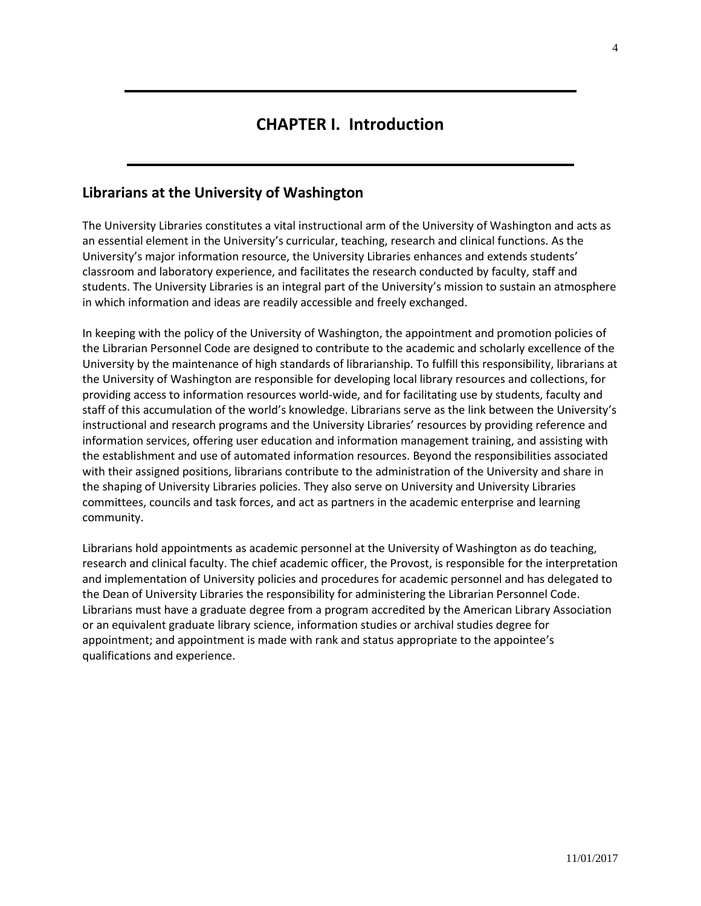# CHAPTER I. Introduction

## Librarians at the University of Washington

The University Libraries constitutes a vital instructional arm of the University of Washington and acts as an essential element in the University's curricular, teaching, research and clinical functions. As the University's major information resource, the University Libraries enhances and extends students' classroom and laboratory experience, and facilitates the research conducted by faculty, staff and students. The University Libraries is an integral part of the University's mission to sustain an atmosphere in which information and ideas are readily accessible and freely exchanged.

In keeping with the policy of the University of Washington, the appointment and promotion policies of the Librarian Personnel Code are designed to contribute to the academic and scholarly excellence of the University by the maintenance of high standards of librarianship. To fulfill this responsibility, librarians at the University of Washington are responsible for developing local library resources and collections, for providing access to information resources world-wide, and for facilitating use by students, faculty and staff of this accumulation of the world's knowledge. Librarians serve as the link between the University's instructional and research programs and the University Libraries' resources by providing reference and information services, offering user education and information management training, and assisting with the establishment and use of automated information resources. Beyond the responsibilities associated with their assigned positions, librarians contribute to the administration of the University and share in the shaping of University Libraries policies. They also serve on University and University Libraries committees, councils and task forces, and act as partners in the academic enterprise and learning community.

Librarians hold appointments as academic personnel at the University of Washington as do teaching, research and clinical faculty. The chief academic officer, the Provost, is responsible for the interpretation and implementation of University policies and procedures for academic personnel and has delegated to the Dean of University Libraries the responsibility for administering the Librarian Personnel Code. Librarians must have a graduate degree from a program accredited by the American Library Association or an equivalent graduate library science, information studies or archival studies degree for appointment; and appointment is made with rank and status appropriate to the appointee's qualifications and experience.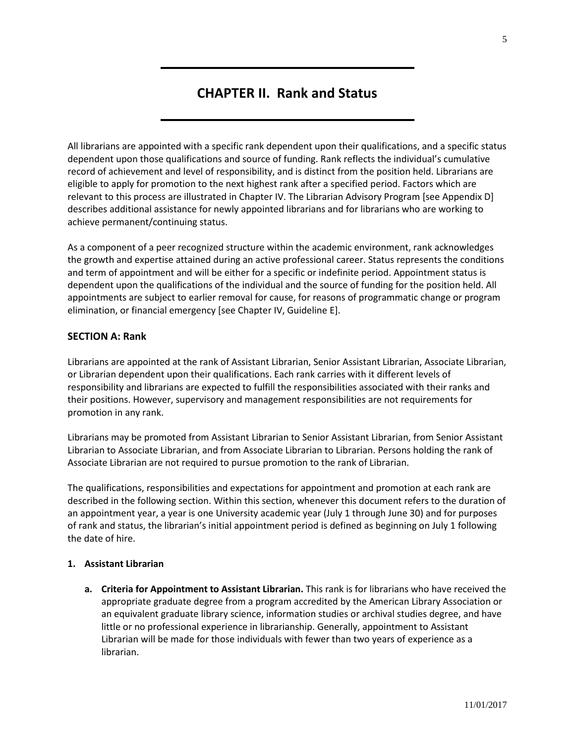# CHAPTER II. Rank and Status

All librarians are appointed with a specific rank dependent upon their qualifications, and a specific status dependent upon those qualifications and source of funding. Rank reflects the individual's cumulative record of achievement and level of responsibility, and is distinct from the position held. Librarians are eligible to apply for promotion to the next highest rank after a specified period. Factors which are relevant to this process are illustrated in Chapter IV. The Librarian Advisory Program [see Appendix D] describes additional assistance for newly appointed librarians and for librarians who are working to achieve permanent/continuing status.

As a component of a peer recognized structure within the academic environment, rank acknowledges the growth and expertise attained during an active professional career. Status represents the conditions and term of appointment and will be either for a specific or indefinite period. Appointment status is dependent upon the qualifications of the individual and the source of funding for the position held. All appointments are subject to earlier removal for cause, for reasons of programmatic change or program elimination, or financial emergency [see Chapter IV, Guideline E].

## SECTION A: Rank

Librarians are appointed at the rank of Assistant Librarian, Senior Assistant Librarian, Associate Librarian, or Librarian dependent upon their qualifications. Each rank carries with it different levels of responsibility and librarians are expected to fulfill the responsibilities associated with their ranks and their positions. However, supervisory and management responsibilities are not requirements for promotion in any rank.

Librarians may be promoted from Assistant Librarian to Senior Assistant Librarian, from Senior Assistant Librarian to Associate Librarian, and from Associate Librarian to Librarian. Persons holding the rank of Associate Librarian are not required to pursue promotion to the rank of Librarian.

The qualifications, responsibilities and expectations for appointment and promotion at each rank are described in the following section. Within this section, whenever this document refers to the duration of an appointment year, a year is one University academic year (July 1 through June 30) and for purposes of rank and status, the librarian's initial appointment period is defined as beginning on July 1 following the date of hire.

### 1. Assistant Librarian

**a. Criteria for Appointment to Assistant Librarian.** This rank is for librarians who have received the appropriate graduate degree from a program accredited by the American Library Association or an equivalent graduate library science, information studies or archival studies degree, and have little or no professional experience in librarianship. Generally, appointment to Assistant Librarian will be made for those individuals with fewer than two years of experience as a librarian.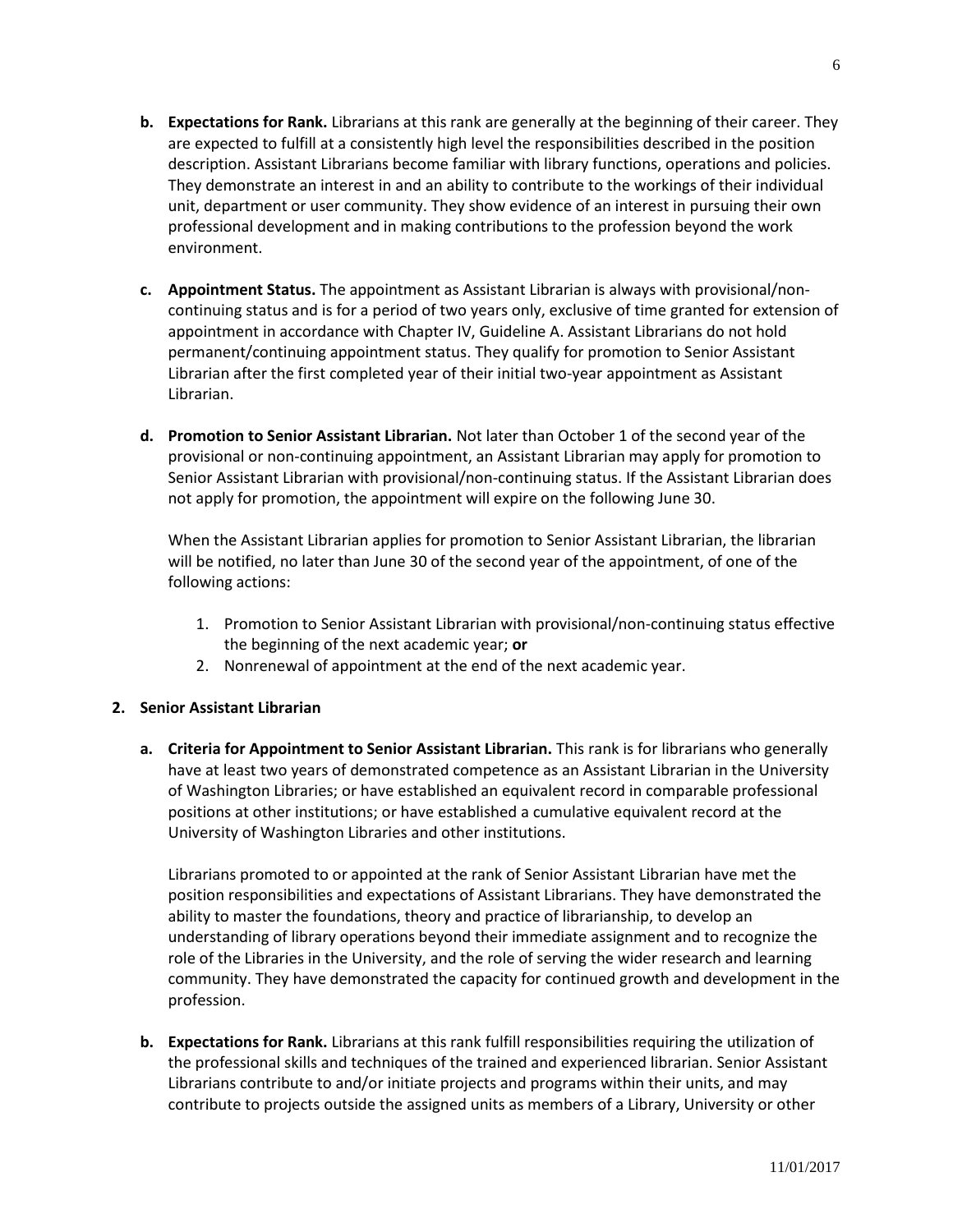- **b. Expectations for Rank.** Librarians at this rank are generally at the beginning of their career. They are expected to fulfill at a consistently high level the responsibilities described in the position description. Assistant Librarians become familiar with library functions, operations and policies. They demonstrate an interest in and an ability to contribute to the workings of their individual unit, department or user community. They show evidence of an interest in pursuing their own professional development and in making contributions to the profession beyond the work environment.

- **c. Appointment Status.** The appointment as Assistant Librarian is always with provisional/non-continuing status and is for a period of two years only, exclusive of time granted for extension of appointment in accordance with Chapter IV, Guideline A. Assistant Librarians do not hold permanent/continuing appointment status. They qualify for promotion to Senior Assistant Librarian after the first completed year of their initial two-year appointment as Assistant Librarian.

- **d. Promotion to Senior Assistant Librarian.** Not later than October 1 of the second year of the provisional or non-continuing appointment, an Assistant Librarian may apply for promotion to Senior Assistant Librarian with provisional/non-continuing status. If the Assistant Librarian does not apply for promotion, the appointment will expire on the following June 30.

  When the Assistant Librarian applies for promotion to Senior Assistant Librarian, the librarian will be notified, no later than June 30 of the second year of the appointment, of one of the following actions:

  1. Promotion to Senior Assistant Librarian with provisional/non-continuing status effective the beginning of the next academic year; **or**
  2. Nonrenewal of appointment at the end of the next academic year.

**2. Senior Assistant Librarian**

- **a. Criteria for Appointment to Senior Assistant Librarian.** This rank is for librarians who generally have at least two years of demonstrated competence as an Assistant Librarian in the University of Washington Libraries; or have established an equivalent record in comparable professional positions at other institutions; or have established a cumulative equivalent record at the University of Washington Libraries and other institutions.

  Librarians promoted to or appointed at the rank of Senior Assistant Librarian have met the position responsibilities and expectations of Assistant Librarians. They have demonstrated the ability to master the foundations, theory and practice of librarianship, to develop an understanding of library operations beyond their immediate assignment and to recognize the role of the Libraries in the University, and the role of serving the wider research and learning community. They have demonstrated the capacity for continued growth and development in the profession.

- **b. Expectations for Rank.** Librarians at this rank fulfill responsibilities requiring the utilization of the professional skills and techniques of the trained and experienced librarian. Senior Assistant Librarians contribute to and/or initiate projects and programs within their units, and may contribute to projects outside the assigned units as members of a Library, University or other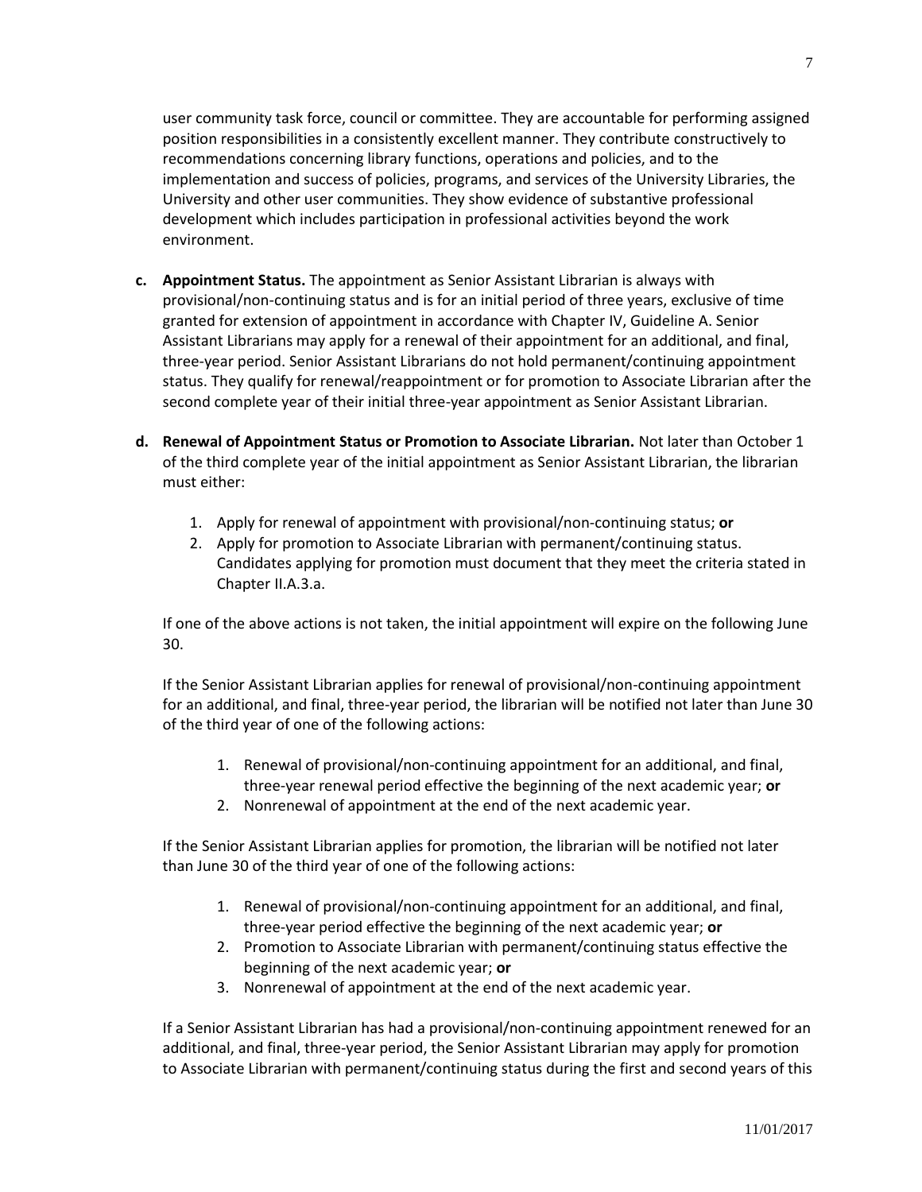user community task force, council or committee. They are accountable for performing assigned position responsibilities in a consistently excellent manner. They contribute constructively to recommendations concerning library functions, operations and policies, and to the implementation and success of policies, programs, and services of the University Libraries, the University and other user communities. They show evidence of substantive professional development which includes participation in professional activities beyond the work environment.

**c. Appointment Status.** The appointment as Senior Assistant Librarian is always with provisional/non-continuing status and is for an initial period of three years, exclusive of time granted for extension of appointment in accordance with Chapter IV, Guideline A. Senior Assistant Librarians may apply for a renewal of their appointment for an additional, and final, three-year period. Senior Assistant Librarians do not hold permanent/continuing appointment status. They qualify for renewal/reappointment or for promotion to Associate Librarian after the second complete year of their initial three-year appointment as Senior Assistant Librarian.

**d. Renewal of Appointment Status or Promotion to Associate Librarian.** Not later than October 1 of the third complete year of the initial appointment as Senior Assistant Librarian, the librarian must either:

1. Apply for renewal of appointment with provisional/non-continuing status; **or**
2. Apply for promotion to Associate Librarian with permanent/continuing status. Candidates applying for promotion must document that they meet the criteria stated in Chapter II.A.3.a.

If one of the above actions is not taken, the initial appointment will expire on the following June 30.

If the Senior Assistant Librarian applies for renewal of provisional/non-continuing appointment for an additional, and final, three-year period, the librarian will be notified not later than June 30 of the third year of one of the following actions:

1. Renewal of provisional/non-continuing appointment for an additional, and final, three-year renewal period effective the beginning of the next academic year; **or**
2. Nonrenewal of appointment at the end of the next academic year.

If the Senior Assistant Librarian applies for promotion, the librarian will be notified not later than June 30 of the third year of one of the following actions:

1. Renewal of provisional/non-continuing appointment for an additional, and final, three-year period effective the beginning of the next academic year; **or**
2. Promotion to Associate Librarian with permanent/continuing status effective the beginning of the next academic year; **or**
3. Nonrenewal of appointment at the end of the next academic year.

If a Senior Assistant Librarian has had a provisional/non-continuing appointment renewed for an additional, and final, three-year period, the Senior Assistant Librarian may apply for promotion to Associate Librarian with permanent/continuing status during the first and second years of this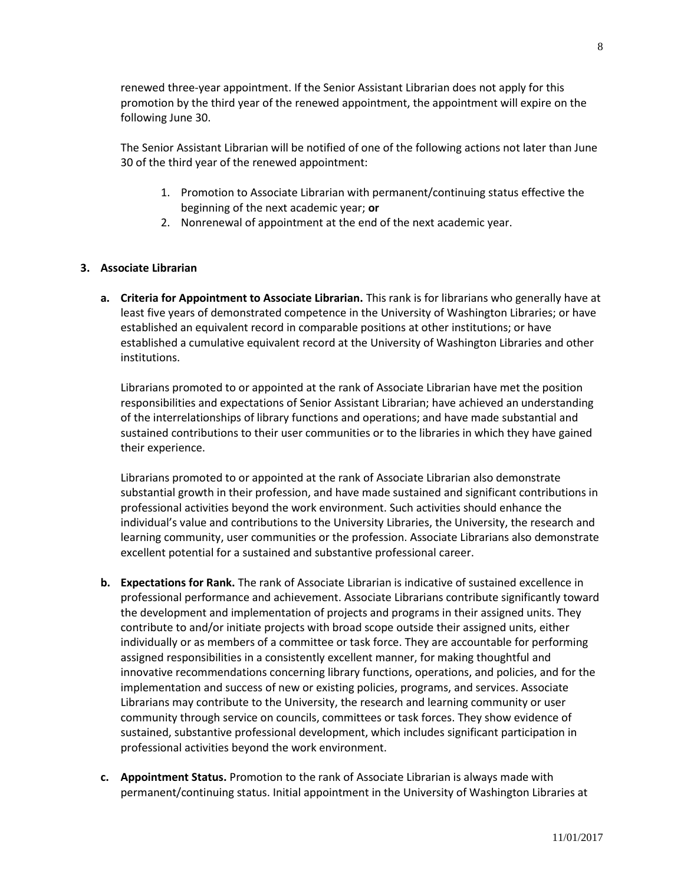renewed three-year appointment. If the Senior Assistant Librarian does not apply for this promotion by the third year of the renewed appointment, the appointment will expire on the following June 30.

The Senior Assistant Librarian will be notified of one of the following actions not later than June 30 of the third year of the renewed appointment:

1. Promotion to Associate Librarian with permanent/continuing status effective the beginning of the next academic year; **or**
2. Nonrenewal of appointment at the end of the next academic year.

**3. Associate Librarian**

**a. Criteria for Appointment to Associate Librarian.** This rank is for librarians who generally have at least five years of demonstrated competence in the University of Washington Libraries; or have established an equivalent record in comparable positions at other institutions; or have established a cumulative equivalent record at the University of Washington Libraries and other institutions.

Librarians promoted to or appointed at the rank of Associate Librarian have met the position responsibilities and expectations of Senior Assistant Librarian; have achieved an understanding of the interrelationships of library functions and operations; and have made substantial and sustained contributions to their user communities or to the libraries in which they have gained their experience.

Librarians promoted to or appointed at the rank of Associate Librarian also demonstrate substantial growth in their profession, and have made sustained and significant contributions in professional activities beyond the work environment. Such activities should enhance the individual's value and contributions to the University Libraries, the University, the research and learning community, user communities or the profession. Associate Librarians also demonstrate excellent potential for a sustained and substantive professional career.

**b. Expectations for Rank.** The rank of Associate Librarian is indicative of sustained excellence in professional performance and achievement. Associate Librarians contribute significantly toward the development and implementation of projects and programs in their assigned units. They contribute to and/or initiate projects with broad scope outside their assigned units, either individually or as members of a committee or task force. They are accountable for performing assigned responsibilities in a consistently excellent manner, for making thoughtful and innovative recommendations concerning library functions, operations, and policies, and for the implementation and success of new or existing policies, programs, and services. Associate Librarians may contribute to the University, the research and learning community or user community through service on councils, committees or task forces. They show evidence of sustained, substantive professional development, which includes significant participation in professional activities beyond the work environment.

**c. Appointment Status.** Promotion to the rank of Associate Librarian is always made with permanent/continuing status. Initial appointment in the University of Washington Libraries at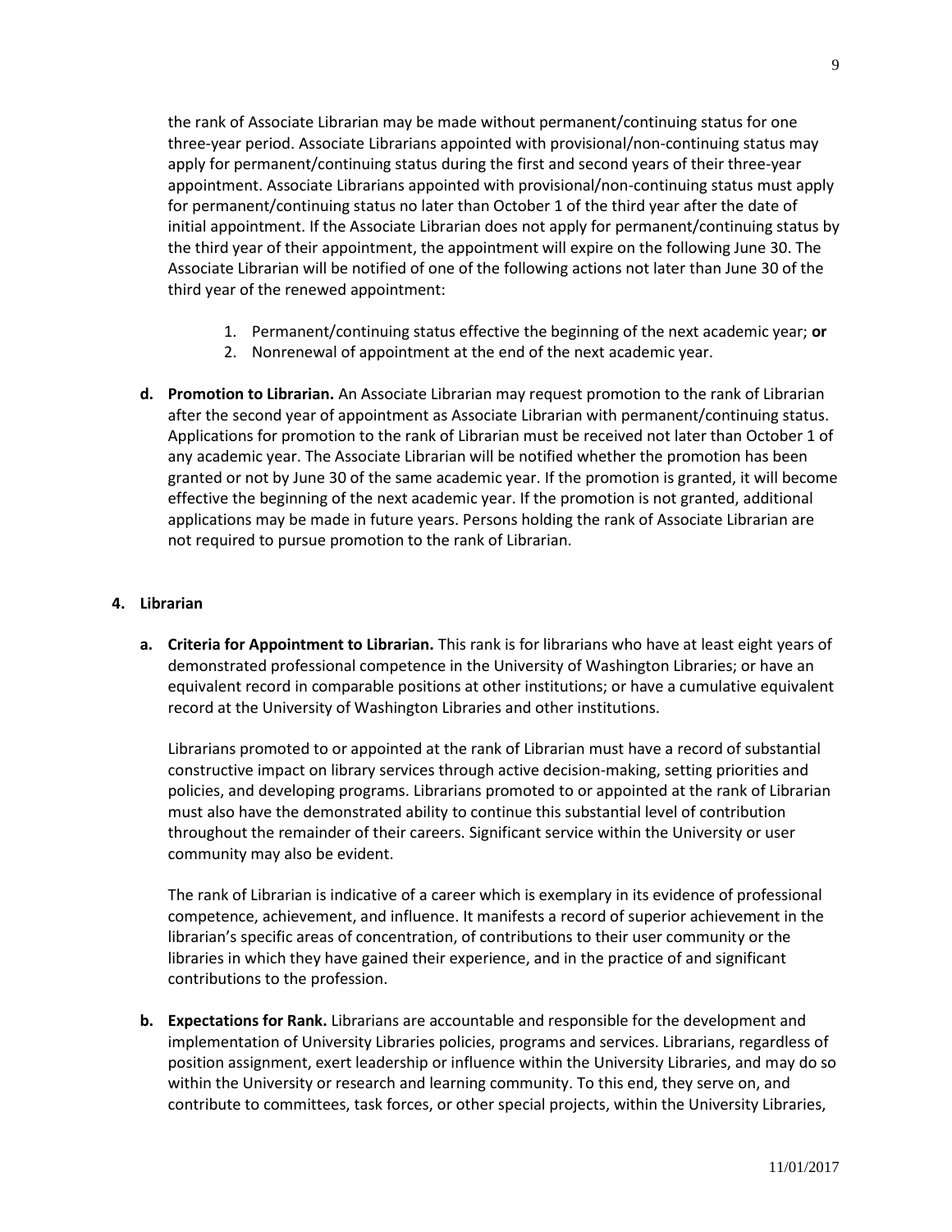the rank of Associate Librarian may be made without permanent/continuing status for one three-year period. Associate Librarians appointed with provisional/non-continuing status may apply for permanent/continuing status during the first and second years of their three-year appointment. Associate Librarians appointed with provisional/non-continuing status must apply for permanent/continuing status no later than October 1 of the third year after the date of initial appointment. If the Associate Librarian does not apply for permanent/continuing status by the third year of their appointment, the appointment will expire on the following June 30. The Associate Librarian will be notified of one of the following actions not later than June 30 of the third year of the renewed appointment:

1. Permanent/continuing status effective the beginning of the next academic year; **or**
2. Nonrenewal of appointment at the end of the next academic year.

**d. Promotion to Librarian.** An Associate Librarian may request promotion to the rank of Librarian after the second year of appointment as Associate Librarian with permanent/continuing status. Applications for promotion to the rank of Librarian must be received not later than October 1 of any academic year. The Associate Librarian will be notified whether the promotion has been granted or not by June 30 of the same academic year. If the promotion is granted, it will become effective the beginning of the next academic year. If the promotion is not granted, additional applications may be made in future years. Persons holding the rank of Associate Librarian are not required to pursue promotion to the rank of Librarian.

### 4. Librarian

**a. Criteria for Appointment to Librarian.** This rank is for librarians who have at least eight years of demonstrated professional competence in the University of Washington Libraries; or have an equivalent record in comparable positions at other institutions; or have a cumulative equivalent record at the University of Washington Libraries and other institutions.

Librarians promoted to or appointed at the rank of Librarian must have a record of substantial constructive impact on library services through active decision-making, setting priorities and policies, and developing programs. Librarians promoted to or appointed at the rank of Librarian must also have the demonstrated ability to continue this substantial level of contribution throughout the remainder of their careers. Significant service within the University or user community may also be evident.

The rank of Librarian is indicative of a career which is exemplary in its evidence of professional competence, achievement, and influence. It manifests a record of superior achievement in the librarian's specific areas of concentration, of contributions to their user community or the libraries in which they have gained their experience, and in the practice of and significant contributions to the profession.

**b. Expectations for Rank.** Librarians are accountable and responsible for the development and implementation of University Libraries policies, programs and services. Librarians, regardless of position assignment, exert leadership or influence within the University Libraries, and may do so within the University or research and learning community. To this end, they serve on, and contribute to committees, task forces, or other special projects, within the University Libraries,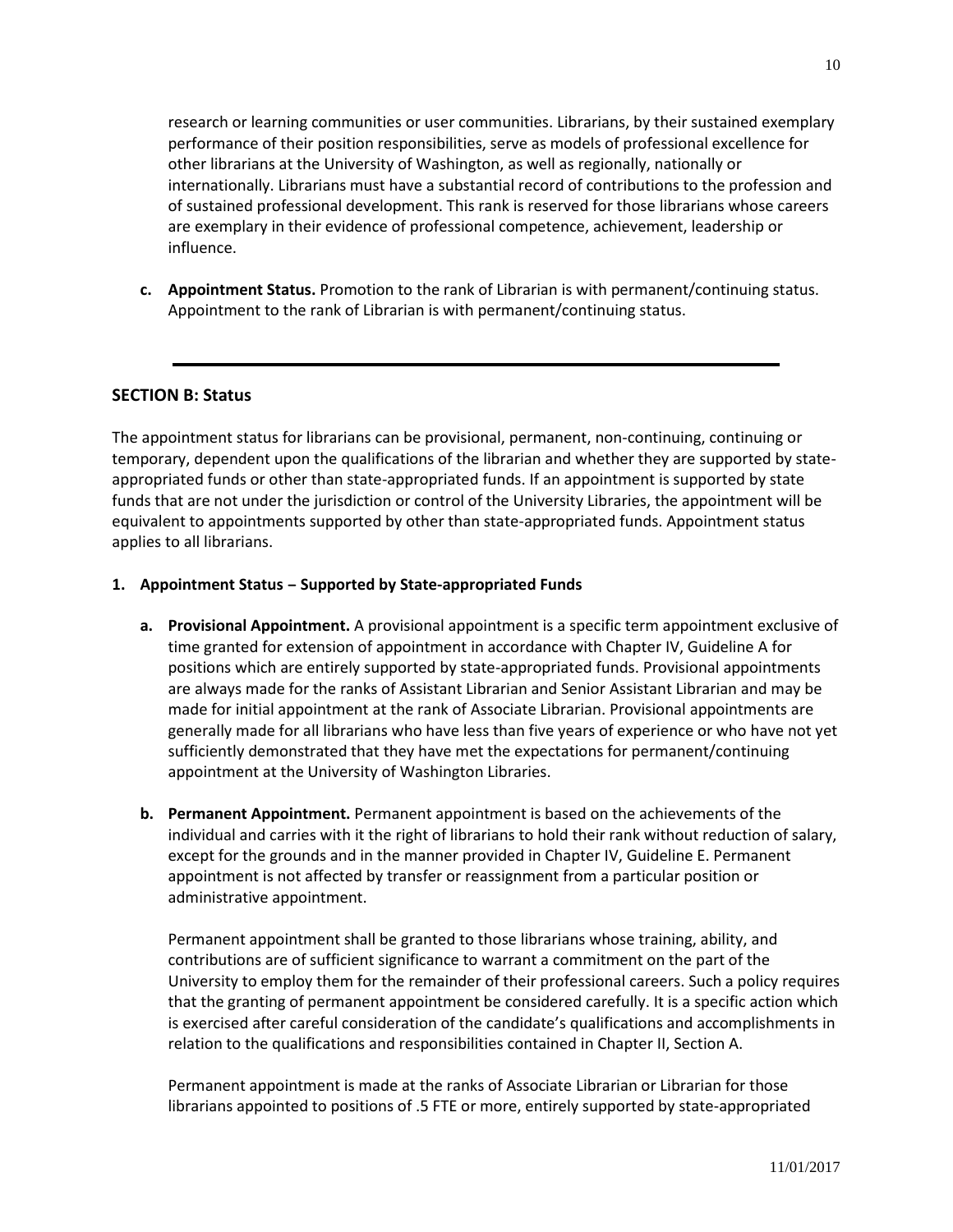research or learning communities or user communities. Librarians, by their sustained exemplary performance of their position responsibilities, serve as models of professional excellence for other librarians at the University of Washington, as well as regionally, nationally or internationally. Librarians must have a substantial record of contributions to the profession and of sustained professional development. This rank is reserved for those librarians whose careers are exemplary in their evidence of professional competence, achievement, leadership or influence.

**c. Appointment Status.** Promotion to the rank of Librarian is with permanent/continuing status. Appointment to the rank of Librarian is with permanent/continuing status.

---

## SECTION B: Status

The appointment status for librarians can be provisional, permanent, non-continuing, continuing or temporary, dependent upon the qualifications of the librarian and whether they are supported by state-appropriated funds or other than state-appropriated funds. If an appointment is supported by state funds that are not under the jurisdiction or control of the University Libraries, the appointment will be equivalent to appointments supported by other than state-appropriated funds. Appointment status applies to all librarians.

### 1. Appointment Status – Supported by State-appropriated Funds

**a. Provisional Appointment.** A provisional appointment is a specific term appointment exclusive of time granted for extension of appointment in accordance with Chapter IV, Guideline A for positions which are entirely supported by state-appropriated funds. Provisional appointments are always made for the ranks of Assistant Librarian and Senior Assistant Librarian and may be made for initial appointment at the rank of Associate Librarian. Provisional appointments are generally made for all librarians who have less than five years of experience or who have not yet sufficiently demonstrated that they have met the expectations for permanent/continuing appointment at the University of Washington Libraries.

**b. Permanent Appointment.** Permanent appointment is based on the achievements of the individual and carries with it the right of librarians to hold their rank without reduction of salary, except for the grounds and in the manner provided in Chapter IV, Guideline E. Permanent appointment is not affected by transfer or reassignment from a particular position or administrative appointment.

Permanent appointment shall be granted to those librarians whose training, ability, and contributions are of sufficient significance to warrant a commitment on the part of the University to employ them for the remainder of their professional careers. Such a policy requires that the granting of permanent appointment be considered carefully. It is a specific action which is exercised after careful consideration of the candidate's qualifications and accomplishments in relation to the qualifications and responsibilities contained in Chapter II, Section A.

Permanent appointment is made at the ranks of Associate Librarian or Librarian for those librarians appointed to positions of .5 FTE or more, entirely supported by state-appropriated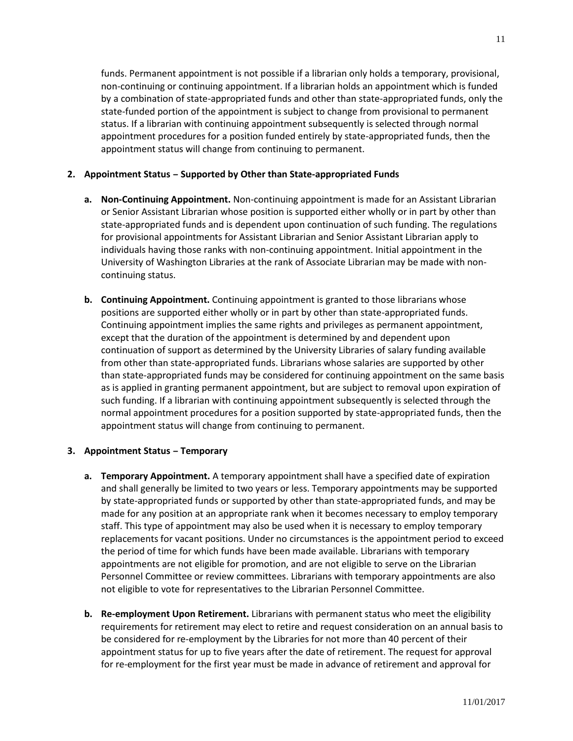funds. Permanent appointment is not possible if a librarian only holds a temporary, provisional, non-continuing or continuing appointment. If a librarian holds an appointment which is funded by a combination of state-appropriated funds and other than state-appropriated funds, only the state-funded portion of the appointment is subject to change from provisional to permanent status. If a librarian with continuing appointment subsequently is selected through normal appointment procedures for a position funded entirely by state-appropriated funds, then the appointment status will change from continuing to permanent.

**2. Appointment Status – Supported by Other than State-appropriated Funds**

**a. Non-Continuing Appointment.** Non-continuing appointment is made for an Assistant Librarian or Senior Assistant Librarian whose position is supported either wholly or in part by other than state-appropriated funds and is dependent upon continuation of such funding. The regulations for provisional appointments for Assistant Librarian and Senior Assistant Librarian apply to individuals having those ranks with non-continuing appointment. Initial appointment in the University of Washington Libraries at the rank of Associate Librarian may be made with non-continuing status.

**b. Continuing Appointment.** Continuing appointment is granted to those librarians whose positions are supported either wholly or in part by other than state-appropriated funds. Continuing appointment implies the same rights and privileges as permanent appointment, except that the duration of the appointment is determined by and dependent upon continuation of support as determined by the University Libraries of salary funding available from other than state-appropriated funds. Librarians whose salaries are supported by other than state-appropriated funds may be considered for continuing appointment on the same basis as is applied in granting permanent appointment, but are subject to removal upon expiration of such funding. If a librarian with continuing appointment subsequently is selected through the normal appointment procedures for a position supported by state-appropriated funds, then the appointment status will change from continuing to permanent.

**3. Appointment Status – Temporary**

**a. Temporary Appointment.** A temporary appointment shall have a specified date of expiration and shall generally be limited to two years or less. Temporary appointments may be supported by state-appropriated funds or supported by other than state-appropriated funds, and may be made for any position at an appropriate rank when it becomes necessary to employ temporary staff. This type of appointment may also be used when it is necessary to employ temporary replacements for vacant positions. Under no circumstances is the appointment period to exceed the period of time for which funds have been made available. Librarians with temporary appointments are not eligible for promotion, and are not eligible to serve on the Librarian Personnel Committee or review committees. Librarians with temporary appointments are also not eligible to vote for representatives to the Librarian Personnel Committee.

**b. Re-employment Upon Retirement.** Librarians with permanent status who meet the eligibility requirements for retirement may elect to retire and request consideration on an annual basis to be considered for re-employment by the Libraries for not more than 40 percent of their appointment status for up to five years after the date of retirement. The request for approval for re-employment for the first year must be made in advance of retirement and approval for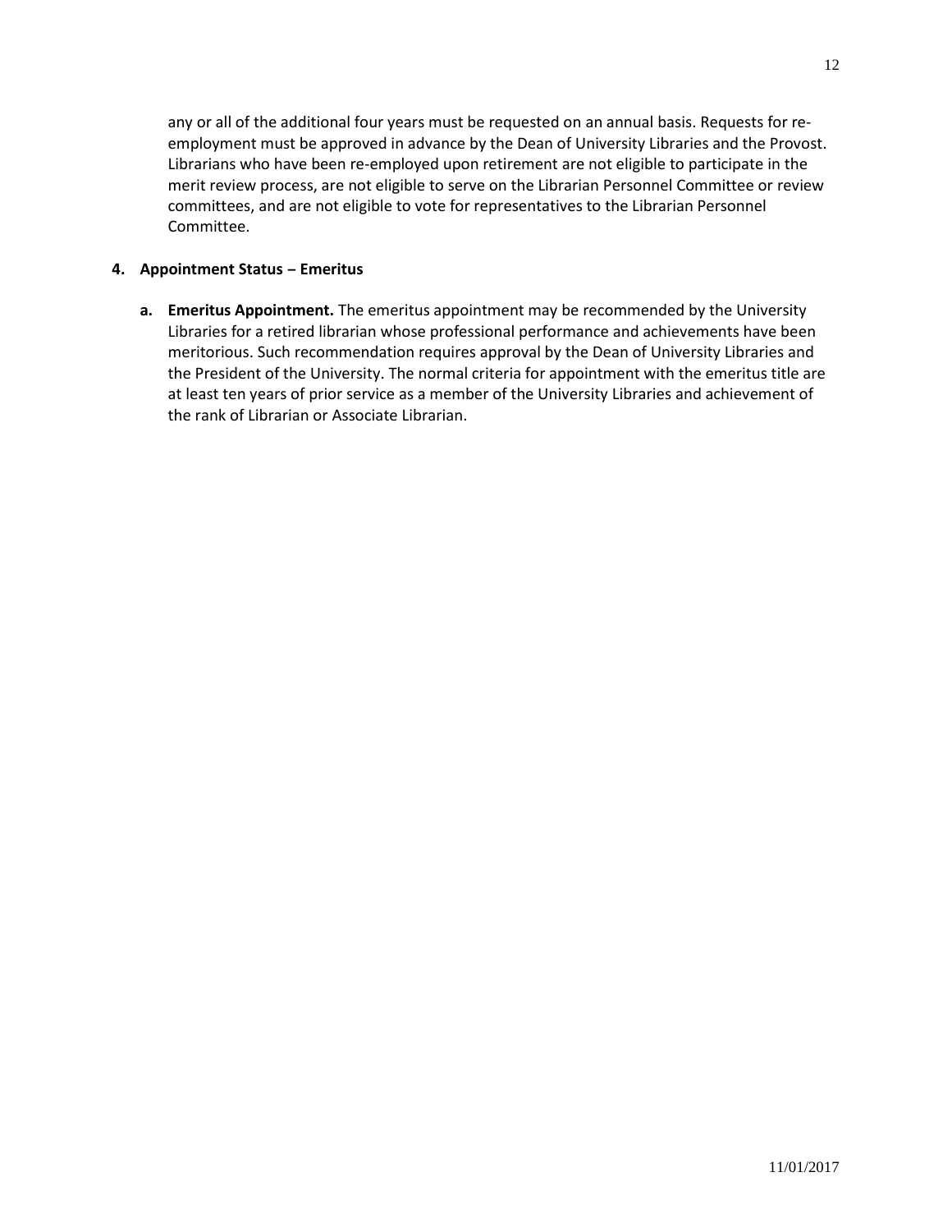any or all of the additional four years must be requested on an annual basis. Requests for re-employment must be approved in advance by the Dean of University Libraries and the Provost. Librarians who have been re-employed upon retirement are not eligible to participate in the merit review process, are not eligible to serve on the Librarian Personnel Committee or review committees, and are not eligible to vote for representatives to the Librarian Personnel Committee.

**4. Appointment Status – Emeritus**

**a. Emeritus Appointment.** The emeritus appointment may be recommended by the University Libraries for a retired librarian whose professional performance and achievements have been meritorious. Such recommendation requires approval by the Dean of University Libraries and the President of the University. The normal criteria for appointment with the emeritus title are at least ten years of prior service as a member of the University Libraries and achievement of the rank of Librarian or Associate Librarian.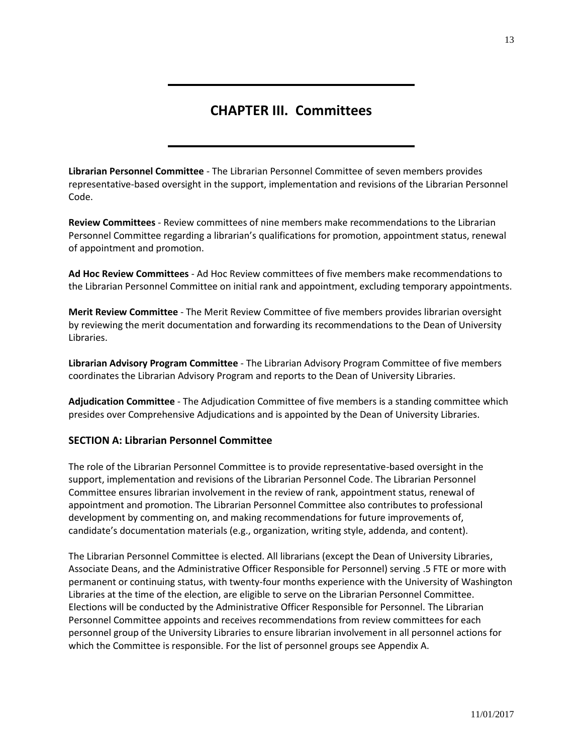# CHAPTER III. Committees

**Librarian Personnel Committee** - The Librarian Personnel Committee of seven members provides representative-based oversight in the support, implementation and revisions of the Librarian Personnel Code.

**Review Committees** - Review committees of nine members make recommendations to the Librarian Personnel Committee regarding a librarian's qualifications for promotion, appointment status, renewal of appointment and promotion.

**Ad Hoc Review Committees** - Ad Hoc Review committees of five members make recommendations to the Librarian Personnel Committee on initial rank and appointment, excluding temporary appointments.

**Merit Review Committee** - The Merit Review Committee of five members provides librarian oversight by reviewing the merit documentation and forwarding its recommendations to the Dean of University Libraries.

**Librarian Advisory Program Committee** - The Librarian Advisory Program Committee of five members coordinates the Librarian Advisory Program and reports to the Dean of University Libraries.

**Adjudication Committee** - The Adjudication Committee of five members is a standing committee which presides over Comprehensive Adjudications and is appointed by the Dean of University Libraries.

## SECTION A: Librarian Personnel Committee

The role of the Librarian Personnel Committee is to provide representative-based oversight in the support, implementation and revisions of the Librarian Personnel Code. The Librarian Personnel Committee ensures librarian involvement in the review of rank, appointment status, renewal of appointment and promotion. The Librarian Personnel Committee also contributes to professional development by commenting on, and making recommendations for future improvements of, candidate's documentation materials (e.g., organization, writing style, addenda, and content).

The Librarian Personnel Committee is elected. All librarians (except the Dean of University Libraries, Associate Deans, and the Administrative Officer Responsible for Personnel) serving .5 FTE or more with permanent or continuing status, with twenty-four months experience with the University of Washington Libraries at the time of the election, are eligible to serve on the Librarian Personnel Committee. Elections will be conducted by the Administrative Officer Responsible for Personnel. The Librarian Personnel Committee appoints and receives recommendations from review committees for each personnel group of the University Libraries to ensure librarian involvement in all personnel actions for which the Committee is responsible. For the list of personnel groups see Appendix A.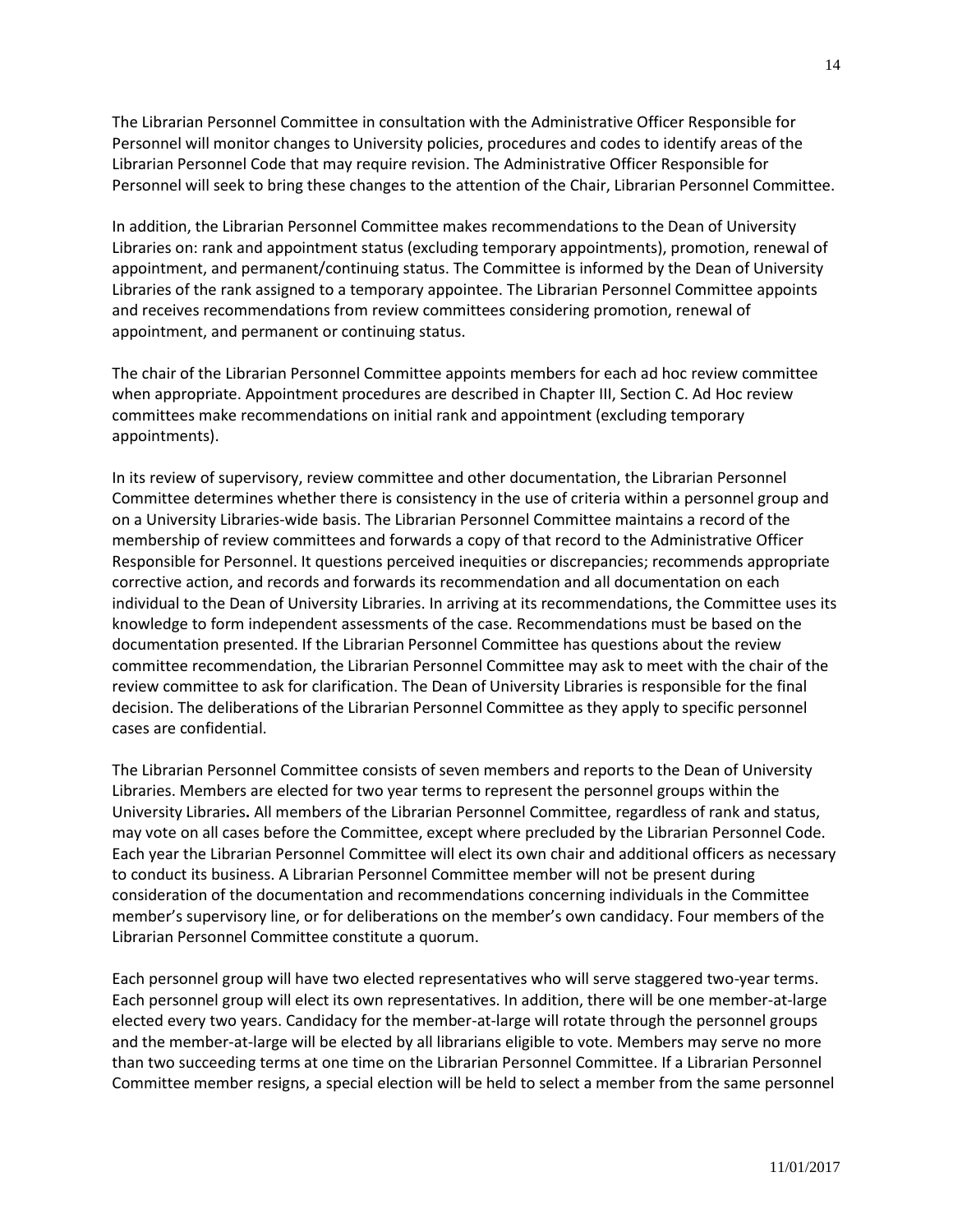The Librarian Personnel Committee in consultation with the Administrative Officer Responsible for Personnel will monitor changes to University policies, procedures and codes to identify areas of the Librarian Personnel Code that may require revision. The Administrative Officer Responsible for Personnel will seek to bring these changes to the attention of the Chair, Librarian Personnel Committee.

In addition, the Librarian Personnel Committee makes recommendations to the Dean of University Libraries on: rank and appointment status (excluding temporary appointments), promotion, renewal of appointment, and permanent/continuing status. The Committee is informed by the Dean of University Libraries of the rank assigned to a temporary appointee. The Librarian Personnel Committee appoints and receives recommendations from review committees considering promotion, renewal of appointment, and permanent or continuing status.

The chair of the Librarian Personnel Committee appoints members for each ad hoc review committee when appropriate. Appointment procedures are described in Chapter III, Section C. Ad Hoc review committees make recommendations on initial rank and appointment (excluding temporary appointments).

In its review of supervisory, review committee and other documentation, the Librarian Personnel Committee determines whether there is consistency in the use of criteria within a personnel group and on a University Libraries-wide basis. The Librarian Personnel Committee maintains a record of the membership of review committees and forwards a copy of that record to the Administrative Officer Responsible for Personnel. It questions perceived inequities or discrepancies; recommends appropriate corrective action, and records and forwards its recommendation and all documentation on each individual to the Dean of University Libraries. In arriving at its recommendations, the Committee uses its knowledge to form independent assessments of the case. Recommendations must be based on the documentation presented. If the Librarian Personnel Committee has questions about the review committee recommendation, the Librarian Personnel Committee may ask to meet with the chair of the review committee to ask for clarification. The Dean of University Libraries is responsible for the final decision. The deliberations of the Librarian Personnel Committee as they apply to specific personnel cases are confidential.

The Librarian Personnel Committee consists of seven members and reports to the Dean of University Libraries. Members are elected for two year terms to represent the personnel groups within the University Libraries**.** All members of the Librarian Personnel Committee, regardless of rank and status, may vote on all cases before the Committee, except where precluded by the Librarian Personnel Code. Each year the Librarian Personnel Committee will elect its own chair and additional officers as necessary to conduct its business. A Librarian Personnel Committee member will not be present during consideration of the documentation and recommendations concerning individuals in the Committee member's supervisory line, or for deliberations on the member's own candidacy. Four members of the Librarian Personnel Committee constitute a quorum.

Each personnel group will have two elected representatives who will serve staggered two-year terms. Each personnel group will elect its own representatives. In addition, there will be one member-at-large elected every two years. Candidacy for the member-at-large will rotate through the personnel groups and the member-at-large will be elected by all librarians eligible to vote. Members may serve no more than two succeeding terms at one time on the Librarian Personnel Committee. If a Librarian Personnel Committee member resigns, a special election will be held to select a member from the same personnel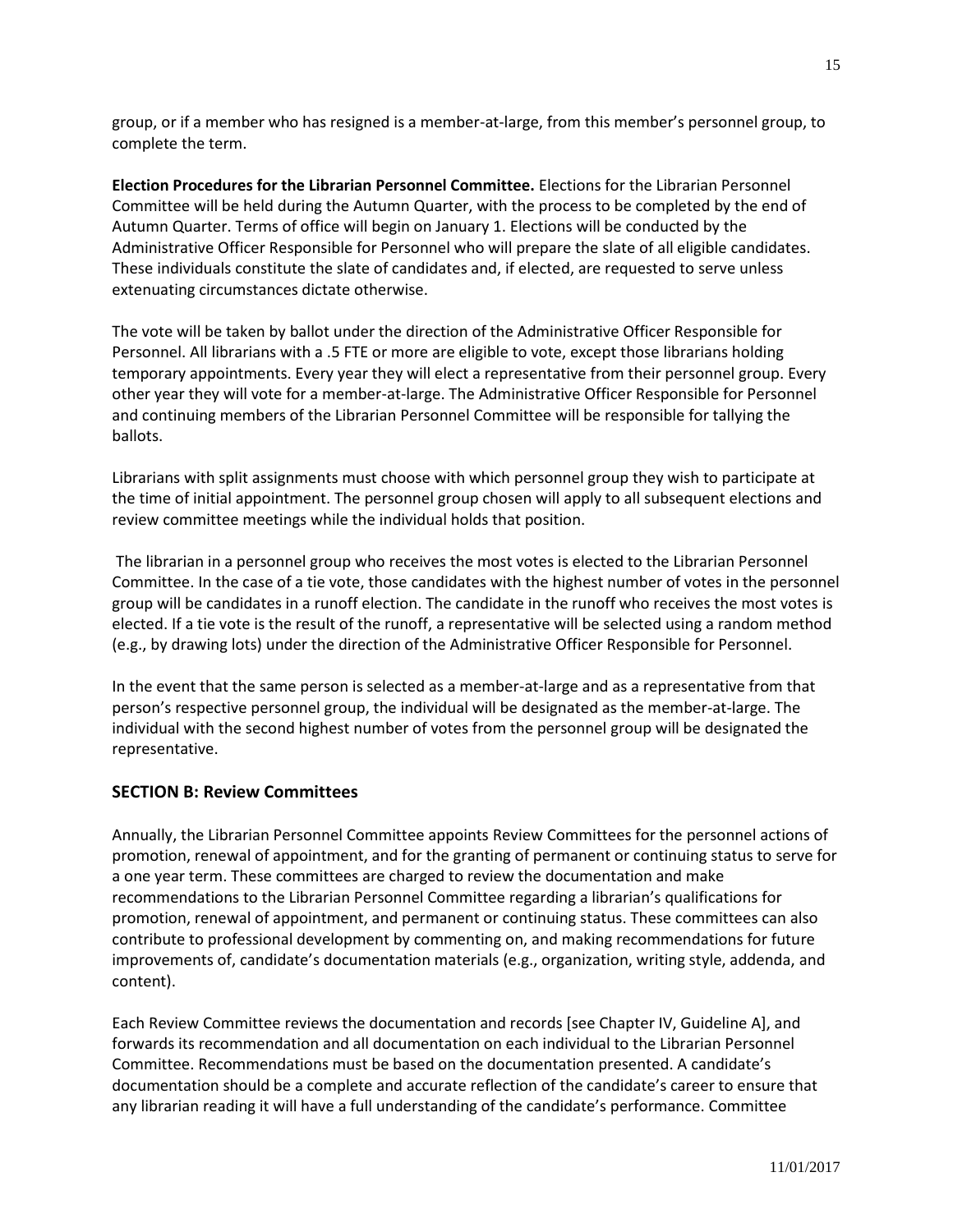group, or if a member who has resigned is a member-at-large, from this member's personnel group, to complete the term.

**Election Procedures for the Librarian Personnel Committee.** Elections for the Librarian Personnel Committee will be held during the Autumn Quarter, with the process to be completed by the end of Autumn Quarter. Terms of office will begin on January 1. Elections will be conducted by the Administrative Officer Responsible for Personnel who will prepare the slate of all eligible candidates. These individuals constitute the slate of candidates and, if elected, are requested to serve unless extenuating circumstances dictate otherwise.

The vote will be taken by ballot under the direction of the Administrative Officer Responsible for Personnel. All librarians with a .5 FTE or more are eligible to vote, except those librarians holding temporary appointments. Every year they will elect a representative from their personnel group. Every other year they will vote for a member-at-large. The Administrative Officer Responsible for Personnel and continuing members of the Librarian Personnel Committee will be responsible for tallying the ballots.

Librarians with split assignments must choose with which personnel group they wish to participate at the time of initial appointment. The personnel group chosen will apply to all subsequent elections and review committee meetings while the individual holds that position.

The librarian in a personnel group who receives the most votes is elected to the Librarian Personnel Committee. In the case of a tie vote, those candidates with the highest number of votes in the personnel group will be candidates in a runoff election. The candidate in the runoff who receives the most votes is elected. If a tie vote is the result of the runoff, a representative will be selected using a random method (e.g., by drawing lots) under the direction of the Administrative Officer Responsible for Personnel.

In the event that the same person is selected as a member-at-large and as a representative from that person's respective personnel group, the individual will be designated as the member-at-large. The individual with the second highest number of votes from the personnel group will be designated the representative.

## SECTION B: Review Committees

Annually, the Librarian Personnel Committee appoints Review Committees for the personnel actions of promotion, renewal of appointment, and for the granting of permanent or continuing status to serve for a one year term. These committees are charged to review the documentation and make recommendations to the Librarian Personnel Committee regarding a librarian's qualifications for promotion, renewal of appointment, and permanent or continuing status. These committees can also contribute to professional development by commenting on, and making recommendations for future improvements of, candidate's documentation materials (e.g., organization, writing style, addenda, and content).

Each Review Committee reviews the documentation and records [see Chapter IV, Guideline A], and forwards its recommendation and all documentation on each individual to the Librarian Personnel Committee. Recommendations must be based on the documentation presented. A candidate's documentation should be a complete and accurate reflection of the candidate's career to ensure that any librarian reading it will have a full understanding of the candidate's performance. Committee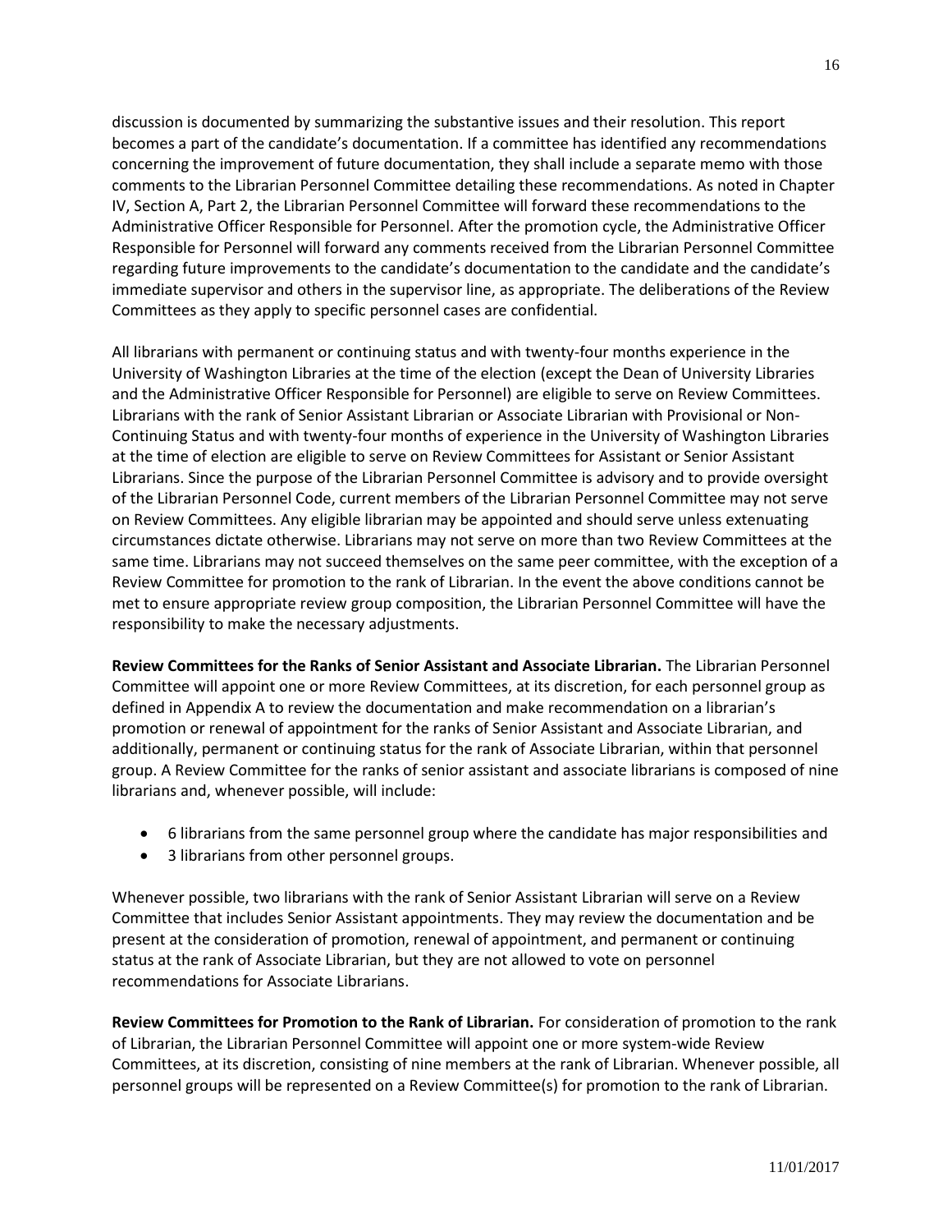discussion is documented by summarizing the substantive issues and their resolution. This report becomes a part of the candidate's documentation. If a committee has identified any recommendations concerning the improvement of future documentation, they shall include a separate memo with those comments to the Librarian Personnel Committee detailing these recommendations. As noted in Chapter IV, Section A, Part 2, the Librarian Personnel Committee will forward these recommendations to the Administrative Officer Responsible for Personnel. After the promotion cycle, the Administrative Officer Responsible for Personnel will forward any comments received from the Librarian Personnel Committee regarding future improvements to the candidate's documentation to the candidate and the candidate's immediate supervisor and others in the supervisor line, as appropriate. The deliberations of the Review Committees as they apply to specific personnel cases are confidential.

All librarians with permanent or continuing status and with twenty-four months experience in the University of Washington Libraries at the time of the election (except the Dean of University Libraries and the Administrative Officer Responsible for Personnel) are eligible to serve on Review Committees. Librarians with the rank of Senior Assistant Librarian or Associate Librarian with Provisional or Non-Continuing Status and with twenty-four months of experience in the University of Washington Libraries at the time of election are eligible to serve on Review Committees for Assistant or Senior Assistant Librarians. Since the purpose of the Librarian Personnel Committee is advisory and to provide oversight of the Librarian Personnel Code, current members of the Librarian Personnel Committee may not serve on Review Committees. Any eligible librarian may be appointed and should serve unless extenuating circumstances dictate otherwise. Librarians may not serve on more than two Review Committees at the same time. Librarians may not succeed themselves on the same peer committee, with the exception of a Review Committee for promotion to the rank of Librarian. In the event the above conditions cannot be met to ensure appropriate review group composition, the Librarian Personnel Committee will have the responsibility to make the necessary adjustments.

**Review Committees for the Ranks of Senior Assistant and Associate Librarian.** The Librarian Personnel Committee will appoint one or more Review Committees, at its discretion, for each personnel group as defined in Appendix A to review the documentation and make recommendation on a librarian's promotion or renewal of appointment for the ranks of Senior Assistant and Associate Librarian, and additionally, permanent or continuing status for the rank of Associate Librarian, within that personnel group. A Review Committee for the ranks of senior assistant and associate librarians is composed of nine librarians and, whenever possible, will include:

- 6 librarians from the same personnel group where the candidate has major responsibilities and
- 3 librarians from other personnel groups.

Whenever possible, two librarians with the rank of Senior Assistant Librarian will serve on a Review Committee that includes Senior Assistant appointments. They may review the documentation and be present at the consideration of promotion, renewal of appointment, and permanent or continuing status at the rank of Associate Librarian, but they are not allowed to vote on personnel recommendations for Associate Librarians.

**Review Committees for Promotion to the Rank of Librarian.** For consideration of promotion to the rank of Librarian, the Librarian Personnel Committee will appoint one or more system-wide Review Committees, at its discretion, consisting of nine members at the rank of Librarian. Whenever possible, all personnel groups will be represented on a Review Committee(s) for promotion to the rank of Librarian.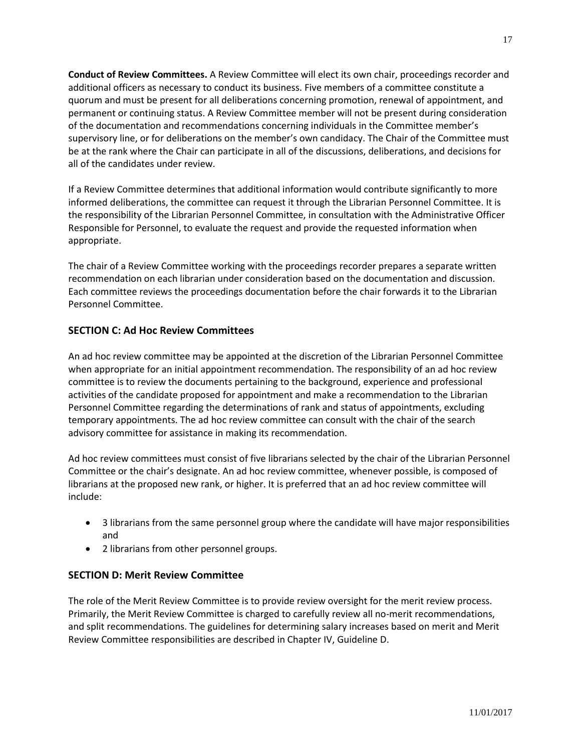**Conduct of Review Committees.** A Review Committee will elect its own chair, proceedings recorder and additional officers as necessary to conduct its business. Five members of a committee constitute a quorum and must be present for all deliberations concerning promotion, renewal of appointment, and permanent or continuing status. A Review Committee member will not be present during consideration of the documentation and recommendations concerning individuals in the Committee member's supervisory line, or for deliberations on the member's own candidacy. The Chair of the Committee must be at the rank where the Chair can participate in all of the discussions, deliberations, and decisions for all of the candidates under review.

If a Review Committee determines that additional information would contribute significantly to more informed deliberations, the committee can request it through the Librarian Personnel Committee. It is the responsibility of the Librarian Personnel Committee, in consultation with the Administrative Officer Responsible for Personnel, to evaluate the request and provide the requested information when appropriate.

The chair of a Review Committee working with the proceedings recorder prepares a separate written recommendation on each librarian under consideration based on the documentation and discussion. Each committee reviews the proceedings documentation before the chair forwards it to the Librarian Personnel Committee.

## SECTION C: Ad Hoc Review Committees

An ad hoc review committee may be appointed at the discretion of the Librarian Personnel Committee when appropriate for an initial appointment recommendation. The responsibility of an ad hoc review committee is to review the documents pertaining to the background, experience and professional activities of the candidate proposed for appointment and make a recommendation to the Librarian Personnel Committee regarding the determinations of rank and status of appointments, excluding temporary appointments. The ad hoc review committee can consult with the chair of the search advisory committee for assistance in making its recommendation.

Ad hoc review committees must consist of five librarians selected by the chair of the Librarian Personnel Committee or the chair's designate. An ad hoc review committee, whenever possible, is composed of librarians at the proposed new rank, or higher. It is preferred that an ad hoc review committee will include:

- 3 librarians from the same personnel group where the candidate will have major responsibilities and
- 2 librarians from other personnel groups.

## SECTION D: Merit Review Committee

The role of the Merit Review Committee is to provide review oversight for the merit review process. Primarily, the Merit Review Committee is charged to carefully review all no-merit recommendations, and split recommendations. The guidelines for determining salary increases based on merit and Merit Review Committee responsibilities are described in Chapter IV, Guideline D.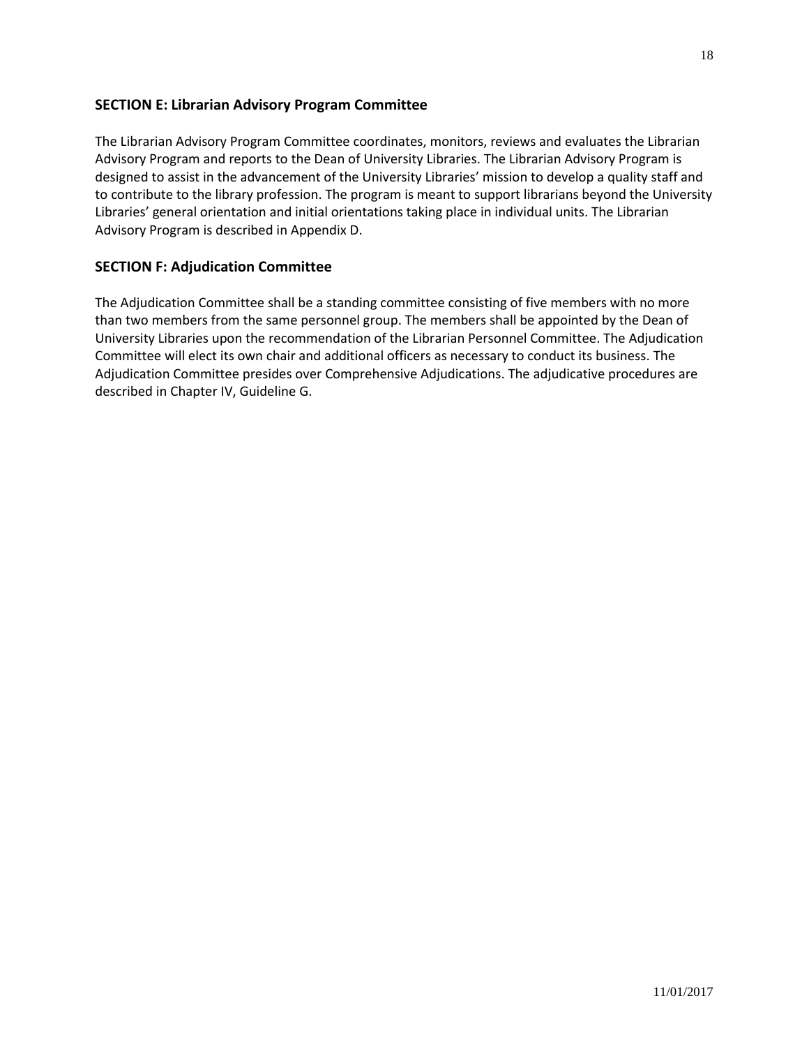## SECTION E: Librarian Advisory Program Committee

The Librarian Advisory Program Committee coordinates, monitors, reviews and evaluates the Librarian Advisory Program and reports to the Dean of University Libraries. The Librarian Advisory Program is designed to assist in the advancement of the University Libraries' mission to develop a quality staff and to contribute to the library profession. The program is meant to support librarians beyond the University Libraries' general orientation and initial orientations taking place in individual units. The Librarian Advisory Program is described in Appendix D.

## SECTION F: Adjudication Committee

The Adjudication Committee shall be a standing committee consisting of five members with no more than two members from the same personnel group. The members shall be appointed by the Dean of University Libraries upon the recommendation of the Librarian Personnel Committee. The Adjudication Committee will elect its own chair and additional officers as necessary to conduct its business. The Adjudication Committee presides over Comprehensive Adjudications. The adjudicative procedures are described in Chapter IV, Guideline G.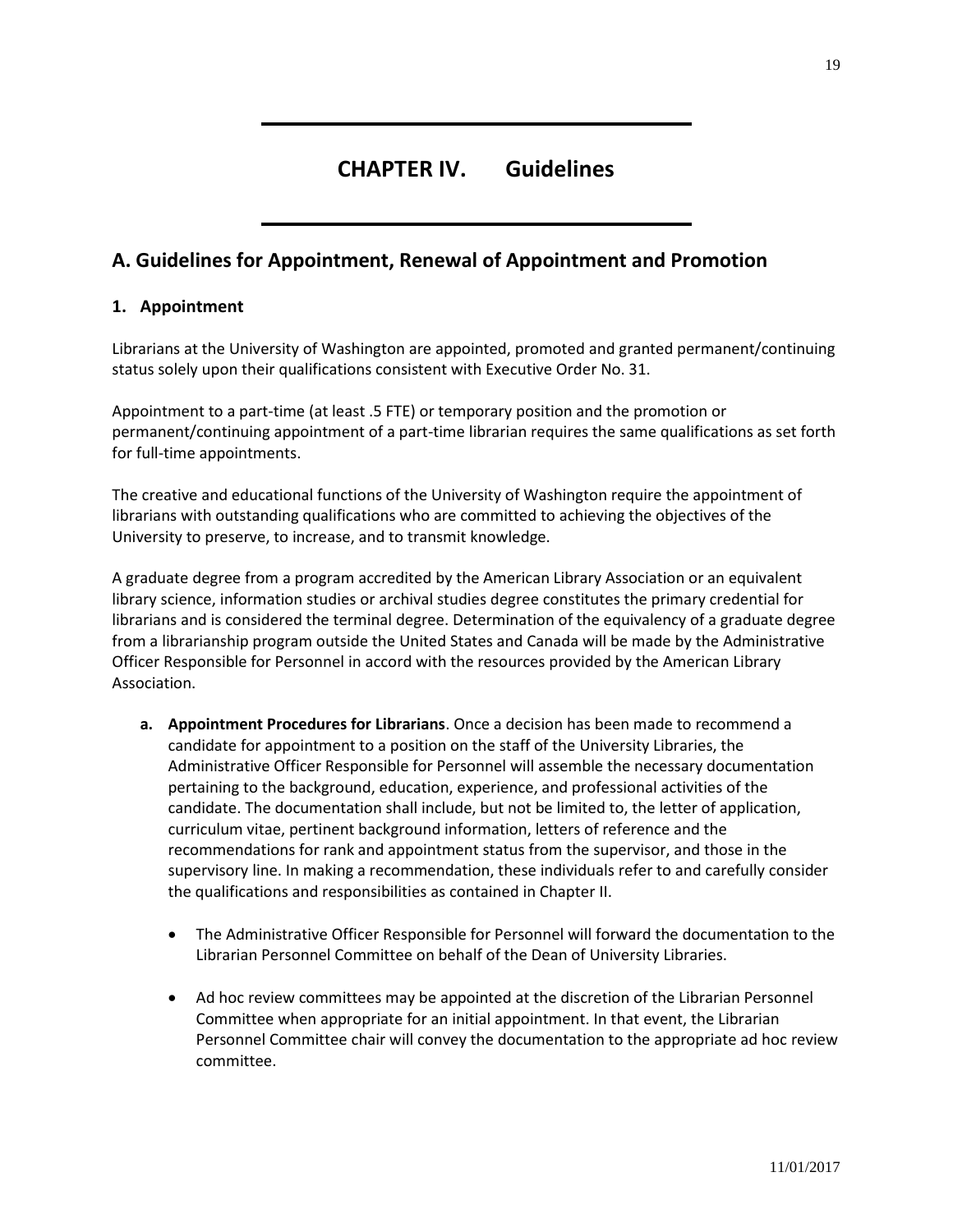# CHAPTER IV. Guidelines

## A. Guidelines for Appointment, Renewal of Appointment and Promotion

### 1. Appointment

Librarians at the University of Washington are appointed, promoted and granted permanent/continuing status solely upon their qualifications consistent with Executive Order No. 31.

Appointment to a part-time (at least .5 FTE) or temporary position and the promotion or permanent/continuing appointment of a part-time librarian requires the same qualifications as set forth for full-time appointments.

The creative and educational functions of the University of Washington require the appointment of librarians with outstanding qualifications who are committed to achieving the objectives of the University to preserve, to increase, and to transmit knowledge.

A graduate degree from a program accredited by the American Library Association or an equivalent library science, information studies or archival studies degree constitutes the primary credential for librarians and is considered the terminal degree. Determination of the equivalency of a graduate degree from a librarianship program outside the United States and Canada will be made by the Administrative Officer Responsible for Personnel in accord with the resources provided by the American Library Association.

**a. Appointment Procedures for Librarians**. Once a decision has been made to recommend a candidate for appointment to a position on the staff of the University Libraries, the Administrative Officer Responsible for Personnel will assemble the necessary documentation pertaining to the background, education, experience, and professional activities of the candidate. The documentation shall include, but not be limited to, the letter of application, curriculum vitae, pertinent background information, letters of reference and the recommendations for rank and appointment status from the supervisor, and those in the supervisory line. In making a recommendation, these individuals refer to and carefully consider the qualifications and responsibilities as contained in Chapter II.

- The Administrative Officer Responsible for Personnel will forward the documentation to the Librarian Personnel Committee on behalf of the Dean of University Libraries.
- Ad hoc review committees may be appointed at the discretion of the Librarian Personnel Committee when appropriate for an initial appointment. In that event, the Librarian Personnel Committee chair will convey the documentation to the appropriate ad hoc review committee.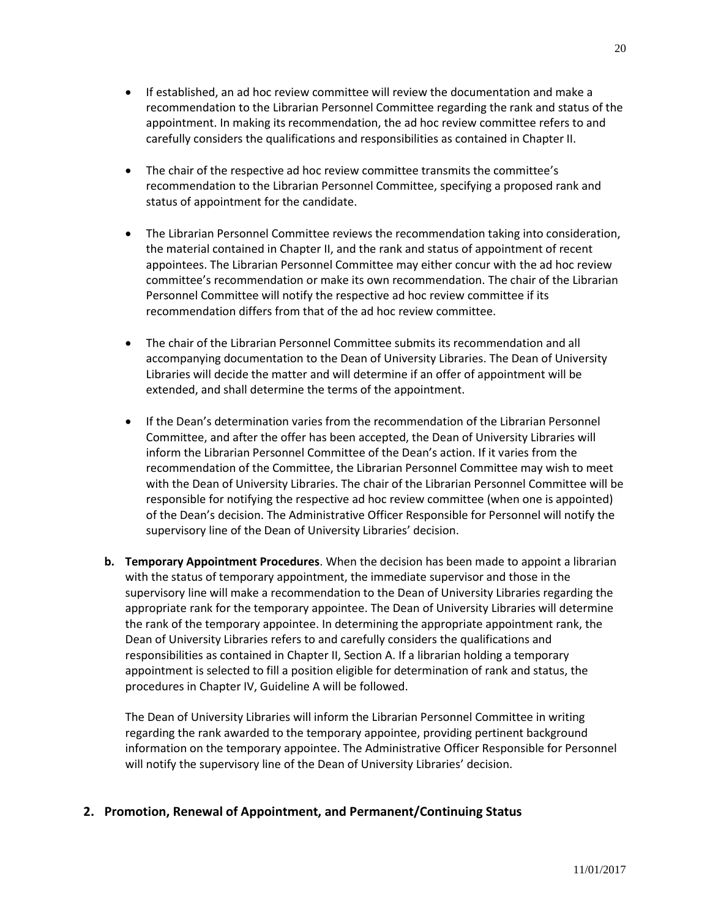- If established, an ad hoc review committee will review the documentation and make a recommendation to the Librarian Personnel Committee regarding the rank and status of the appointment. In making its recommendation, the ad hoc review committee refers to and carefully considers the qualifications and responsibilities as contained in Chapter II.

- The chair of the respective ad hoc review committee transmits the committee's recommendation to the Librarian Personnel Committee, specifying a proposed rank and status of appointment for the candidate.

- The Librarian Personnel Committee reviews the recommendation taking into consideration, the material contained in Chapter II, and the rank and status of appointment of recent appointees. The Librarian Personnel Committee may either concur with the ad hoc review committee's recommendation or make its own recommendation. The chair of the Librarian Personnel Committee will notify the respective ad hoc review committee if its recommendation differs from that of the ad hoc review committee.

- The chair of the Librarian Personnel Committee submits its recommendation and all accompanying documentation to the Dean of University Libraries. The Dean of University Libraries will decide the matter and will determine if an offer of appointment will be extended, and shall determine the terms of the appointment.

- If the Dean's determination varies from the recommendation of the Librarian Personnel Committee, and after the offer has been accepted, the Dean of University Libraries will inform the Librarian Personnel Committee of the Dean's action. If it varies from the recommendation of the Committee, the Librarian Personnel Committee may wish to meet with the Dean of University Libraries. The chair of the Librarian Personnel Committee will be responsible for notifying the respective ad hoc review committee (when one is appointed) of the Dean's decision. The Administrative Officer Responsible for Personnel will notify the supervisory line of the Dean of University Libraries' decision.

**b. Temporary Appointment Procedures**. When the decision has been made to appoint a librarian with the status of temporary appointment, the immediate supervisor and those in the supervisory line will make a recommendation to the Dean of University Libraries regarding the appropriate rank for the temporary appointee. The Dean of University Libraries will determine the rank of the temporary appointee. In determining the appropriate appointment rank, the Dean of University Libraries refers to and carefully considers the qualifications and responsibilities as contained in Chapter II, Section A. If a librarian holding a temporary appointment is selected to fill a position eligible for determination of rank and status, the procedures in Chapter IV, Guideline A will be followed.

The Dean of University Libraries will inform the Librarian Personnel Committee in writing regarding the rank awarded to the temporary appointee, providing pertinent background information on the temporary appointee. The Administrative Officer Responsible for Personnel will notify the supervisory line of the Dean of University Libraries' decision.

## 2. Promotion, Renewal of Appointment, and Permanent/Continuing Status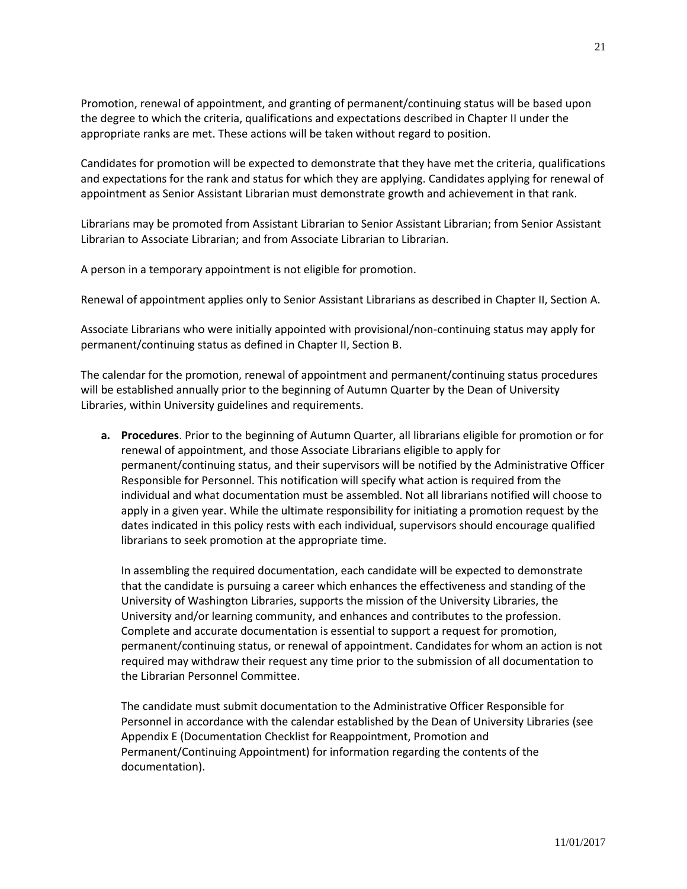Promotion, renewal of appointment, and granting of permanent/continuing status will be based upon the degree to which the criteria, qualifications and expectations described in Chapter II under the appropriate ranks are met. These actions will be taken without regard to position.

Candidates for promotion will be expected to demonstrate that they have met the criteria, qualifications and expectations for the rank and status for which they are applying. Candidates applying for renewal of appointment as Senior Assistant Librarian must demonstrate growth and achievement in that rank.

Librarians may be promoted from Assistant Librarian to Senior Assistant Librarian; from Senior Assistant Librarian to Associate Librarian; and from Associate Librarian to Librarian.

A person in a temporary appointment is not eligible for promotion.

Renewal of appointment applies only to Senior Assistant Librarians as described in Chapter II, Section A.

Associate Librarians who were initially appointed with provisional/non-continuing status may apply for permanent/continuing status as defined in Chapter II, Section B.

The calendar for the promotion, renewal of appointment and permanent/continuing status procedures will be established annually prior to the beginning of Autumn Quarter by the Dean of University Libraries, within University guidelines and requirements.

a. **Procedures**. Prior to the beginning of Autumn Quarter, all librarians eligible for promotion or for renewal of appointment, and those Associate Librarians eligible to apply for permanent/continuing status, and their supervisors will be notified by the Administrative Officer Responsible for Personnel. This notification will specify what action is required from the individual and what documentation must be assembled. Not all librarians notified will choose to apply in a given year. While the ultimate responsibility for initiating a promotion request by the dates indicated in this policy rests with each individual, supervisors should encourage qualified librarians to seek promotion at the appropriate time.

   In assembling the required documentation, each candidate will be expected to demonstrate that the candidate is pursuing a career which enhances the effectiveness and standing of the University of Washington Libraries, supports the mission of the University Libraries, the University and/or learning community, and enhances and contributes to the profession. Complete and accurate documentation is essential to support a request for promotion, permanent/continuing status, or renewal of appointment. Candidates for whom an action is not required may withdraw their request any time prior to the submission of all documentation to the Librarian Personnel Committee.

   The candidate must submit documentation to the Administrative Officer Responsible for Personnel in accordance with the calendar established by the Dean of University Libraries (see Appendix E (Documentation Checklist for Reappointment, Promotion and Permanent/Continuing Appointment) for information regarding the contents of the documentation).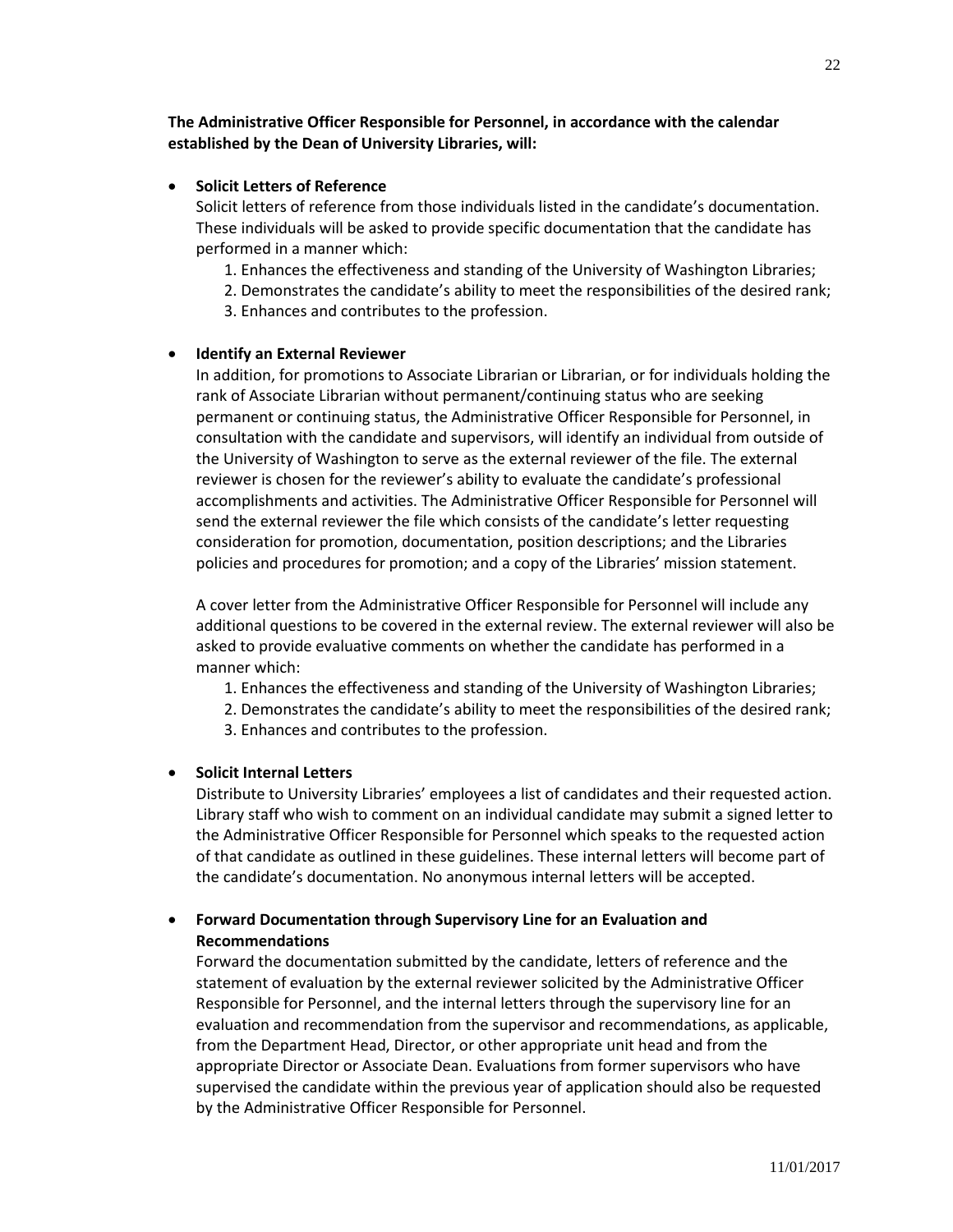**The Administrative Officer Responsible for Personnel, in accordance with the calendar established by the Dean of University Libraries, will:**

- **Solicit Letters of Reference**
  Solicit letters of reference from those individuals listed in the candidate's documentation. These individuals will be asked to provide specific documentation that the candidate has performed in a manner which:
  1. Enhances the effectiveness and standing of the University of Washington Libraries;
  2. Demonstrates the candidate's ability to meet the responsibilities of the desired rank;
  3. Enhances and contributes to the profession.

- **Identify an External Reviewer**
  In addition, for promotions to Associate Librarian or Librarian, or for individuals holding the rank of Associate Librarian without permanent/continuing status who are seeking permanent or continuing status, the Administrative Officer Responsible for Personnel, in consultation with the candidate and supervisors, will identify an individual from outside of the University of Washington to serve as the external reviewer of the file. The external reviewer is chosen for the reviewer's ability to evaluate the candidate's professional accomplishments and activities. The Administrative Officer Responsible for Personnel will send the external reviewer the file which consists of the candidate's letter requesting consideration for promotion, documentation, position descriptions; and the Libraries policies and procedures for promotion; and a copy of the Libraries' mission statement.

  A cover letter from the Administrative Officer Responsible for Personnel will include any additional questions to be covered in the external review. The external reviewer will also be asked to provide evaluative comments on whether the candidate has performed in a manner which:
  1. Enhances the effectiveness and standing of the University of Washington Libraries;
  2. Demonstrates the candidate's ability to meet the responsibilities of the desired rank;
  3. Enhances and contributes to the profession.

- **Solicit Internal Letters**
  Distribute to University Libraries' employees a list of candidates and their requested action. Library staff who wish to comment on an individual candidate may submit a signed letter to the Administrative Officer Responsible for Personnel which speaks to the requested action of that candidate as outlined in these guidelines. These internal letters will become part of the candidate's documentation. No anonymous internal letters will be accepted.

- **Forward Documentation through Supervisory Line for an Evaluation and Recommendations**
  Forward the documentation submitted by the candidate, letters of reference and the statement of evaluation by the external reviewer solicited by the Administrative Officer Responsible for Personnel, and the internal letters through the supervisory line for an evaluation and recommendation from the supervisor and recommendations, as applicable, from the Department Head, Director, or other appropriate unit head and from the appropriate Director or Associate Dean. Evaluations from former supervisors who have supervised the candidate within the previous year of application should also be requested by the Administrative Officer Responsible for Personnel.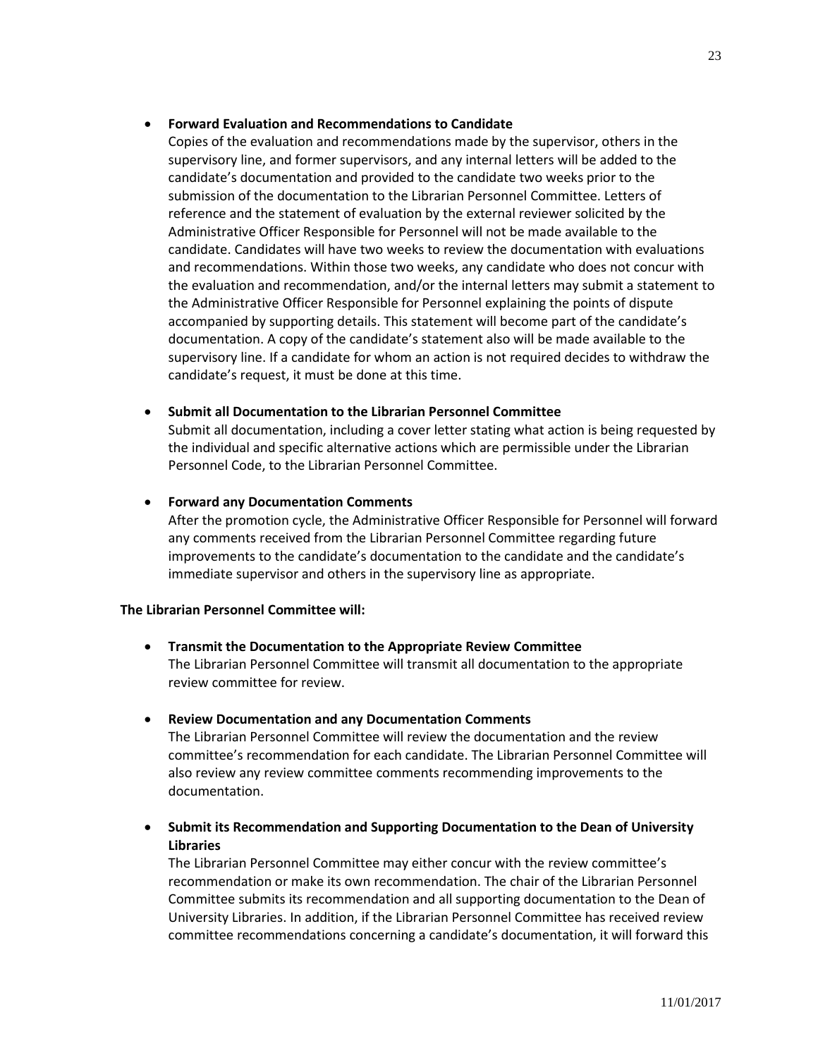- **Forward Evaluation and Recommendations to Candidate**
  Copies of the evaluation and recommendations made by the supervisor, others in the supervisory line, and former supervisors, and any internal letters will be added to the candidate's documentation and provided to the candidate two weeks prior to the submission of the documentation to the Librarian Personnel Committee. Letters of reference and the statement of evaluation by the external reviewer solicited by the Administrative Officer Responsible for Personnel will not be made available to the candidate. Candidates will have two weeks to review the documentation with evaluations and recommendations. Within those two weeks, any candidate who does not concur with the evaluation and recommendation, and/or the internal letters may submit a statement to the Administrative Officer Responsible for Personnel explaining the points of dispute accompanied by supporting details. This statement will become part of the candidate's documentation. A copy of the candidate's statement also will be made available to the supervisory line. If a candidate for whom an action is not required decides to withdraw the candidate's request, it must be done at this time.

- **Submit all Documentation to the Librarian Personnel Committee**
  Submit all documentation, including a cover letter stating what action is being requested by the individual and specific alternative actions which are permissible under the Librarian Personnel Code, to the Librarian Personnel Committee.

- **Forward any Documentation Comments**
  After the promotion cycle, the Administrative Officer Responsible for Personnel will forward any comments received from the Librarian Personnel Committee regarding future improvements to the candidate's documentation to the candidate and the candidate's immediate supervisor and others in the supervisory line as appropriate.

**The Librarian Personnel Committee will:**

- **Transmit the Documentation to the Appropriate Review Committee**
  The Librarian Personnel Committee will transmit all documentation to the appropriate review committee for review.

- **Review Documentation and any Documentation Comments**
  The Librarian Personnel Committee will review the documentation and the review committee's recommendation for each candidate. The Librarian Personnel Committee will also review any review committee comments recommending improvements to the documentation.

- **Submit its Recommendation and Supporting Documentation to the Dean of University Libraries**
  The Librarian Personnel Committee may either concur with the review committee's recommendation or make its own recommendation. The chair of the Librarian Personnel Committee submits its recommendation and all supporting documentation to the Dean of University Libraries. In addition, if the Librarian Personnel Committee has received review committee recommendations concerning a candidate's documentation, it will forward this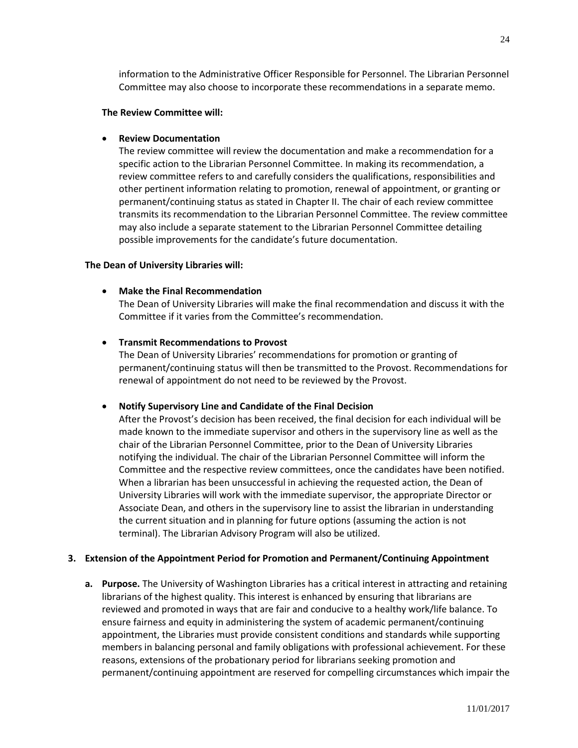information to the Administrative Officer Responsible for Personnel. The Librarian Personnel Committee may also choose to incorporate these recommendations in a separate memo.

**The Review Committee will:**

- **Review Documentation**
  The review committee will review the documentation and make a recommendation for a specific action to the Librarian Personnel Committee. In making its recommendation, a review committee refers to and carefully considers the qualifications, responsibilities and other pertinent information relating to promotion, renewal of appointment, or granting or permanent/continuing status as stated in Chapter II. The chair of each review committee transmits its recommendation to the Librarian Personnel Committee. The review committee may also include a separate statement to the Librarian Personnel Committee detailing possible improvements for the candidate's future documentation.

**The Dean of University Libraries will:**

- **Make the Final Recommendation**
  The Dean of University Libraries will make the final recommendation and discuss it with the Committee if it varies from the Committee's recommendation.

- **Transmit Recommendations to Provost**
  The Dean of University Libraries' recommendations for promotion or granting of permanent/continuing status will then be transmitted to the Provost. Recommendations for renewal of appointment do not need to be reviewed by the Provost.

- **Notify Supervisory Line and Candidate of the Final Decision**
  After the Provost's decision has been received, the final decision for each individual will be made known to the immediate supervisor and others in the supervisory line as well as the chair of the Librarian Personnel Committee, prior to the Dean of University Libraries notifying the individual. The chair of the Librarian Personnel Committee will inform the Committee and the respective review committees, once the candidates have been notified. When a librarian has been unsuccessful in achieving the requested action, the Dean of University Libraries will work with the immediate supervisor, the appropriate Director or Associate Dean, and others in the supervisory line to assist the librarian in understanding the current situation and in planning for future options (assuming the action is not terminal). The Librarian Advisory Program will also be utilized.

**3. Extension of the Appointment Period for Promotion and Permanent/Continuing Appointment**

**a. Purpose.** The University of Washington Libraries has a critical interest in attracting and retaining librarians of the highest quality. This interest is enhanced by ensuring that librarians are reviewed and promoted in ways that are fair and conducive to a healthy work/life balance. To ensure fairness and equity in administering the system of academic permanent/continuing appointment, the Libraries must provide consistent conditions and standards while supporting members in balancing personal and family obligations with professional achievement. For these reasons, extensions of the probationary period for librarians seeking promotion and permanent/continuing appointment are reserved for compelling circumstances which impair the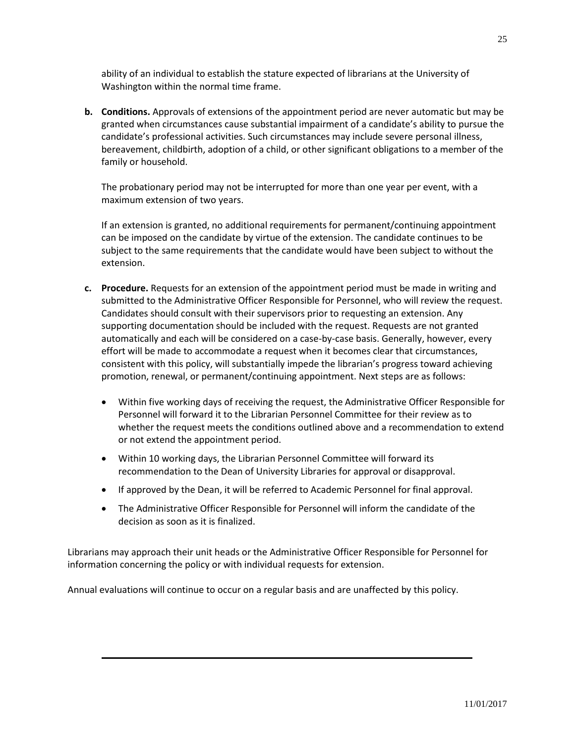ability of an individual to establish the stature expected of librarians at the University of Washington within the normal time frame.

**b. Conditions.** Approvals of extensions of the appointment period are never automatic but may be granted when circumstances cause substantial impairment of a candidate's ability to pursue the candidate's professional activities. Such circumstances may include severe personal illness, bereavement, childbirth, adoption of a child, or other significant obligations to a member of the family or household.

The probationary period may not be interrupted for more than one year per event, with a maximum extension of two years.

If an extension is granted, no additional requirements for permanent/continuing appointment can be imposed on the candidate by virtue of the extension. The candidate continues to be subject to the same requirements that the candidate would have been subject to without the extension.

**c. Procedure.** Requests for an extension of the appointment period must be made in writing and submitted to the Administrative Officer Responsible for Personnel, who will review the request. Candidates should consult with their supervisors prior to requesting an extension. Any supporting documentation should be included with the request. Requests are not granted automatically and each will be considered on a case-by-case basis. Generally, however, every effort will be made to accommodate a request when it becomes clear that circumstances, consistent with this policy, will substantially impede the librarian's progress toward achieving promotion, renewal, or permanent/continuing appointment. Next steps are as follows:

- Within five working days of receiving the request, the Administrative Officer Responsible for Personnel will forward it to the Librarian Personnel Committee for their review as to whether the request meets the conditions outlined above and a recommendation to extend or not extend the appointment period.
- Within 10 working days, the Librarian Personnel Committee will forward its recommendation to the Dean of University Libraries for approval or disapproval.
- If approved by the Dean, it will be referred to Academic Personnel for final approval.
- The Administrative Officer Responsible for Personnel will inform the candidate of the decision as soon as it is finalized.

Librarians may approach their unit heads or the Administrative Officer Responsible for Personnel for information concerning the policy or with individual requests for extension.

Annual evaluations will continue to occur on a regular basis and are unaffected by this policy.

---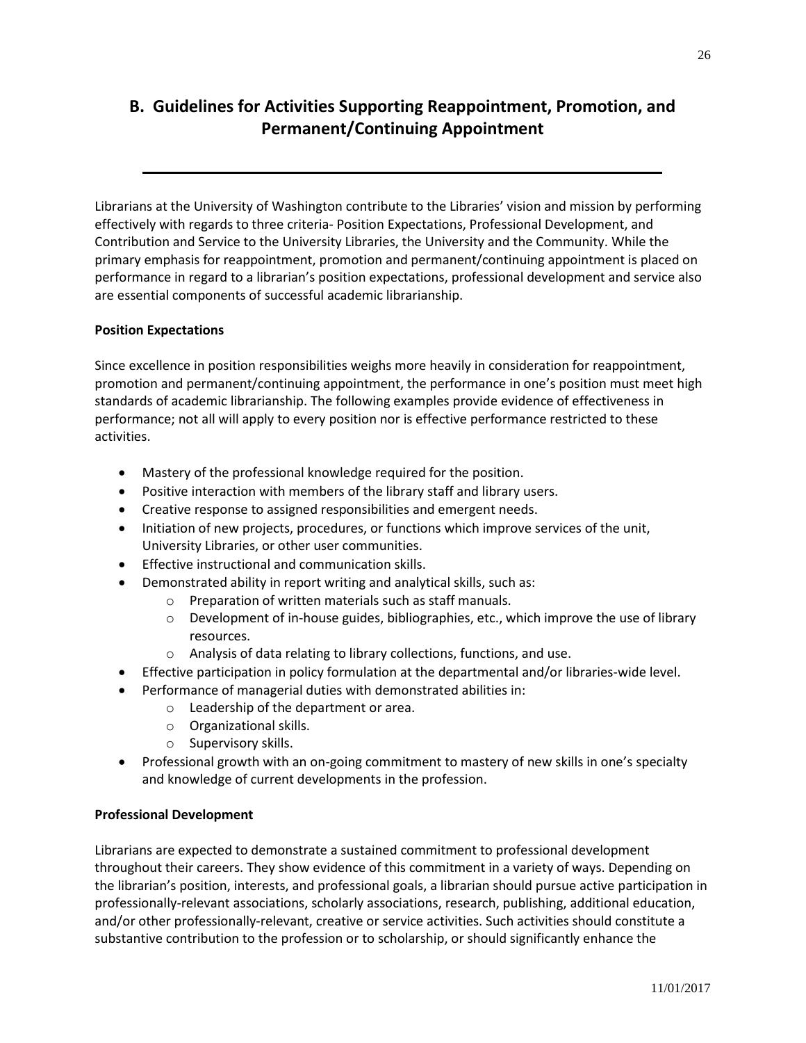## B. Guidelines for Activities Supporting Reappointment, Promotion, and Permanent/Continuing Appointment

Librarians at the University of Washington contribute to the Libraries' vision and mission by performing effectively with regards to three criteria- Position Expectations, Professional Development, and Contribution and Service to the University Libraries, the University and the Community. While the primary emphasis for reappointment, promotion and permanent/continuing appointment is placed on performance in regard to a librarian's position expectations, professional development and service also are essential components of successful academic librarianship.

**Position Expectations**

Since excellence in position responsibilities weighs more heavily in consideration for reappointment, promotion and permanent/continuing appointment, the performance in one's position must meet high standards of academic librarianship. The following examples provide evidence of effectiveness in performance; not all will apply to every position nor is effective performance restricted to these activities.

- Mastery of the professional knowledge required for the position.
- Positive interaction with members of the library staff and library users.
- Creative response to assigned responsibilities and emergent needs.
- Initiation of new projects, procedures, or functions which improve services of the unit, University Libraries, or other user communities.
- Effective instructional and communication skills.
- Demonstrated ability in report writing and analytical skills, such as:
  - Preparation of written materials such as staff manuals.
  - Development of in-house guides, bibliographies, etc., which improve the use of library resources.
  - Analysis of data relating to library collections, functions, and use.
- Effective participation in policy formulation at the departmental and/or libraries-wide level.
- Performance of managerial duties with demonstrated abilities in:
  - Leadership of the department or area.
  - Organizational skills.
  - Supervisory skills.
- Professional growth with an on-going commitment to mastery of new skills in one's specialty and knowledge of current developments in the profession.

**Professional Development**

Librarians are expected to demonstrate a sustained commitment to professional development throughout their careers. They show evidence of this commitment in a variety of ways. Depending on the librarian's position, interests, and professional goals, a librarian should pursue active participation in professionally-relevant associations, scholarly associations, research, publishing, additional education, and/or other professionally-relevant, creative or service activities. Such activities should constitute a substantive contribution to the profession or to scholarship, or should significantly enhance the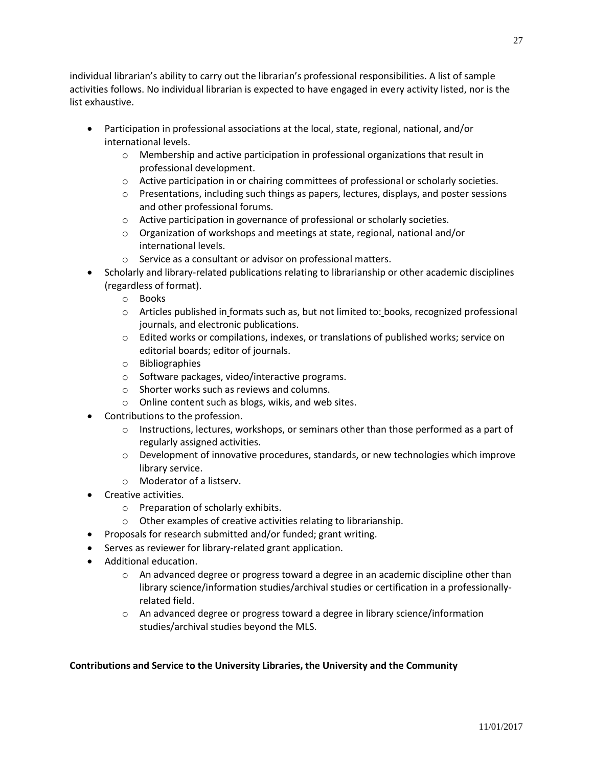individual librarian's ability to carry out the librarian's professional responsibilities. A list of sample activities follows. No individual librarian is expected to have engaged in every activity listed, nor is the list exhaustive.

- Participation in professional associations at the local, state, regional, national, and/or international levels.
    - Membership and active participation in professional organizations that result in professional development.
    - Active participation in or chairing committees of professional or scholarly societies.
    - Presentations, including such things as papers, lectures, displays, and poster sessions and other professional forums.
    - Active participation in governance of professional or scholarly societies.
    - Organization of workshops and meetings at state, regional, national and/or international levels.
    - Service as a consultant or advisor on professional matters.
- Scholarly and library-related publications relating to librarianship or other academic disciplines (regardless of format).
    - Books
    - Articles published in formats such as, but not limited to: books, recognized professional journals, and electronic publications.
    - Edited works or compilations, indexes, or translations of published works; service on editorial boards; editor of journals.
    - Bibliographies
    - Software packages, video/interactive programs.
    - Shorter works such as reviews and columns.
    - Online content such as blogs, wikis, and web sites.
- Contributions to the profession.
    - Instructions, lectures, workshops, or seminars other than those performed as a part of regularly assigned activities.
    - Development of innovative procedures, standards, or new technologies which improve library service.
    - Moderator of a listserv.
- Creative activities.
    - Preparation of scholarly exhibits.
    - Other examples of creative activities relating to librarianship.
- Proposals for research submitted and/or funded; grant writing.
- Serves as reviewer for library-related grant application.
- Additional education.
    - An advanced degree or progress toward a degree in an academic discipline other than library science/information studies/archival studies or certification in a professionally-related field.
    - An advanced degree or progress toward a degree in library science/information studies/archival studies beyond the MLS.

**Contributions and Service to the University Libraries, the University and the Community**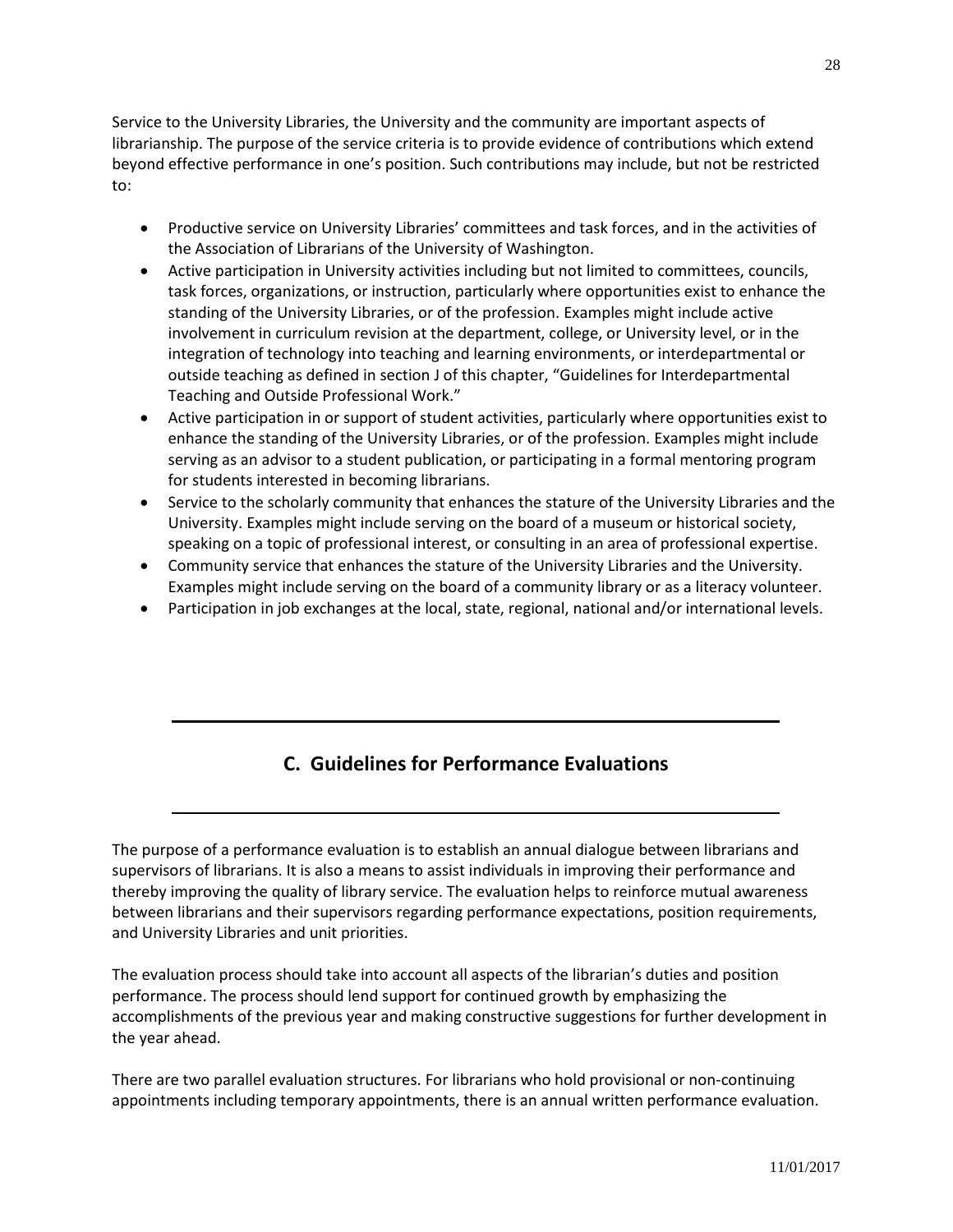Service to the University Libraries, the University and the community are important aspects of librarianship. The purpose of the service criteria is to provide evidence of contributions which extend beyond effective performance in one's position. Such contributions may include, but not be restricted to:

- Productive service on University Libraries' committees and task forces, and in the activities of the Association of Librarians of the University of Washington.
- Active participation in University activities including but not limited to committees, councils, task forces, organizations, or instruction, particularly where opportunities exist to enhance the standing of the University Libraries, or of the profession. Examples might include active involvement in curriculum revision at the department, college, or University level, or in the integration of technology into teaching and learning environments, or interdepartmental or outside teaching as defined in section J of this chapter, "Guidelines for Interdepartmental Teaching and Outside Professional Work."
- Active participation in or support of student activities, particularly where opportunities exist to enhance the standing of the University Libraries, or of the profession. Examples might include serving as an advisor to a student publication, or participating in a formal mentoring program for students interested in becoming librarians.
- Service to the scholarly community that enhances the stature of the University Libraries and the University. Examples might include serving on the board of a museum or historical society, speaking on a topic of professional interest, or consulting in an area of professional expertise.
- Community service that enhances the stature of the University Libraries and the University. Examples might include serving on the board of a community library or as a literacy volunteer.
- Participation in job exchanges at the local, state, regional, national and/or international levels.

## C. Guidelines for Performance Evaluations

The purpose of a performance evaluation is to establish an annual dialogue between librarians and supervisors of librarians. It is also a means to assist individuals in improving their performance and thereby improving the quality of library service. The evaluation helps to reinforce mutual awareness between librarians and their supervisors regarding performance expectations, position requirements, and University Libraries and unit priorities.

The evaluation process should take into account all aspects of the librarian's duties and position performance. The process should lend support for continued growth by emphasizing the accomplishments of the previous year and making constructive suggestions for further development in the year ahead.

There are two parallel evaluation structures. For librarians who hold provisional or non-continuing appointments including temporary appointments, there is an annual written performance evaluation.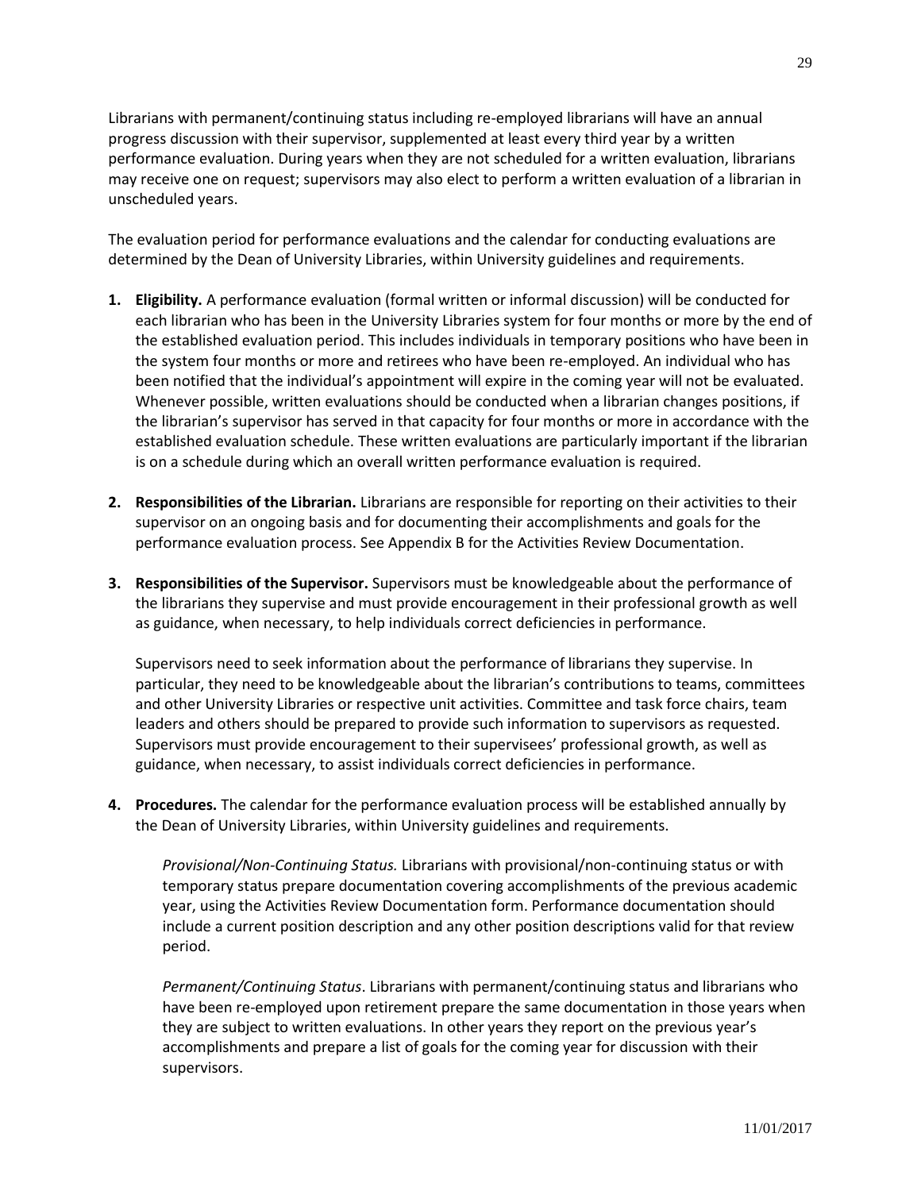Librarians with permanent/continuing status including re-employed librarians will have an annual progress discussion with their supervisor, supplemented at least every third year by a written performance evaluation. During years when they are not scheduled for a written evaluation, librarians may receive one on request; supervisors may also elect to perform a written evaluation of a librarian in unscheduled years.

The evaluation period for performance evaluations and the calendar for conducting evaluations are determined by the Dean of University Libraries, within University guidelines and requirements.

1. **Eligibility.** A performance evaluation (formal written or informal discussion) will be conducted for each librarian who has been in the University Libraries system for four months or more by the end of the established evaluation period. This includes individuals in temporary positions who have been in the system four months or more and retirees who have been re-employed. An individual who has been notified that the individual's appointment will expire in the coming year will not be evaluated. Whenever possible, written evaluations should be conducted when a librarian changes positions, if the librarian's supervisor has served in that capacity for four months or more in accordance with the established evaluation schedule. These written evaluations are particularly important if the librarian is on a schedule during which an overall written performance evaluation is required.

2. **Responsibilities of the Librarian.** Librarians are responsible for reporting on their activities to their supervisor on an ongoing basis and for documenting their accomplishments and goals for the performance evaluation process. See Appendix B for the Activities Review Documentation.

3. **Responsibilities of the Supervisor.** Supervisors must be knowledgeable about the performance of the librarians they supervise and must provide encouragement in their professional growth as well as guidance, when necessary, to help individuals correct deficiencies in performance.

   Supervisors need to seek information about the performance of librarians they supervise. In particular, they need to be knowledgeable about the librarian's contributions to teams, committees and other University Libraries or respective unit activities. Committee and task force chairs, team leaders and others should be prepared to provide such information to supervisors as requested. Supervisors must provide encouragement to their supervisees' professional growth, as well as guidance, when necessary, to assist individuals correct deficiencies in performance.

4. **Procedures.** The calendar for the performance evaluation process will be established annually by the Dean of University Libraries, within University guidelines and requirements.

   *Provisional/Non-Continuing Status.* Librarians with provisional/non-continuing status or with temporary status prepare documentation covering accomplishments of the previous academic year, using the Activities Review Documentation form. Performance documentation should include a current position description and any other position descriptions valid for that review period.

   *Permanent/Continuing Status*. Librarians with permanent/continuing status and librarians who have been re-employed upon retirement prepare the same documentation in those years when they are subject to written evaluations. In other years they report on the previous year's accomplishments and prepare a list of goals for the coming year for discussion with their supervisors.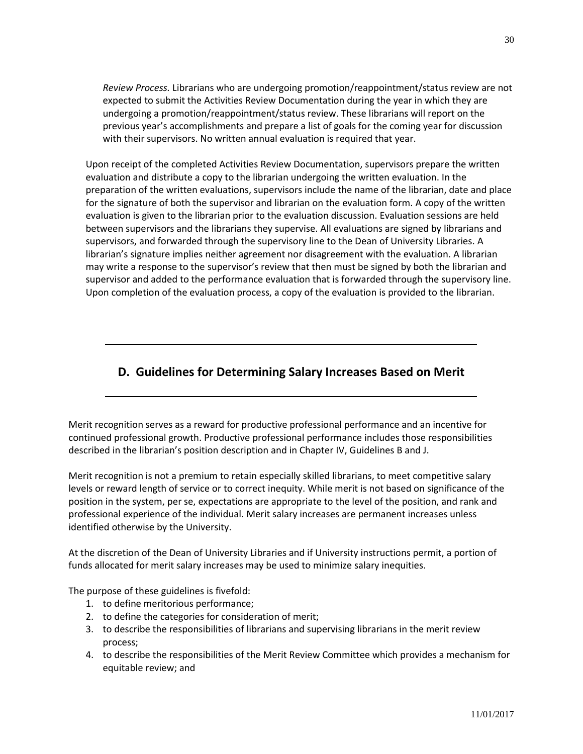*Review Process.* Librarians who are undergoing promotion/reappointment/status review are not expected to submit the Activities Review Documentation during the year in which they are undergoing a promotion/reappointment/status review. These librarians will report on the previous year's accomplishments and prepare a list of goals for the coming year for discussion with their supervisors. No written annual evaluation is required that year.

Upon receipt of the completed Activities Review Documentation, supervisors prepare the written evaluation and distribute a copy to the librarian undergoing the written evaluation. In the preparation of the written evaluations, supervisors include the name of the librarian, date and place for the signature of both the supervisor and librarian on the evaluation form. A copy of the written evaluation is given to the librarian prior to the evaluation discussion. Evaluation sessions are held between supervisors and the librarians they supervise. All evaluations are signed by librarians and supervisors, and forwarded through the supervisory line to the Dean of University Libraries. A librarian's signature implies neither agreement nor disagreement with the evaluation. A librarian may write a response to the supervisor's review that then must be signed by both the librarian and supervisor and added to the performance evaluation that is forwarded through the supervisory line. Upon completion of the evaluation process, a copy of the evaluation is provided to the librarian.

---

## D. Guidelines for Determining Salary Increases Based on Merit

---

Merit recognition serves as a reward for productive professional performance and an incentive for continued professional growth. Productive professional performance includes those responsibilities described in the librarian's position description and in Chapter IV, Guidelines B and J.

Merit recognition is not a premium to retain especially skilled librarians, to meet competitive salary levels or reward length of service or to correct inequity. While merit is not based on significance of the position in the system, per se, expectations are appropriate to the level of the position, and rank and professional experience of the individual. Merit salary increases are permanent increases unless identified otherwise by the University.

At the discretion of the Dean of University Libraries and if University instructions permit, a portion of funds allocated for merit salary increases may be used to minimize salary inequities.

The purpose of these guidelines is fivefold:

1. to define meritorious performance;
2. to define the categories for consideration of merit;
3. to describe the responsibilities of librarians and supervising librarians in the merit review process;
4. to describe the responsibilities of the Merit Review Committee which provides a mechanism for equitable review; and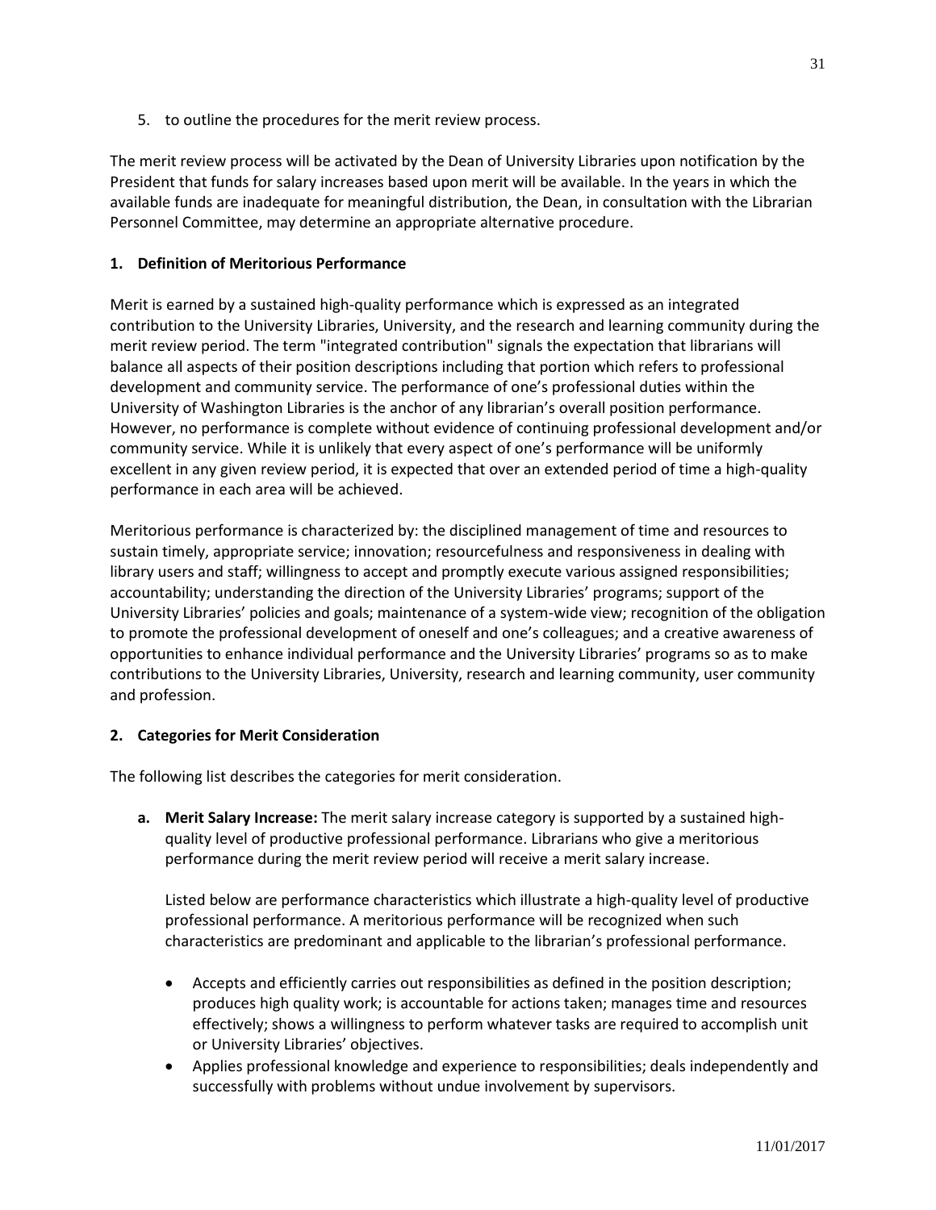5. to outline the procedures for the merit review process.

The merit review process will be activated by the Dean of University Libraries upon notification by the President that funds for salary increases based upon merit will be available. In the years in which the available funds are inadequate for meaningful distribution, the Dean, in consultation with the Librarian Personnel Committee, may determine an appropriate alternative procedure.

### 1. Definition of Meritorious Performance

Merit is earned by a sustained high-quality performance which is expressed as an integrated contribution to the University Libraries, University, and the research and learning community during the merit review period. The term "integrated contribution" signals the expectation that librarians will balance all aspects of their position descriptions including that portion which refers to professional development and community service. The performance of one's professional duties within the University of Washington Libraries is the anchor of any librarian's overall position performance. However, no performance is complete without evidence of continuing professional development and/or community service. While it is unlikely that every aspect of one's performance will be uniformly excellent in any given review period, it is expected that over an extended period of time a high-quality performance in each area will be achieved.

Meritorious performance is characterized by: the disciplined management of time and resources to sustain timely, appropriate service; innovation; resourcefulness and responsiveness in dealing with library users and staff; willingness to accept and promptly execute various assigned responsibilities; accountability; understanding the direction of the University Libraries' programs; support of the University Libraries' policies and goals; maintenance of a system-wide view; recognition of the obligation to promote the professional development of oneself and one's colleagues; and a creative awareness of opportunities to enhance individual performance and the University Libraries' programs so as to make contributions to the University Libraries, University, research and learning community, user community and profession.

### 2. Categories for Merit Consideration

The following list describes the categories for merit consideration.

**a. Merit Salary Increase:** The merit salary increase category is supported by a sustained high-quality level of productive professional performance. Librarians who give a meritorious performance during the merit review period will receive a merit salary increase.

Listed below are performance characteristics which illustrate a high-quality level of productive professional performance. A meritorious performance will be recognized when such characteristics are predominant and applicable to the librarian's professional performance.

- Accepts and efficiently carries out responsibilities as defined in the position description; produces high quality work; is accountable for actions taken; manages time and resources effectively; shows a willingness to perform whatever tasks are required to accomplish unit or University Libraries' objectives.
- Applies professional knowledge and experience to responsibilities; deals independently and successfully with problems without undue involvement by supervisors.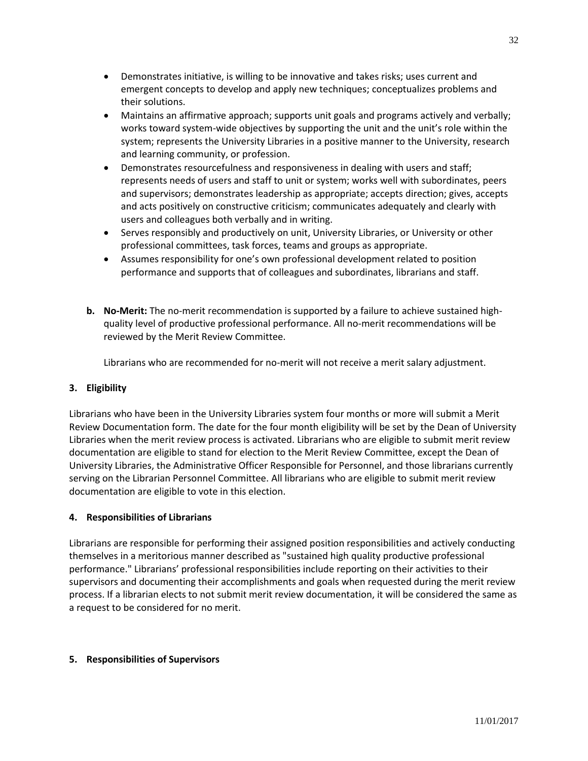- Demonstrates initiative, is willing to be innovative and takes risks; uses current and emergent concepts to develop and apply new techniques; conceptualizes problems and their solutions.
- Maintains an affirmative approach; supports unit goals and programs actively and verbally; works toward system-wide objectives by supporting the unit and the unit's role within the system; represents the University Libraries in a positive manner to the University, research and learning community, or profession.
- Demonstrates resourcefulness and responsiveness in dealing with users and staff; represents needs of users and staff to unit or system; works well with subordinates, peers and supervisors; demonstrates leadership as appropriate; accepts direction; gives, accepts and acts positively on constructive criticism; communicates adequately and clearly with users and colleagues both verbally and in writing.
- Serves responsibly and productively on unit, University Libraries, or University or other professional committees, task forces, teams and groups as appropriate.
- Assumes responsibility for one's own professional development related to position performance and supports that of colleagues and subordinates, librarians and staff.

**b. No-Merit:** The no-merit recommendation is supported by a failure to achieve sustained high-quality level of productive professional performance. All no-merit recommendations will be reviewed by the Merit Review Committee.

Librarians who are recommended for no-merit will not receive a merit salary adjustment.

### 3. Eligibility

Librarians who have been in the University Libraries system four months or more will submit a Merit Review Documentation form. The date for the four month eligibility will be set by the Dean of University Libraries when the merit review process is activated. Librarians who are eligible to submit merit review documentation are eligible to stand for election to the Merit Review Committee, except the Dean of University Libraries, the Administrative Officer Responsible for Personnel, and those librarians currently serving on the Librarian Personnel Committee. All librarians who are eligible to submit merit review documentation are eligible to vote in this election.

### 4. Responsibilities of Librarians

Librarians are responsible for performing their assigned position responsibilities and actively conducting themselves in a meritorious manner described as "sustained high quality productive professional performance." Librarians' professional responsibilities include reporting on their activities to their supervisors and documenting their accomplishments and goals when requested during the merit review process. If a librarian elects to not submit merit review documentation, it will be considered the same as a request to be considered for no merit.

### 5. Responsibilities of Supervisors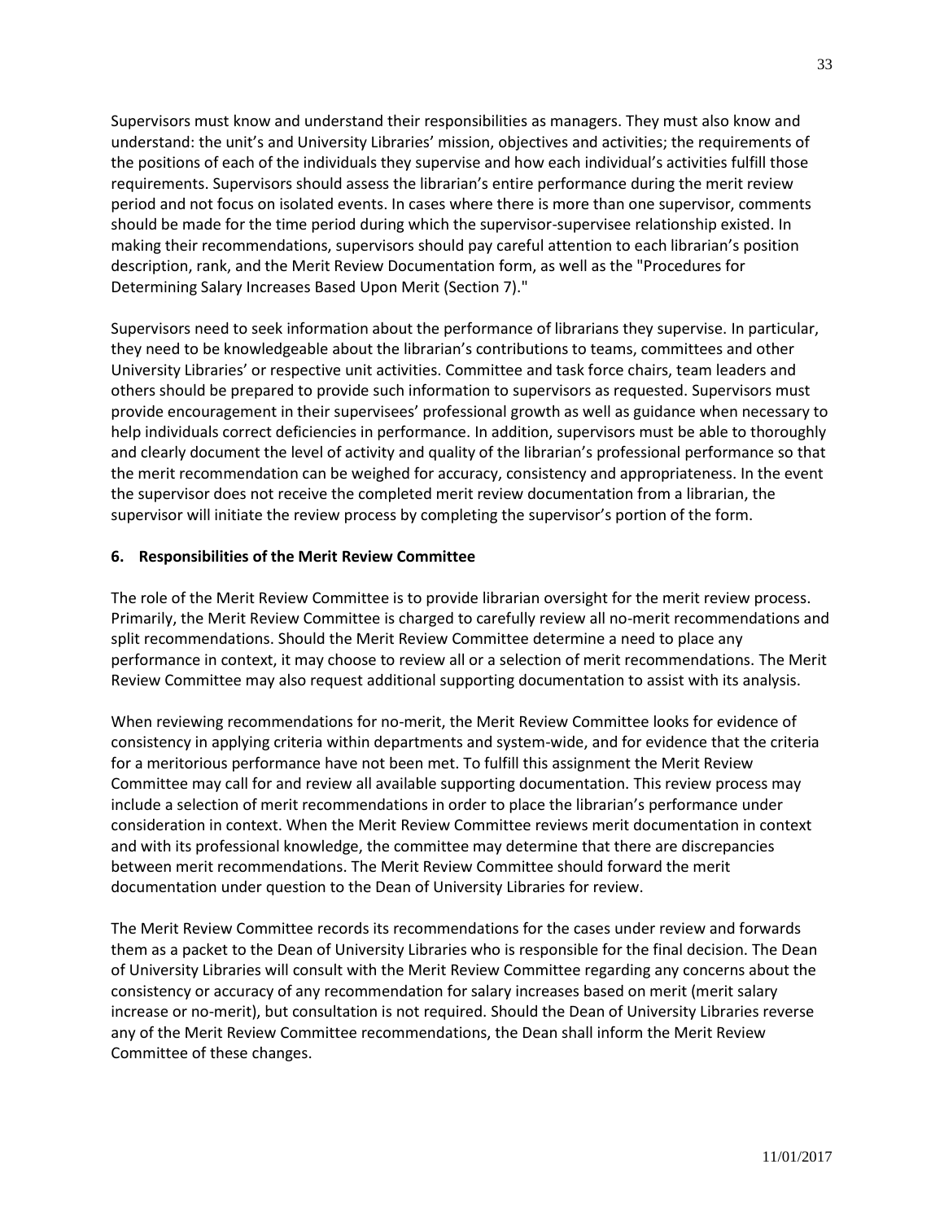Supervisors must know and understand their responsibilities as managers. They must also know and understand: the unit's and University Libraries' mission, objectives and activities; the requirements of the positions of each of the individuals they supervise and how each individual's activities fulfill those requirements. Supervisors should assess the librarian's entire performance during the merit review period and not focus on isolated events. In cases where there is more than one supervisor, comments should be made for the time period during which the supervisor-supervisee relationship existed. In making their recommendations, supervisors should pay careful attention to each librarian's position description, rank, and the Merit Review Documentation form, as well as the "Procedures for Determining Salary Increases Based Upon Merit (Section 7)."

Supervisors need to seek information about the performance of librarians they supervise. In particular, they need to be knowledgeable about the librarian's contributions to teams, committees and other University Libraries' or respective unit activities. Committee and task force chairs, team leaders and others should be prepared to provide such information to supervisors as requested. Supervisors must provide encouragement in their supervisees' professional growth as well as guidance when necessary to help individuals correct deficiencies in performance. In addition, supervisors must be able to thoroughly and clearly document the level of activity and quality of the librarian's professional performance so that the merit recommendation can be weighed for accuracy, consistency and appropriateness. In the event the supervisor does not receive the completed merit review documentation from a librarian, the supervisor will initiate the review process by completing the supervisor's portion of the form.

### 6. Responsibilities of the Merit Review Committee

The role of the Merit Review Committee is to provide librarian oversight for the merit review process. Primarily, the Merit Review Committee is charged to carefully review all no-merit recommendations and split recommendations. Should the Merit Review Committee determine a need to place any performance in context, it may choose to review all or a selection of merit recommendations. The Merit Review Committee may also request additional supporting documentation to assist with its analysis.

When reviewing recommendations for no-merit, the Merit Review Committee looks for evidence of consistency in applying criteria within departments and system-wide, and for evidence that the criteria for a meritorious performance have not been met. To fulfill this assignment the Merit Review Committee may call for and review all available supporting documentation. This review process may include a selection of merit recommendations in order to place the librarian's performance under consideration in context. When the Merit Review Committee reviews merit documentation in context and with its professional knowledge, the committee may determine that there are discrepancies between merit recommendations. The Merit Review Committee should forward the merit documentation under question to the Dean of University Libraries for review.

The Merit Review Committee records its recommendations for the cases under review and forwards them as a packet to the Dean of University Libraries who is responsible for the final decision. The Dean of University Libraries will consult with the Merit Review Committee regarding any concerns about the consistency or accuracy of any recommendation for salary increases based on merit (merit salary increase or no-merit), but consultation is not required. Should the Dean of University Libraries reverse any of the Merit Review Committee recommendations, the Dean shall inform the Merit Review Committee of these changes.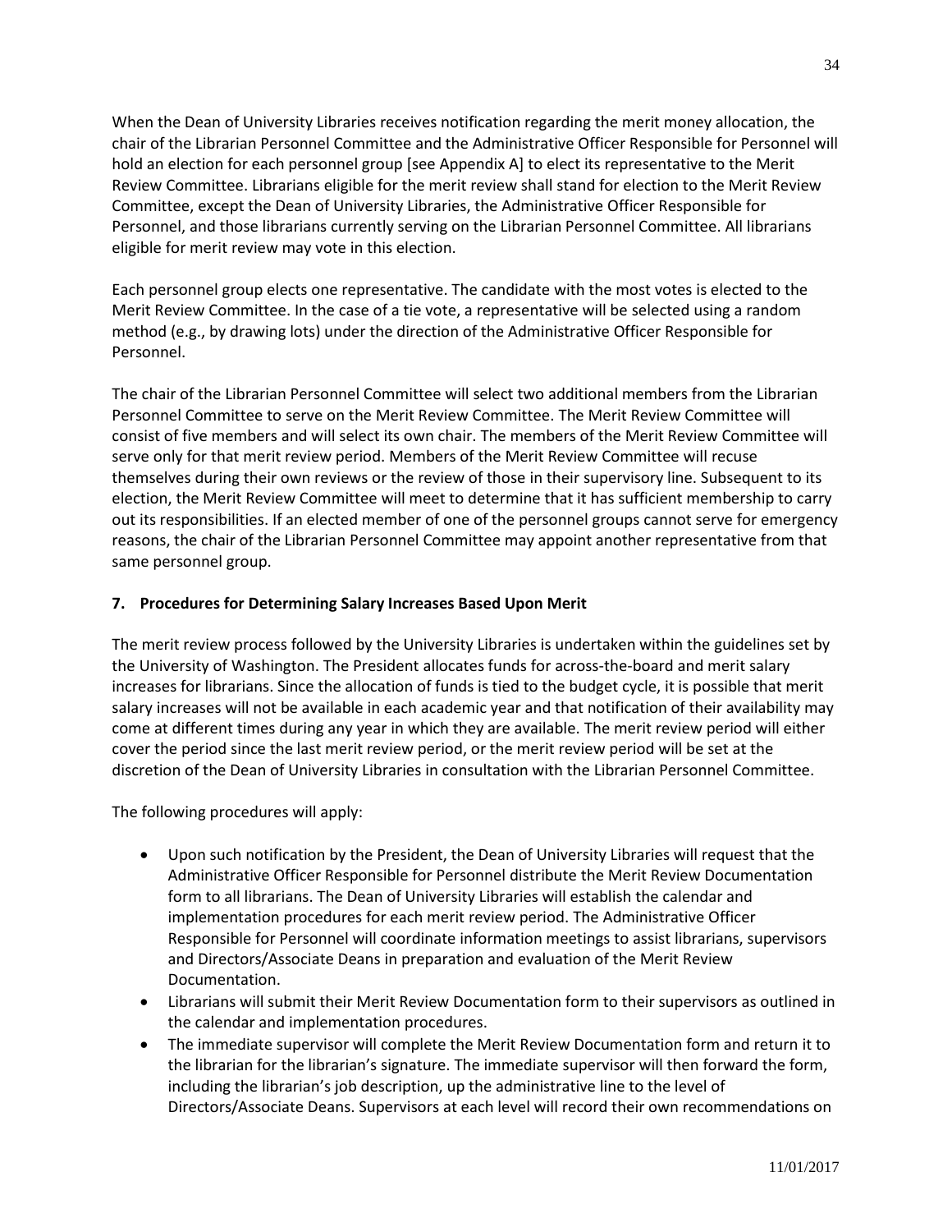When the Dean of University Libraries receives notification regarding the merit money allocation, the chair of the Librarian Personnel Committee and the Administrative Officer Responsible for Personnel will hold an election for each personnel group [see Appendix A] to elect its representative to the Merit Review Committee. Librarians eligible for the merit review shall stand for election to the Merit Review Committee, except the Dean of University Libraries, the Administrative Officer Responsible for Personnel, and those librarians currently serving on the Librarian Personnel Committee. All librarians eligible for merit review may vote in this election.

Each personnel group elects one representative. The candidate with the most votes is elected to the Merit Review Committee. In the case of a tie vote, a representative will be selected using a random method (e.g., by drawing lots) under the direction of the Administrative Officer Responsible for Personnel.

The chair of the Librarian Personnel Committee will select two additional members from the Librarian Personnel Committee to serve on the Merit Review Committee. The Merit Review Committee will consist of five members and will select its own chair. The members of the Merit Review Committee will serve only for that merit review period. Members of the Merit Review Committee will recuse themselves during their own reviews or the review of those in their supervisory line. Subsequent to its election, the Merit Review Committee will meet to determine that it has sufficient membership to carry out its responsibilities. If an elected member of one of the personnel groups cannot serve for emergency reasons, the chair of the Librarian Personnel Committee may appoint another representative from that same personnel group.

### 7. Procedures for Determining Salary Increases Based Upon Merit

The merit review process followed by the University Libraries is undertaken within the guidelines set by the University of Washington. The President allocates funds for across-the-board and merit salary increases for librarians. Since the allocation of funds is tied to the budget cycle, it is possible that merit salary increases will not be available in each academic year and that notification of their availability may come at different times during any year in which they are available. The merit review period will either cover the period since the last merit review period, or the merit review period will be set at the discretion of the Dean of University Libraries in consultation with the Librarian Personnel Committee.

The following procedures will apply:

- Upon such notification by the President, the Dean of University Libraries will request that the Administrative Officer Responsible for Personnel distribute the Merit Review Documentation form to all librarians. The Dean of University Libraries will establish the calendar and implementation procedures for each merit review period. The Administrative Officer Responsible for Personnel will coordinate information meetings to assist librarians, supervisors and Directors/Associate Deans in preparation and evaluation of the Merit Review Documentation.
- Librarians will submit their Merit Review Documentation form to their supervisors as outlined in the calendar and implementation procedures.
- The immediate supervisor will complete the Merit Review Documentation form and return it to the librarian for the librarian's signature. The immediate supervisor will then forward the form, including the librarian's job description, up the administrative line to the level of Directors/Associate Deans. Supervisors at each level will record their own recommendations on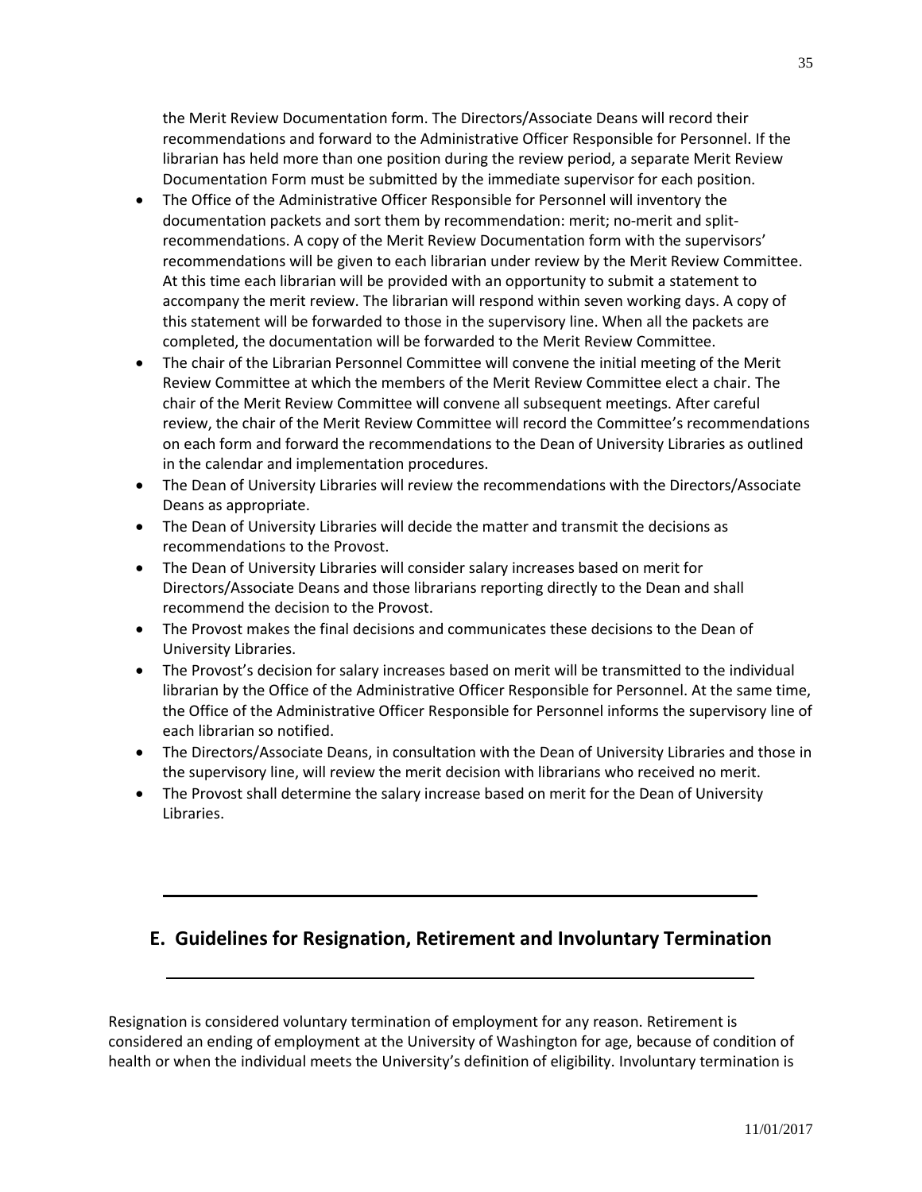the Merit Review Documentation form. The Directors/Associate Deans will record their recommendations and forward to the Administrative Officer Responsible for Personnel. If the librarian has held more than one position during the review period, a separate Merit Review Documentation Form must be submitted by the immediate supervisor for each position.

- The Office of the Administrative Officer Responsible for Personnel will inventory the documentation packets and sort them by recommendation: merit; no-merit and split-recommendations. A copy of the Merit Review Documentation form with the supervisors' recommendations will be given to each librarian under review by the Merit Review Committee. At this time each librarian will be provided with an opportunity to submit a statement to accompany the merit review. The librarian will respond within seven working days. A copy of this statement will be forwarded to those in the supervisory line. When all the packets are completed, the documentation will be forwarded to the Merit Review Committee.
- The chair of the Librarian Personnel Committee will convene the initial meeting of the Merit Review Committee at which the members of the Merit Review Committee elect a chair. The chair of the Merit Review Committee will convene all subsequent meetings. After careful review, the chair of the Merit Review Committee will record the Committee's recommendations on each form and forward the recommendations to the Dean of University Libraries as outlined in the calendar and implementation procedures.
- The Dean of University Libraries will review the recommendations with the Directors/Associate Deans as appropriate.
- The Dean of University Libraries will decide the matter and transmit the decisions as recommendations to the Provost.
- The Dean of University Libraries will consider salary increases based on merit for Directors/Associate Deans and those librarians reporting directly to the Dean and shall recommend the decision to the Provost.
- The Provost makes the final decisions and communicates these decisions to the Dean of University Libraries.
- The Provost's decision for salary increases based on merit will be transmitted to the individual librarian by the Office of the Administrative Officer Responsible for Personnel. At the same time, the Office of the Administrative Officer Responsible for Personnel informs the supervisory line of each librarian so notified.
- The Directors/Associate Deans, in consultation with the Dean of University Libraries and those in the supervisory line, will review the merit decision with librarians who received no merit.
- The Provost shall determine the salary increase based on merit for the Dean of University Libraries.

## E. Guidelines for Resignation, Retirement and Involuntary Termination

Resignation is considered voluntary termination of employment for any reason. Retirement is considered an ending of employment at the University of Washington for age, because of condition of health or when the individual meets the University's definition of eligibility. Involuntary termination is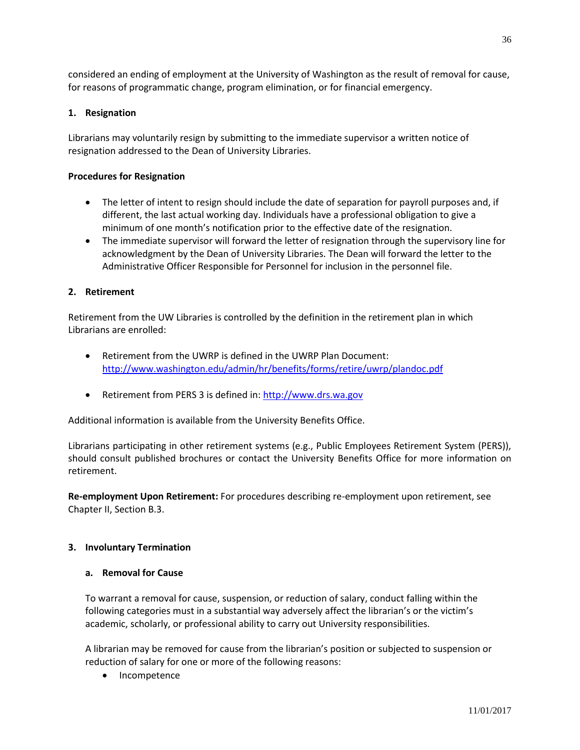considered an ending of employment at the University of Washington as the result of removal for cause, for reasons of programmatic change, program elimination, or for financial emergency.

### 1. Resignation

Librarians may voluntarily resign by submitting to the immediate supervisor a written notice of resignation addressed to the Dean of University Libraries.

**Procedures for Resignation**

- The letter of intent to resign should include the date of separation for payroll purposes and, if different, the last actual working day. Individuals have a professional obligation to give a minimum of one month's notification prior to the effective date of the resignation.
- The immediate supervisor will forward the letter of resignation through the supervisory line for acknowledgment by the Dean of University Libraries. The Dean will forward the letter to the Administrative Officer Responsible for Personnel for inclusion in the personnel file.

### 2. Retirement

Retirement from the UW Libraries is controlled by the definition in the retirement plan in which Librarians are enrolled:

- Retirement from the UWRP is defined in the UWRP Plan Document: http://www.washington.edu/admin/hr/benefits/forms/retire/uwrp/plandoc.pdf
- Retirement from PERS 3 is defined in: http://www.drs.wa.gov

Additional information is available from the University Benefits Office.

Librarians participating in other retirement systems (e.g., Public Employees Retirement System (PERS)), should consult published brochures or contact the University Benefits Office for more information on retirement.

**Re-employment Upon Retirement:** For procedures describing re-employment upon retirement, see Chapter II, Section B.3.

### 3. Involuntary Termination

#### a. Removal for Cause

To warrant a removal for cause, suspension, or reduction of salary, conduct falling within the following categories must in a substantial way adversely affect the librarian's or the victim's academic, scholarly, or professional ability to carry out University responsibilities.

A librarian may be removed for cause from the librarian's position or subjected to suspension or reduction of salary for one or more of the following reasons:

- Incompetence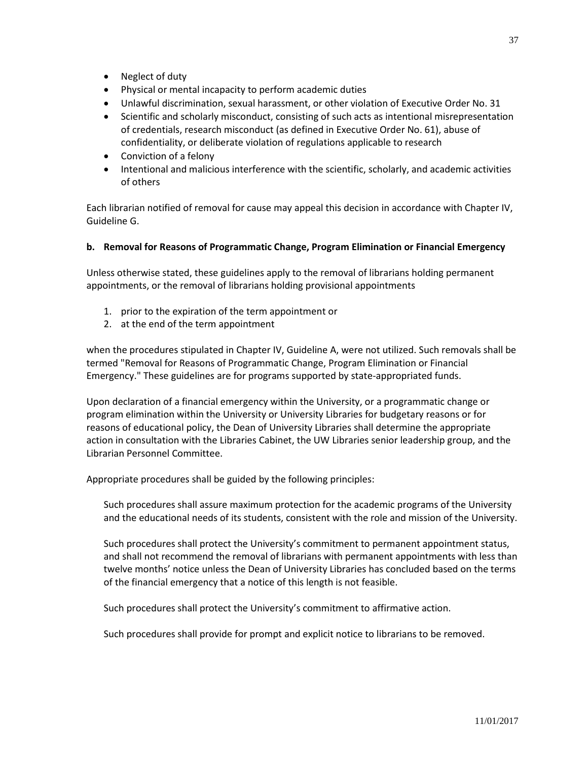- Neglect of duty
- Physical or mental incapacity to perform academic duties
- Unlawful discrimination, sexual harassment, or other violation of Executive Order No. 31
- Scientific and scholarly misconduct, consisting of such acts as intentional misrepresentation of credentials, research misconduct (as defined in Executive Order No. 61), abuse of confidentiality, or deliberate violation of regulations applicable to research
- Conviction of a felony
- Intentional and malicious interference with the scientific, scholarly, and academic activities of others

Each librarian notified of removal for cause may appeal this decision in accordance with Chapter IV, Guideline G.

**b. Removal for Reasons of Programmatic Change, Program Elimination or Financial Emergency**

Unless otherwise stated, these guidelines apply to the removal of librarians holding permanent appointments, or the removal of librarians holding provisional appointments

1. prior to the expiration of the term appointment or
2. at the end of the term appointment

when the procedures stipulated in Chapter IV, Guideline A, were not utilized. Such removals shall be termed "Removal for Reasons of Programmatic Change, Program Elimination or Financial Emergency." These guidelines are for programs supported by state-appropriated funds.

Upon declaration of a financial emergency within the University, or a programmatic change or program elimination within the University or University Libraries for budgetary reasons or for reasons of educational policy, the Dean of University Libraries shall determine the appropriate action in consultation with the Libraries Cabinet, the UW Libraries senior leadership group, and the Librarian Personnel Committee.

Appropriate procedures shall be guided by the following principles:

Such procedures shall assure maximum protection for the academic programs of the University and the educational needs of its students, consistent with the role and mission of the University.

Such procedures shall protect the University's commitment to permanent appointment status, and shall not recommend the removal of librarians with permanent appointments with less than twelve months' notice unless the Dean of University Libraries has concluded based on the terms of the financial emergency that a notice of this length is not feasible.

Such procedures shall protect the University's commitment to affirmative action.

Such procedures shall provide for prompt and explicit notice to librarians to be removed.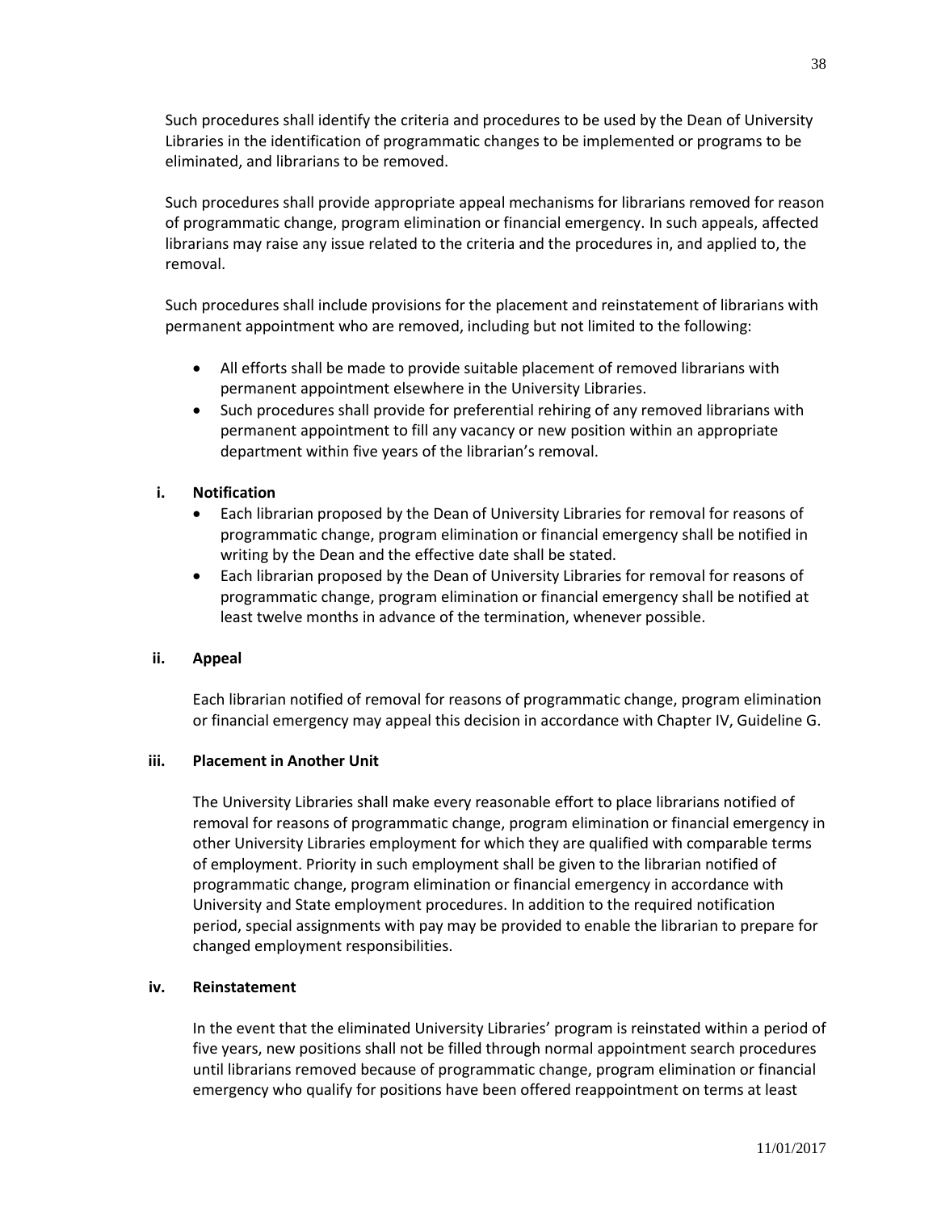Such procedures shall identify the criteria and procedures to be used by the Dean of University Libraries in the identification of programmatic changes to be implemented or programs to be eliminated, and librarians to be removed.

Such procedures shall provide appropriate appeal mechanisms for librarians removed for reason of programmatic change, program elimination or financial emergency. In such appeals, affected librarians may raise any issue related to the criteria and the procedures in, and applied to, the removal.

Such procedures shall include provisions for the placement and reinstatement of librarians with permanent appointment who are removed, including but not limited to the following:

- All efforts shall be made to provide suitable placement of removed librarians with permanent appointment elsewhere in the University Libraries.
- Such procedures shall provide for preferential rehiring of any removed librarians with permanent appointment to fill any vacancy or new position within an appropriate department within five years of the librarian's removal.

**i. Notification**

- Each librarian proposed by the Dean of University Libraries for removal for reasons of programmatic change, program elimination or financial emergency shall be notified in writing by the Dean and the effective date shall be stated.
- Each librarian proposed by the Dean of University Libraries for removal for reasons of programmatic change, program elimination or financial emergency shall be notified at least twelve months in advance of the termination, whenever possible.

**ii. Appeal**

Each librarian notified of removal for reasons of programmatic change, program elimination or financial emergency may appeal this decision in accordance with Chapter IV, Guideline G.

**iii. Placement in Another Unit**

The University Libraries shall make every reasonable effort to place librarians notified of removal for reasons of programmatic change, program elimination or financial emergency in other University Libraries employment for which they are qualified with comparable terms of employment. Priority in such employment shall be given to the librarian notified of programmatic change, program elimination or financial emergency in accordance with University and State employment procedures. In addition to the required notification period, special assignments with pay may be provided to enable the librarian to prepare for changed employment responsibilities.

**iv. Reinstatement**

In the event that the eliminated University Libraries' program is reinstated within a period of five years, new positions shall not be filled through normal appointment search procedures until librarians removed because of programmatic change, program elimination or financial emergency who qualify for positions have been offered reappointment on terms at least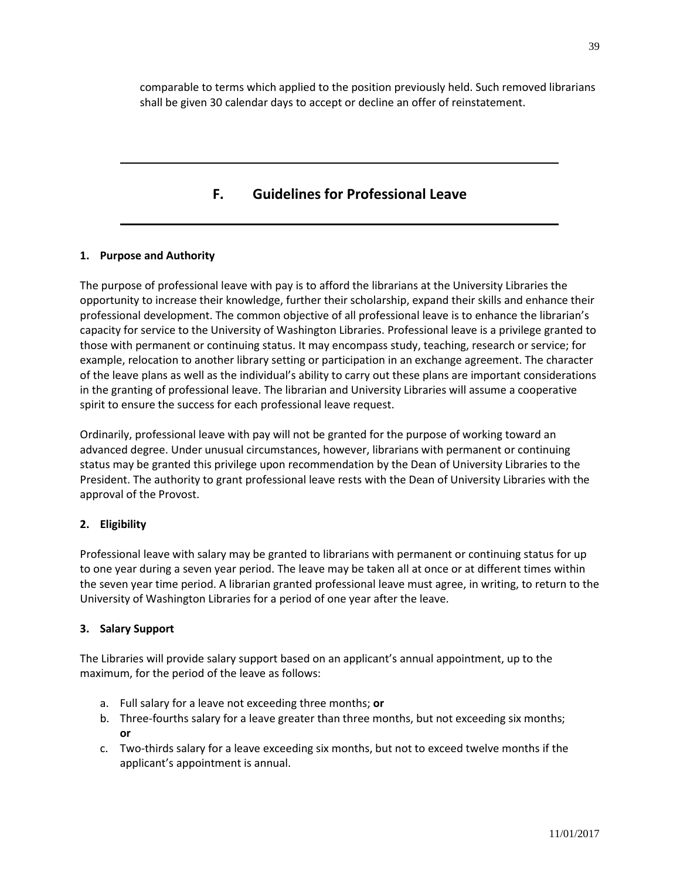comparable to terms which applied to the position previously held. Such removed librarians shall be given 30 calendar days to accept or decline an offer of reinstatement.

## F. Guidelines for Professional Leave

### 1. Purpose and Authority

The purpose of professional leave with pay is to afford the librarians at the University Libraries the opportunity to increase their knowledge, further their scholarship, expand their skills and enhance their professional development. The common objective of all professional leave is to enhance the librarian's capacity for service to the University of Washington Libraries. Professional leave is a privilege granted to those with permanent or continuing status. It may encompass study, teaching, research or service; for example, relocation to another library setting or participation in an exchange agreement. The character of the leave plans as well as the individual's ability to carry out these plans are important considerations in the granting of professional leave. The librarian and University Libraries will assume a cooperative spirit to ensure the success for each professional leave request.

Ordinarily, professional leave with pay will not be granted for the purpose of working toward an advanced degree. Under unusual circumstances, however, librarians with permanent or continuing status may be granted this privilege upon recommendation by the Dean of University Libraries to the President. The authority to grant professional leave rests with the Dean of University Libraries with the approval of the Provost.

### 2. Eligibility

Professional leave with salary may be granted to librarians with permanent or continuing status for up to one year during a seven year period. The leave may be taken all at once or at different times within the seven year time period. A librarian granted professional leave must agree, in writing, to return to the University of Washington Libraries for a period of one year after the leave.

### 3. Salary Support

The Libraries will provide salary support based on an applicant's annual appointment, up to the maximum, for the period of the leave as follows:

a. Full salary for a leave not exceeding three months; **or**
b. Three-fourths salary for a leave greater than three months, but not exceeding six months; **or**
c. Two-thirds salary for a leave exceeding six months, but not to exceed twelve months if the applicant's appointment is annual.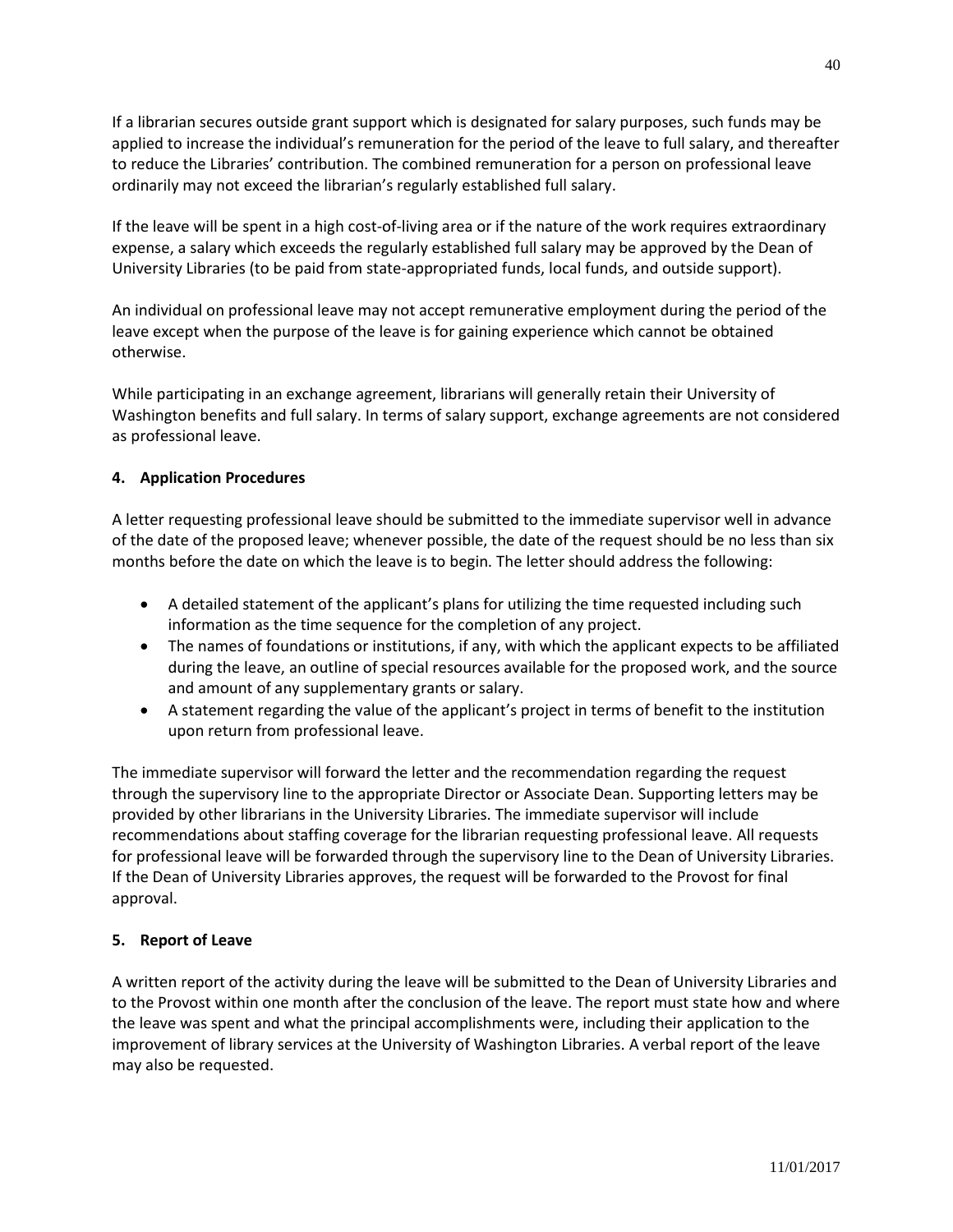If a librarian secures outside grant support which is designated for salary purposes, such funds may be applied to increase the individual's remuneration for the period of the leave to full salary, and thereafter to reduce the Libraries' contribution. The combined remuneration for a person on professional leave ordinarily may not exceed the librarian's regularly established full salary.

If the leave will be spent in a high cost-of-living area or if the nature of the work requires extraordinary expense, a salary which exceeds the regularly established full salary may be approved by the Dean of University Libraries (to be paid from state-appropriated funds, local funds, and outside support).

An individual on professional leave may not accept remunerative employment during the period of the leave except when the purpose of the leave is for gaining experience which cannot be obtained otherwise.

While participating in an exchange agreement, librarians will generally retain their University of Washington benefits and full salary. In terms of salary support, exchange agreements are not considered as professional leave.

**4. Application Procedures**

A letter requesting professional leave should be submitted to the immediate supervisor well in advance of the date of the proposed leave; whenever possible, the date of the request should be no less than six months before the date on which the leave is to begin. The letter should address the following:

- A detailed statement of the applicant's plans for utilizing the time requested including such information as the time sequence for the completion of any project.
- The names of foundations or institutions, if any, with which the applicant expects to be affiliated during the leave, an outline of special resources available for the proposed work, and the source and amount of any supplementary grants or salary.
- A statement regarding the value of the applicant's project in terms of benefit to the institution upon return from professional leave.

The immediate supervisor will forward the letter and the recommendation regarding the request through the supervisory line to the appropriate Director or Associate Dean. Supporting letters may be provided by other librarians in the University Libraries. The immediate supervisor will include recommendations about staffing coverage for the librarian requesting professional leave. All requests for professional leave will be forwarded through the supervisory line to the Dean of University Libraries. If the Dean of University Libraries approves, the request will be forwarded to the Provost for final approval.

**5. Report of Leave**

A written report of the activity during the leave will be submitted to the Dean of University Libraries and to the Provost within one month after the conclusion of the leave. The report must state how and where the leave was spent and what the principal accomplishments were, including their application to the improvement of library services at the University of Washington Libraries. A verbal report of the leave may also be requested.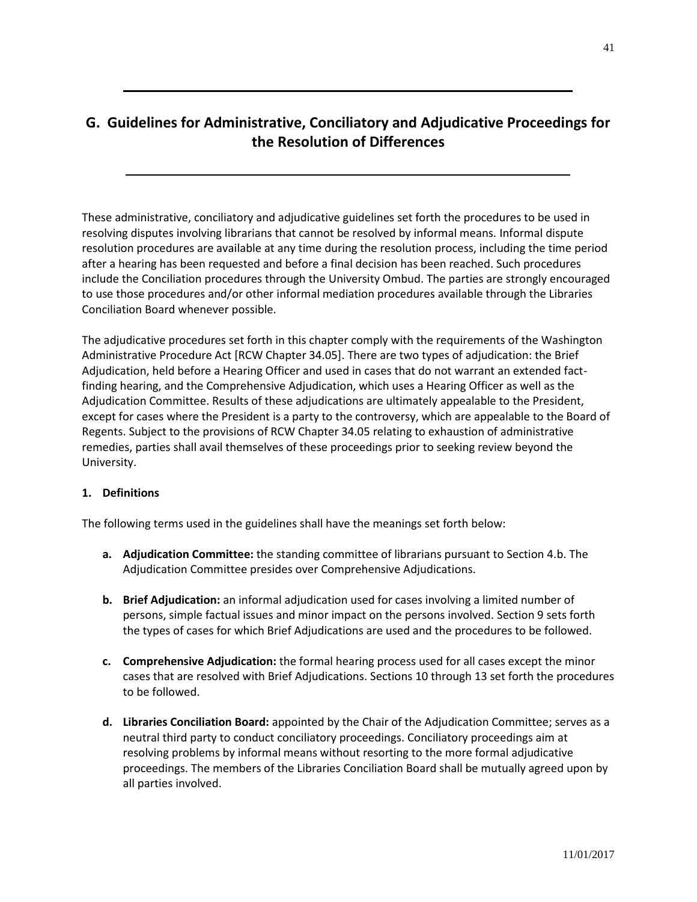## G. Guidelines for Administrative, Conciliatory and Adjudicative Proceedings for the Resolution of Differences

These administrative, conciliatory and adjudicative guidelines set forth the procedures to be used in resolving disputes involving librarians that cannot be resolved by informal means. Informal dispute resolution procedures are available at any time during the resolution process, including the time period after a hearing has been requested and before a final decision has been reached. Such procedures include the Conciliation procedures through the University Ombud. The parties are strongly encouraged to use those procedures and/or other informal mediation procedures available through the Libraries Conciliation Board whenever possible.

The adjudicative procedures set forth in this chapter comply with the requirements of the Washington Administrative Procedure Act [RCW Chapter 34.05]. There are two types of adjudication: the Brief Adjudication, held before a Hearing Officer and used in cases that do not warrant an extended fact-finding hearing, and the Comprehensive Adjudication, which uses a Hearing Officer as well as the Adjudication Committee. Results of these adjudications are ultimately appealable to the President, except for cases where the President is a party to the controversy, which are appealable to the Board of Regents. Subject to the provisions of RCW Chapter 34.05 relating to exhaustion of administrative remedies, parties shall avail themselves of these proceedings prior to seeking review beyond the University.

**1. Definitions**

The following terms used in the guidelines shall have the meanings set forth below:

- **a. Adjudication Committee:** the standing committee of librarians pursuant to Section 4.b. The Adjudication Committee presides over Comprehensive Adjudications.

- **b. Brief Adjudication:** an informal adjudication used for cases involving a limited number of persons, simple factual issues and minor impact on the persons involved. Section 9 sets forth the types of cases for which Brief Adjudications are used and the procedures to be followed.

- **c. Comprehensive Adjudication:** the formal hearing process used for all cases except the minor cases that are resolved with Brief Adjudications. Sections 10 through 13 set forth the procedures to be followed.

- **d. Libraries Conciliation Board:** appointed by the Chair of the Adjudication Committee; serves as a neutral third party to conduct conciliatory proceedings. Conciliatory proceedings aim at resolving problems by informal means without resorting to the more formal adjudicative proceedings. The members of the Libraries Conciliation Board shall be mutually agreed upon by all parties involved.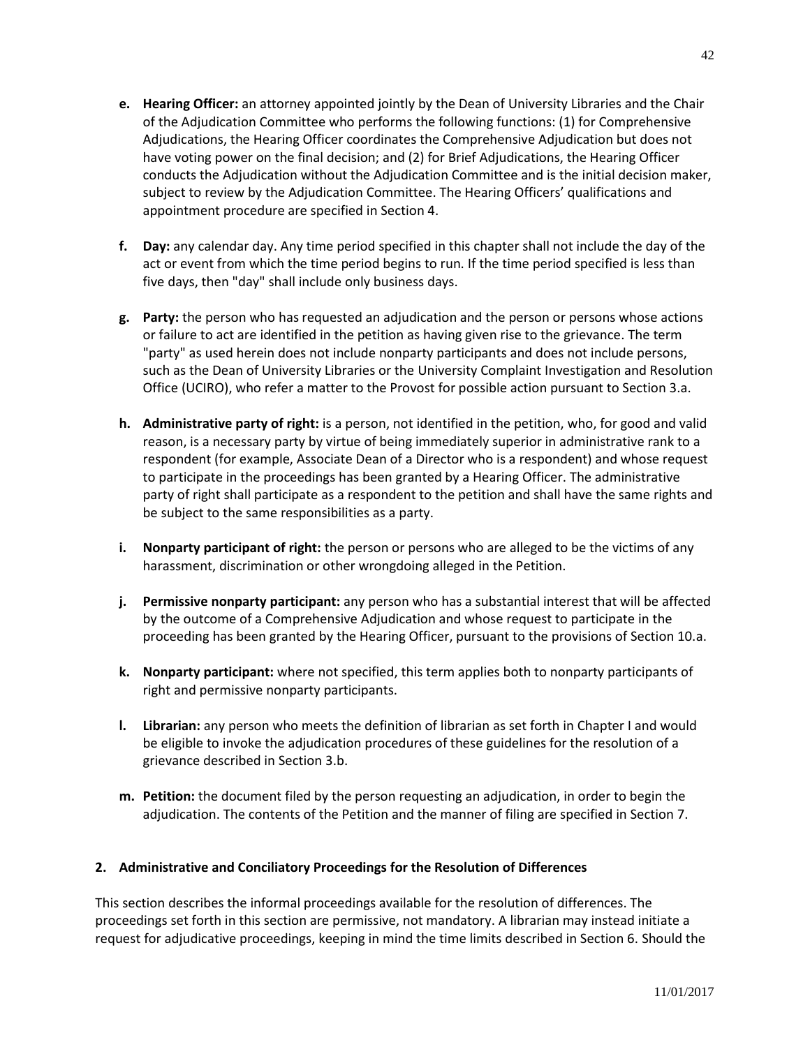- **e. Hearing Officer:** an attorney appointed jointly by the Dean of University Libraries and the Chair of the Adjudication Committee who performs the following functions: (1) for Comprehensive Adjudications, the Hearing Officer coordinates the Comprehensive Adjudication but does not have voting power on the final decision; and (2) for Brief Adjudications, the Hearing Officer conducts the Adjudication without the Adjudication Committee and is the initial decision maker, subject to review by the Adjudication Committee. The Hearing Officers' qualifications and appointment procedure are specified in Section 4.

- **f. Day:** any calendar day. Any time period specified in this chapter shall not include the day of the act or event from which the time period begins to run. If the time period specified is less than five days, then "day" shall include only business days.

- **g. Party:** the person who has requested an adjudication and the person or persons whose actions or failure to act are identified in the petition as having given rise to the grievance. The term "party" as used herein does not include nonparty participants and does not include persons, such as the Dean of University Libraries or the University Complaint Investigation and Resolution Office (UCIRO), who refer a matter to the Provost for possible action pursuant to Section 3.a.

- **h. Administrative party of right:** is a person, not identified in the petition, who, for good and valid reason, is a necessary party by virtue of being immediately superior in administrative rank to a respondent (for example, Associate Dean of a Director who is a respondent) and whose request to participate in the proceedings has been granted by a Hearing Officer. The administrative party of right shall participate as a respondent to the petition and shall have the same rights and be subject to the same responsibilities as a party.

- **i. Nonparty participant of right:** the person or persons who are alleged to be the victims of any harassment, discrimination or other wrongdoing alleged in the Petition.

- **j. Permissive nonparty participant:** any person who has a substantial interest that will be affected by the outcome of a Comprehensive Adjudication and whose request to participate in the proceeding has been granted by the Hearing Officer, pursuant to the provisions of Section 10.a.

- **k. Nonparty participant:** where not specified, this term applies both to nonparty participants of right and permissive nonparty participants.

- **l. Librarian:** any person who meets the definition of librarian as set forth in Chapter I and would be eligible to invoke the adjudication procedures of these guidelines for the resolution of a grievance described in Section 3.b.

- **m. Petition:** the document filed by the person requesting an adjudication, in order to begin the adjudication. The contents of the Petition and the manner of filing are specified in Section 7.

## 2. Administrative and Conciliatory Proceedings for the Resolution of Differences

This section describes the informal proceedings available for the resolution of differences. The proceedings set forth in this section are permissive, not mandatory. A librarian may instead initiate a request for adjudicative proceedings, keeping in mind the time limits described in Section 6. Should the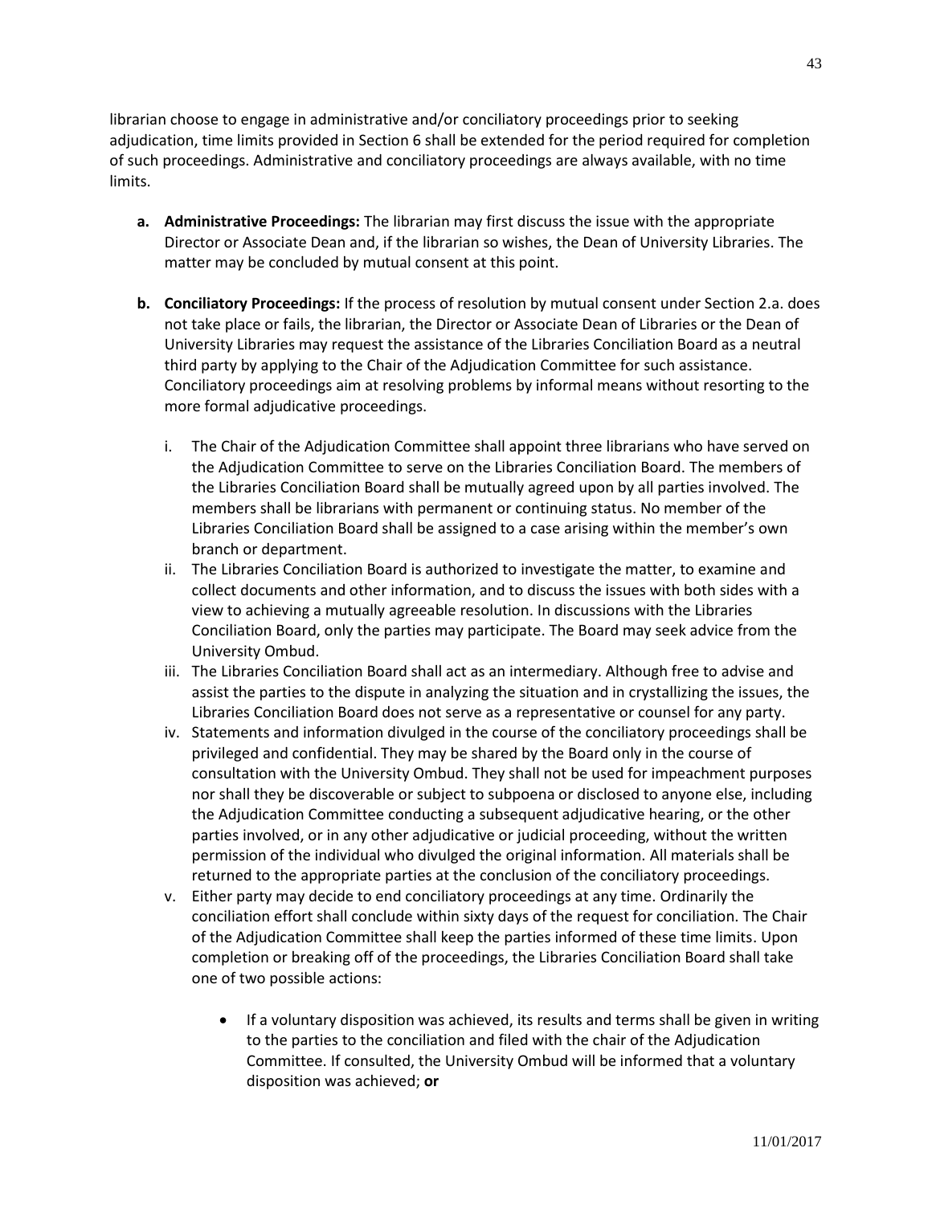librarian choose to engage in administrative and/or conciliatory proceedings prior to seeking adjudication, time limits provided in Section 6 shall be extended for the period required for completion of such proceedings. Administrative and conciliatory proceedings are always available, with no time limits.

a. **Administrative Proceedings:** The librarian may first discuss the issue with the appropriate Director or Associate Dean and, if the librarian so wishes, the Dean of University Libraries. The matter may be concluded by mutual consent at this point.

b. **Conciliatory Proceedings:** If the process of resolution by mutual consent under Section 2.a. does not take place or fails, the librarian, the Director or Associate Dean of Libraries or the Dean of University Libraries may request the assistance of the Libraries Conciliation Board as a neutral third party by applying to the Chair of the Adjudication Committee for such assistance. Conciliatory proceedings aim at resolving problems by informal means without resorting to the more formal adjudicative proceedings.

   i. The Chair of the Adjudication Committee shall appoint three librarians who have served on the Adjudication Committee to serve on the Libraries Conciliation Board. The members of the Libraries Conciliation Board shall be mutually agreed upon by all parties involved. The members shall be librarians with permanent or continuing status. No member of the Libraries Conciliation Board shall be assigned to a case arising within the member's own branch or department.
   
   ii. The Libraries Conciliation Board is authorized to investigate the matter, to examine and collect documents and other information, and to discuss the issues with both sides with a view to achieving a mutually agreeable resolution. In discussions with the Libraries Conciliation Board, only the parties may participate. The Board may seek advice from the University Ombud.
   
   iii. The Libraries Conciliation Board shall act as an intermediary. Although free to advise and assist the parties to the dispute in analyzing the situation and in crystallizing the issues, the Libraries Conciliation Board does not serve as a representative or counsel for any party.
   
   iv. Statements and information divulged in the course of the conciliatory proceedings shall be privileged and confidential. They may be shared by the Board only in the course of consultation with the University Ombud. They shall not be used for impeachment purposes nor shall they be discoverable or subject to subpoena or disclosed to anyone else, including the Adjudication Committee conducting a subsequent adjudicative hearing, or the other parties involved, or in any other adjudicative or judicial proceeding, without the written permission of the individual who divulged the original information. All materials shall be returned to the appropriate parties at the conclusion of the conciliatory proceedings.
   
   v. Either party may decide to end conciliatory proceedings at any time. Ordinarily the conciliation effort shall conclude within sixty days of the request for conciliation. The Chair of the Adjudication Committee shall keep the parties informed of these time limits. Upon completion or breaking off of the proceedings, the Libraries Conciliation Board shall take one of two possible actions:
   
      - If a voluntary disposition was achieved, its results and terms shall be given in writing to the parties to the conciliation and filed with the chair of the Adjudication Committee. If consulted, the University Ombud will be informed that a voluntary disposition was achieved; **or**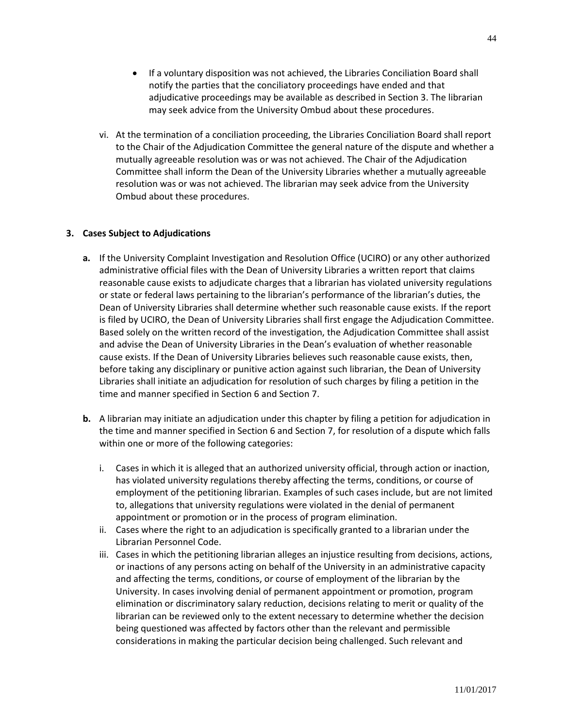- If a voluntary disposition was not achieved, the Libraries Conciliation Board shall notify the parties that the conciliatory proceedings have ended and that adjudicative proceedings may be available as described in Section 3. The librarian may seek advice from the University Ombud about these procedures.

vi. At the termination of a conciliation proceeding, the Libraries Conciliation Board shall report to the Chair of the Adjudication Committee the general nature of the dispute and whether a mutually agreeable resolution was or was not achieved. The Chair of the Adjudication Committee shall inform the Dean of the University Libraries whether a mutually agreeable resolution was or was not achieved. The librarian may seek advice from the University Ombud about these procedures.

**3. Cases Subject to Adjudications**

**a.** If the University Complaint Investigation and Resolution Office (UCIRO) or any other authorized administrative official files with the Dean of University Libraries a written report that claims reasonable cause exists to adjudicate charges that a librarian has violated university regulations or state or federal laws pertaining to the librarian's performance of the librarian's duties, the Dean of University Libraries shall determine whether such reasonable cause exists. If the report is filed by UCIRO, the Dean of University Libraries shall first engage the Adjudication Committee. Based solely on the written record of the investigation, the Adjudication Committee shall assist and advise the Dean of University Libraries in the Dean's evaluation of whether reasonable cause exists. If the Dean of University Libraries believes such reasonable cause exists, then, before taking any disciplinary or punitive action against such librarian, the Dean of University Libraries shall initiate an adjudication for resolution of such charges by filing a petition in the time and manner specified in Section 6 and Section 7.

**b.** A librarian may initiate an adjudication under this chapter by filing a petition for adjudication in the time and manner specified in Section 6 and Section 7, for resolution of a dispute which falls within one or more of the following categories:

i. Cases in which it is alleged that an authorized university official, through action or inaction, has violated university regulations thereby affecting the terms, conditions, or course of employment of the petitioning librarian. Examples of such cases include, but are not limited to, allegations that university regulations were violated in the denial of permanent appointment or promotion or in the process of program elimination.

ii. Cases where the right to an adjudication is specifically granted to a librarian under the Librarian Personnel Code.

iii. Cases in which the petitioning librarian alleges an injustice resulting from decisions, actions, or inactions of any persons acting on behalf of the University in an administrative capacity and affecting the terms, conditions, or course of employment of the librarian by the University. In cases involving denial of permanent appointment or promotion, program elimination or discriminatory salary reduction, decisions relating to merit or quality of the librarian can be reviewed only to the extent necessary to determine whether the decision being questioned was affected by factors other than the relevant and permissible considerations in making the particular decision being challenged. Such relevant and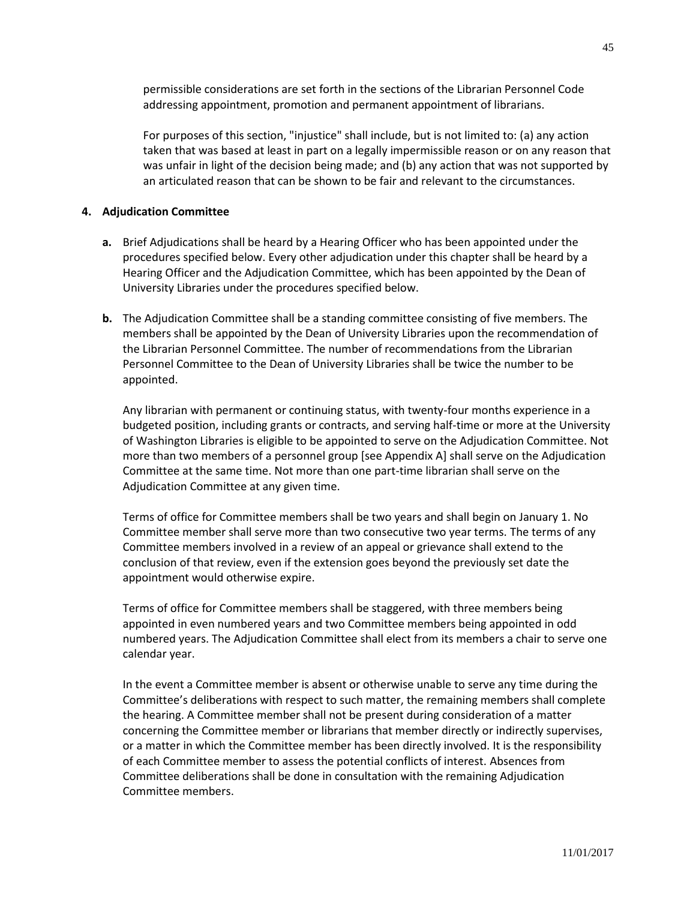permissible considerations are set forth in the sections of the Librarian Personnel Code addressing appointment, promotion and permanent appointment of librarians.

For purposes of this section, "injustice" shall include, but is not limited to: (a) any action taken that was based at least in part on a legally impermissible reason or on any reason that was unfair in light of the decision being made; and (b) any action that was not supported by an articulated reason that can be shown to be fair and relevant to the circumstances.

**4. Adjudication Committee**

**a.** Brief Adjudications shall be heard by a Hearing Officer who has been appointed under the procedures specified below. Every other adjudication under this chapter shall be heard by a Hearing Officer and the Adjudication Committee, which has been appointed by the Dean of University Libraries under the procedures specified below.

**b.** The Adjudication Committee shall be a standing committee consisting of five members. The members shall be appointed by the Dean of University Libraries upon the recommendation of the Librarian Personnel Committee. The number of recommendations from the Librarian Personnel Committee to the Dean of University Libraries shall be twice the number to be appointed.

Any librarian with permanent or continuing status, with twenty-four months experience in a budgeted position, including grants or contracts, and serving half-time or more at the University of Washington Libraries is eligible to be appointed to serve on the Adjudication Committee. Not more than two members of a personnel group [see Appendix A] shall serve on the Adjudication Committee at the same time. Not more than one part-time librarian shall serve on the Adjudication Committee at any given time.

Terms of office for Committee members shall be two years and shall begin on January 1. No Committee member shall serve more than two consecutive two year terms. The terms of any Committee members involved in a review of an appeal or grievance shall extend to the conclusion of that review, even if the extension goes beyond the previously set date the appointment would otherwise expire.

Terms of office for Committee members shall be staggered, with three members being appointed in even numbered years and two Committee members being appointed in odd numbered years. The Adjudication Committee shall elect from its members a chair to serve one calendar year.

In the event a Committee member is absent or otherwise unable to serve any time during the Committee's deliberations with respect to such matter, the remaining members shall complete the hearing. A Committee member shall not be present during consideration of a matter concerning the Committee member or librarians that member directly or indirectly supervises, or a matter in which the Committee member has been directly involved. It is the responsibility of each Committee member to assess the potential conflicts of interest. Absences from Committee deliberations shall be done in consultation with the remaining Adjudication Committee members.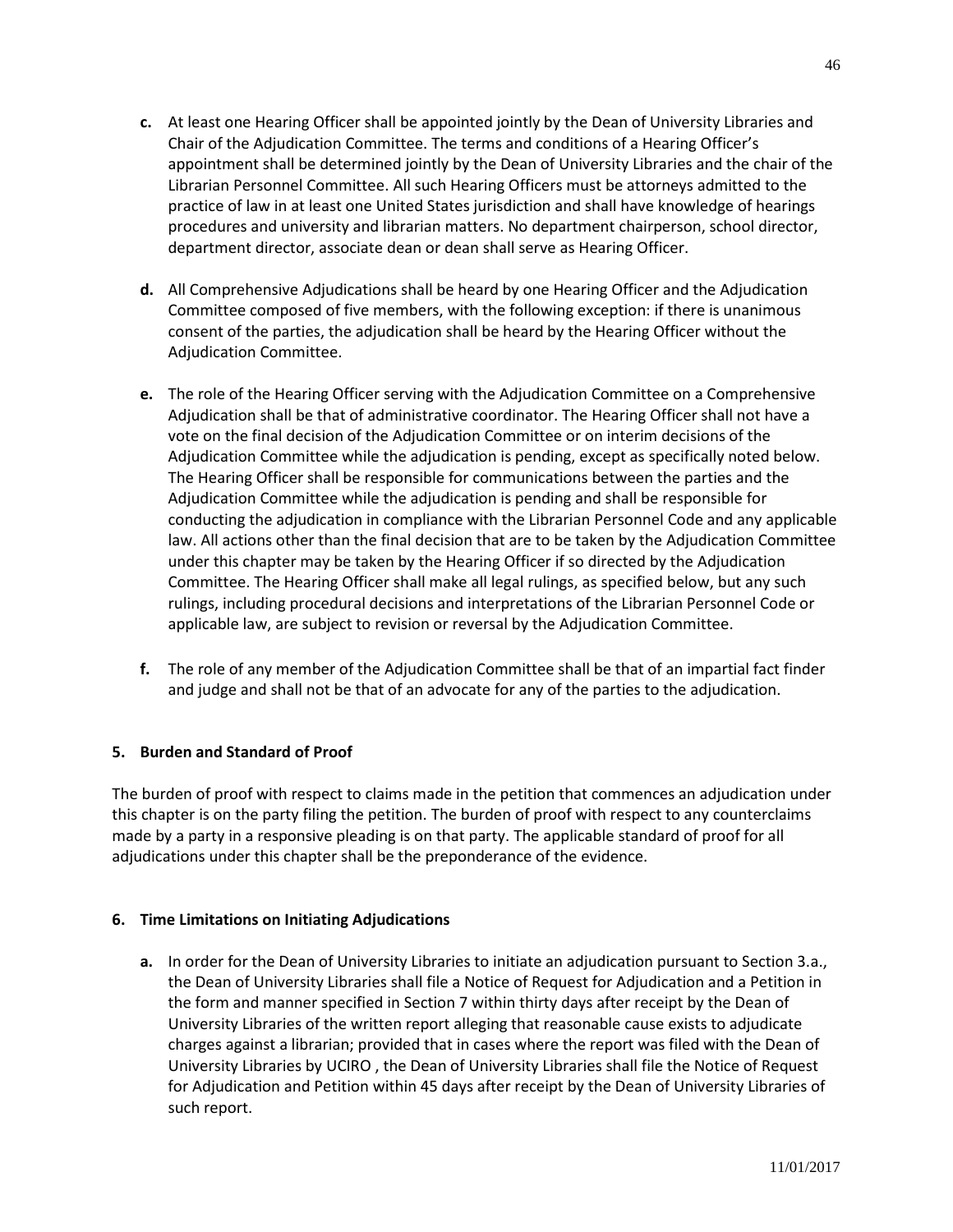**c.** At least one Hearing Officer shall be appointed jointly by the Dean of University Libraries and Chair of the Adjudication Committee. The terms and conditions of a Hearing Officer's appointment shall be determined jointly by the Dean of University Libraries and the chair of the Librarian Personnel Committee. All such Hearing Officers must be attorneys admitted to the practice of law in at least one United States jurisdiction and shall have knowledge of hearings procedures and university and librarian matters. No department chairperson, school director, department director, associate dean or dean shall serve as Hearing Officer.

**d.** All Comprehensive Adjudications shall be heard by one Hearing Officer and the Adjudication Committee composed of five members, with the following exception: if there is unanimous consent of the parties, the adjudication shall be heard by the Hearing Officer without the Adjudication Committee.

**e.** The role of the Hearing Officer serving with the Adjudication Committee on a Comprehensive Adjudication shall be that of administrative coordinator. The Hearing Officer shall not have a vote on the final decision of the Adjudication Committee or on interim decisions of the Adjudication Committee while the adjudication is pending, except as specifically noted below. The Hearing Officer shall be responsible for communications between the parties and the Adjudication Committee while the adjudication is pending and shall be responsible for conducting the adjudication in compliance with the Librarian Personnel Code and any applicable law. All actions other than the final decision that are to be taken by the Adjudication Committee under this chapter may be taken by the Hearing Officer if so directed by the Adjudication Committee. The Hearing Officer shall make all legal rulings, as specified below, but any such rulings, including procedural decisions and interpretations of the Librarian Personnel Code or applicable law, are subject to revision or reversal by the Adjudication Committee.

**f.** The role of any member of the Adjudication Committee shall be that of an impartial fact finder and judge and shall not be that of an advocate for any of the parties to the adjudication.

### 5. Burden and Standard of Proof

The burden of proof with respect to claims made in the petition that commences an adjudication under this chapter is on the party filing the petition. The burden of proof with respect to any counterclaims made by a party in a responsive pleading is on that party. The applicable standard of proof for all adjudications under this chapter shall be the preponderance of the evidence.

### 6. Time Limitations on Initiating Adjudications

**a.** In order for the Dean of University Libraries to initiate an adjudication pursuant to Section 3.a., the Dean of University Libraries shall file a Notice of Request for Adjudication and a Petition in the form and manner specified in Section 7 within thirty days after receipt by the Dean of University Libraries of the written report alleging that reasonable cause exists to adjudicate charges against a librarian; provided that in cases where the report was filed with the Dean of University Libraries by UCIRO , the Dean of University Libraries shall file the Notice of Request for Adjudication and Petition within 45 days after receipt by the Dean of University Libraries of such report.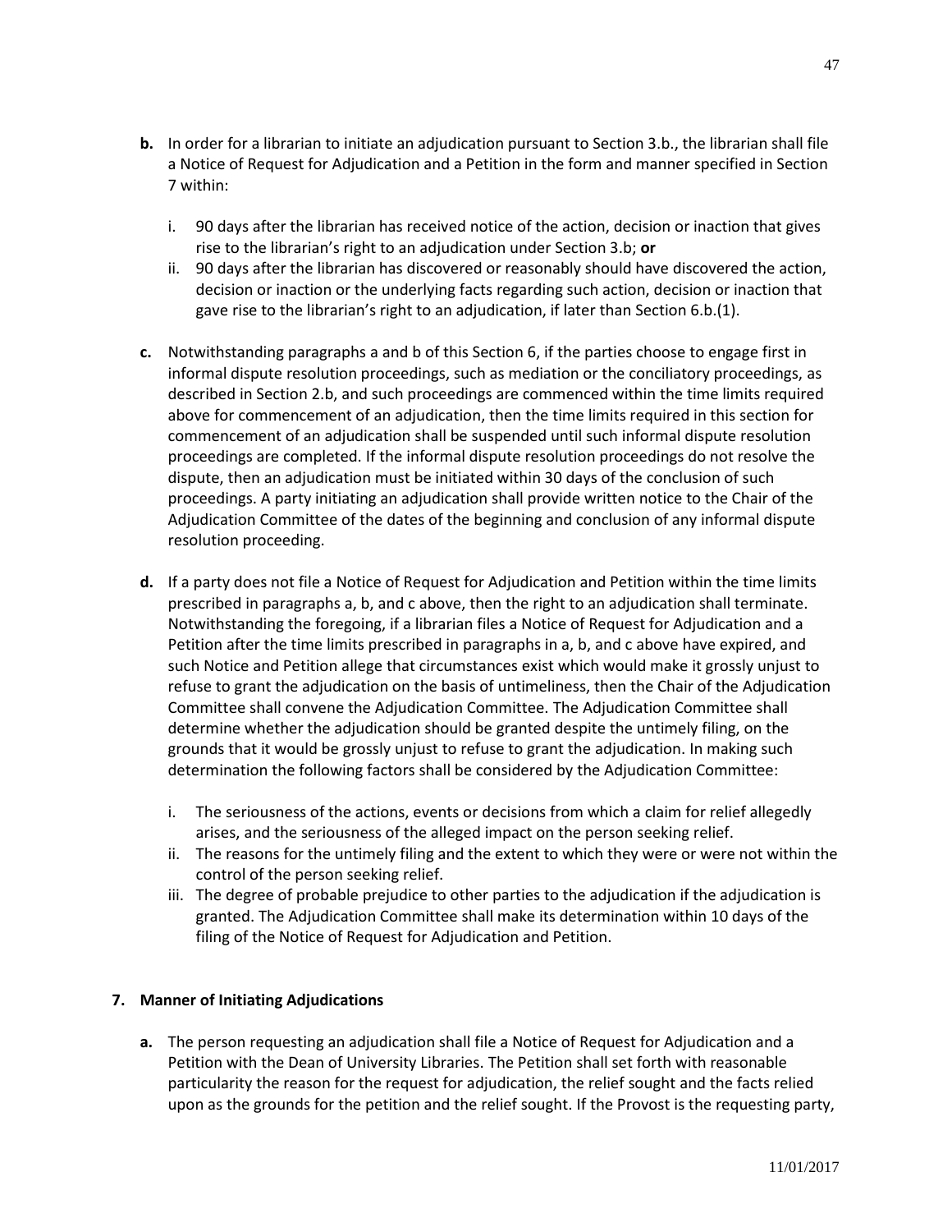**b.** In order for a librarian to initiate an adjudication pursuant to Section 3.b., the librarian shall file a Notice of Request for Adjudication and a Petition in the form and manner specified in Section 7 within:

  i. 90 days after the librarian has received notice of the action, decision or inaction that gives rise to the librarian's right to an adjudication under Section 3.b; **or**
  ii. 90 days after the librarian has discovered or reasonably should have discovered the action, decision or inaction or the underlying facts regarding such action, decision or inaction that gave rise to the librarian's right to an adjudication, if later than Section 6.b.(1).

**c.** Notwithstanding paragraphs a and b of this Section 6, if the parties choose to engage first in informal dispute resolution proceedings, such as mediation or the conciliatory proceedings, as described in Section 2.b, and such proceedings are commenced within the time limits required above for commencement of an adjudication, then the time limits required in this section for commencement of an adjudication shall be suspended until such informal dispute resolution proceedings are completed. If the informal dispute resolution proceedings do not resolve the dispute, then an adjudication must be initiated within 30 days of the conclusion of such proceedings. A party initiating an adjudication shall provide written notice to the Chair of the Adjudication Committee of the dates of the beginning and conclusion of any informal dispute resolution proceeding.

**d.** If a party does not file a Notice of Request for Adjudication and Petition within the time limits prescribed in paragraphs a, b, and c above, then the right to an adjudication shall terminate. Notwithstanding the foregoing, if a librarian files a Notice of Request for Adjudication and a Petition after the time limits prescribed in paragraphs in a, b, and c above have expired, and such Notice and Petition allege that circumstances exist which would make it grossly unjust to refuse to grant the adjudication on the basis of untimeliness, then the Chair of the Adjudication Committee shall convene the Adjudication Committee. The Adjudication Committee shall determine whether the adjudication should be granted despite the untimely filing, on the grounds that it would be grossly unjust to refuse to grant the adjudication. In making such determination the following factors shall be considered by the Adjudication Committee:

  i. The seriousness of the actions, events or decisions from which a claim for relief allegedly arises, and the seriousness of the alleged impact on the person seeking relief.
  ii. The reasons for the untimely filing and the extent to which they were or were not within the control of the person seeking relief.
  iii. The degree of probable prejudice to other parties to the adjudication if the adjudication is granted. The Adjudication Committee shall make its determination within 10 days of the filing of the Notice of Request for Adjudication and Petition.

## 7. Manner of Initiating Adjudications

**a.** The person requesting an adjudication shall file a Notice of Request for Adjudication and a Petition with the Dean of University Libraries. The Petition shall set forth with reasonable particularity the reason for the request for adjudication, the relief sought and the facts relied upon as the grounds for the petition and the relief sought. If the Provost is the requesting party,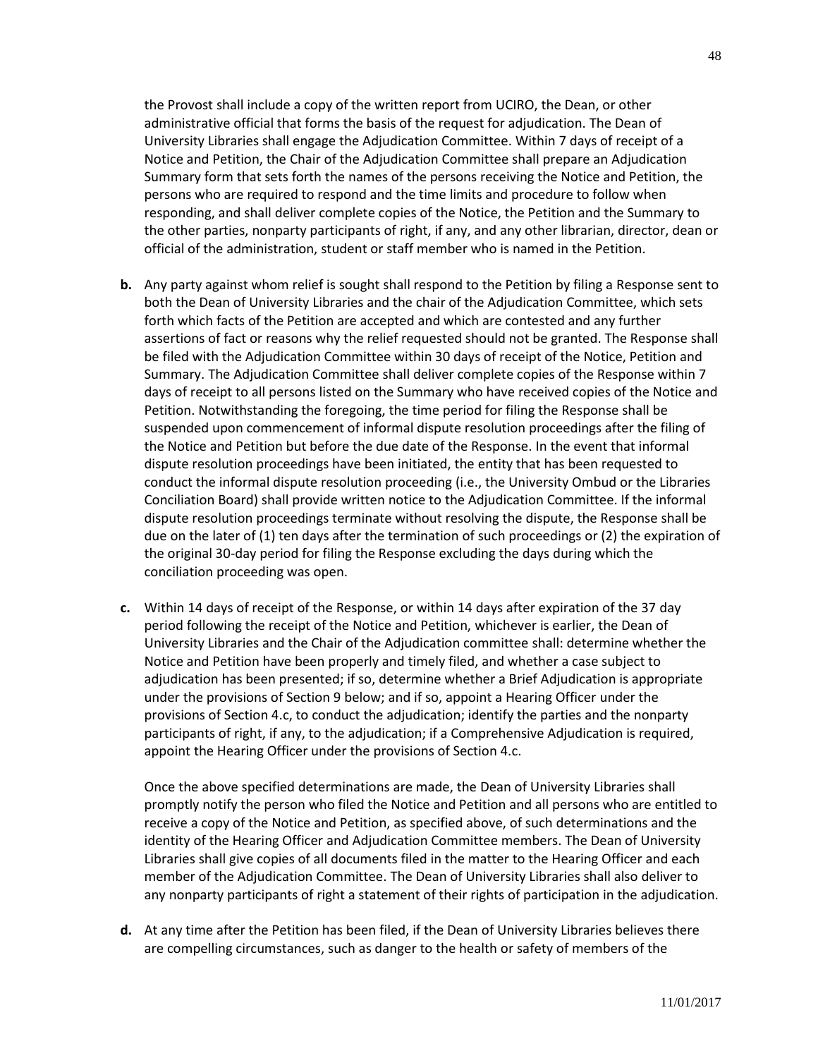the Provost shall include a copy of the written report from UCIRO, the Dean, or other administrative official that forms the basis of the request for adjudication. The Dean of University Libraries shall engage the Adjudication Committee. Within 7 days of receipt of a Notice and Petition, the Chair of the Adjudication Committee shall prepare an Adjudication Summary form that sets forth the names of the persons receiving the Notice and Petition, the persons who are required to respond and the time limits and procedure to follow when responding, and shall deliver complete copies of the Notice, the Petition and the Summary to the other parties, nonparty participants of right, if any, and any other librarian, director, dean or official of the administration, student or staff member who is named in the Petition.

**b.** Any party against whom relief is sought shall respond to the Petition by filing a Response sent to both the Dean of University Libraries and the chair of the Adjudication Committee, which sets forth which facts of the Petition are accepted and which are contested and any further assertions of fact or reasons why the relief requested should not be granted. The Response shall be filed with the Adjudication Committee within 30 days of receipt of the Notice, Petition and Summary. The Adjudication Committee shall deliver complete copies of the Response within 7 days of receipt to all persons listed on the Summary who have received copies of the Notice and Petition. Notwithstanding the foregoing, the time period for filing the Response shall be suspended upon commencement of informal dispute resolution proceedings after the filing of the Notice and Petition but before the due date of the Response. In the event that informal dispute resolution proceedings have been initiated, the entity that has been requested to conduct the informal dispute resolution proceeding (i.e., the University Ombud or the Libraries Conciliation Board) shall provide written notice to the Adjudication Committee. If the informal dispute resolution proceedings terminate without resolving the dispute, the Response shall be due on the later of (1) ten days after the termination of such proceedings or (2) the expiration of the original 30-day period for filing the Response excluding the days during which the conciliation proceeding was open.

**c.** Within 14 days of receipt of the Response, or within 14 days after expiration of the 37 day period following the receipt of the Notice and Petition, whichever is earlier, the Dean of University Libraries and the Chair of the Adjudication committee shall: determine whether the Notice and Petition have been properly and timely filed, and whether a case subject to adjudication has been presented; if so, determine whether a Brief Adjudication is appropriate under the provisions of Section 9 below; and if so, appoint a Hearing Officer under the provisions of Section 4.c, to conduct the adjudication; identify the parties and the nonparty participants of right, if any, to the adjudication; if a Comprehensive Adjudication is required, appoint the Hearing Officer under the provisions of Section 4.c.

Once the above specified determinations are made, the Dean of University Libraries shall promptly notify the person who filed the Notice and Petition and all persons who are entitled to receive a copy of the Notice and Petition, as specified above, of such determinations and the identity of the Hearing Officer and Adjudication Committee members. The Dean of University Libraries shall give copies of all documents filed in the matter to the Hearing Officer and each member of the Adjudication Committee. The Dean of University Libraries shall also deliver to any nonparty participants of right a statement of their rights of participation in the adjudication.

**d.** At any time after the Petition has been filed, if the Dean of University Libraries believes there are compelling circumstances, such as danger to the health or safety of members of the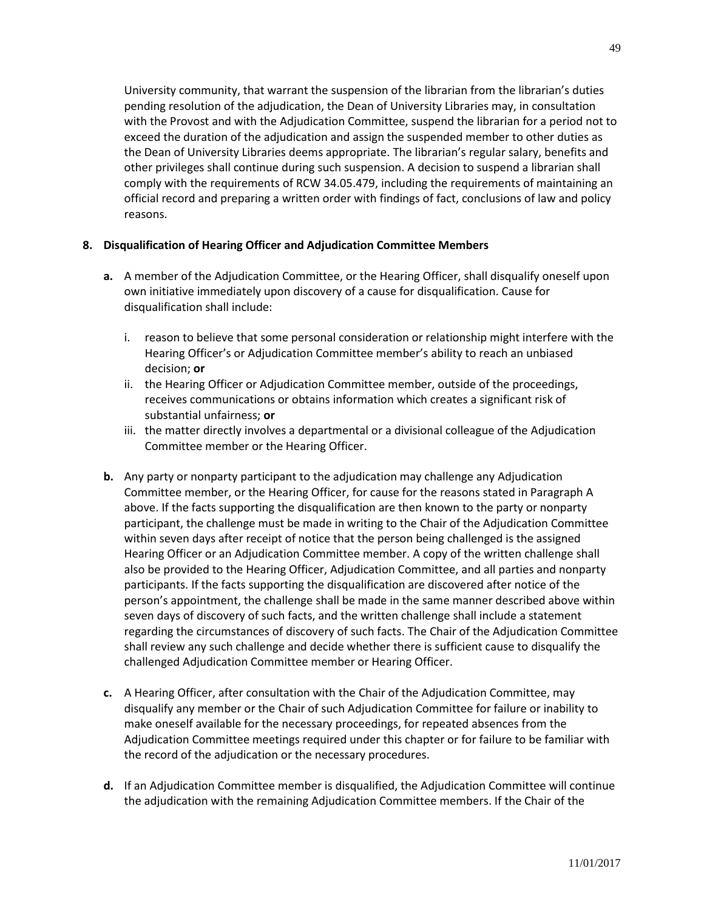University community, that warrant the suspension of the librarian from the librarian's duties pending resolution of the adjudication, the Dean of University Libraries may, in consultation with the Provost and with the Adjudication Committee, suspend the librarian for a period not to exceed the duration of the adjudication and assign the suspended member to other duties as the Dean of University Libraries deems appropriate. The librarian's regular salary, benefits and other privileges shall continue during such suspension. A decision to suspend a librarian shall comply with the requirements of RCW 34.05.479, including the requirements of maintaining an official record and preparing a written order with findings of fact, conclusions of law and policy reasons.

**8. Disqualification of Hearing Officer and Adjudication Committee Members**

- **a.** A member of the Adjudication Committee, or the Hearing Officer, shall disqualify oneself upon own initiative immediately upon discovery of a cause for disqualification. Cause for disqualification shall include:
  - i. reason to believe that some personal consideration or relationship might interfere with the Hearing Officer's or Adjudication Committee member's ability to reach an unbiased decision; **or**
  - ii. the Hearing Officer or Adjudication Committee member, outside of the proceedings, receives communications or obtains information which creates a significant risk of substantial unfairness; **or**
  - iii. the matter directly involves a departmental or a divisional colleague of the Adjudication Committee member or the Hearing Officer.
- **b.** Any party or nonparty participant to the adjudication may challenge any Adjudication Committee member, or the Hearing Officer, for cause for the reasons stated in Paragraph A above. If the facts supporting the disqualification are then known to the party or nonparty participant, the challenge must be made in writing to the Chair of the Adjudication Committee within seven days after receipt of notice that the person being challenged is the assigned Hearing Officer or an Adjudication Committee member. A copy of the written challenge shall also be provided to the Hearing Officer, Adjudication Committee, and all parties and nonparty participants. If the facts supporting the disqualification are discovered after notice of the person's appointment, the challenge shall be made in the same manner described above within seven days of discovery of such facts, and the written challenge shall include a statement regarding the circumstances of discovery of such facts. The Chair of the Adjudication Committee shall review any such challenge and decide whether there is sufficient cause to disqualify the challenged Adjudication Committee member or Hearing Officer.
- **c.** A Hearing Officer, after consultation with the Chair of the Adjudication Committee, may disqualify any member or the Chair of such Adjudication Committee for failure or inability to make oneself available for the necessary proceedings, for repeated absences from the Adjudication Committee meetings required under this chapter or for failure to be familiar with the record of the adjudication or the necessary procedures.
- **d.** If an Adjudication Committee member is disqualified, the Adjudication Committee will continue the adjudication with the remaining Adjudication Committee members. If the Chair of the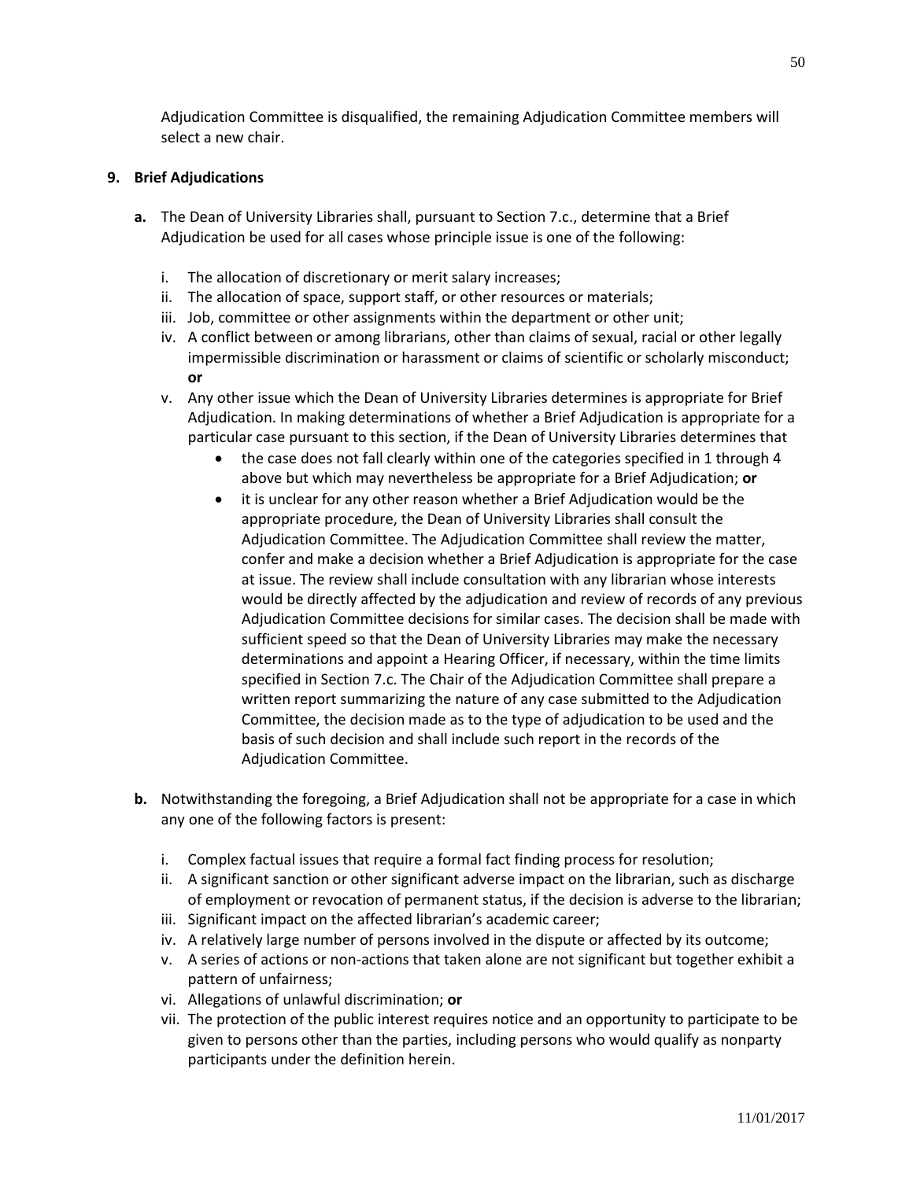Adjudication Committee is disqualified, the remaining Adjudication Committee members will select a new chair.

**9. Brief Adjudications**

**a.** The Dean of University Libraries shall, pursuant to Section 7.c., determine that a Brief Adjudication be used for all cases whose principle issue is one of the following:

   i. The allocation of discretionary or merit salary increases;
   ii. The allocation of space, support staff, or other resources or materials;
   iii. Job, committee or other assignments within the department or other unit;
   iv. A conflict between or among librarians, other than claims of sexual, racial or other legally impermissible discrimination or harassment or claims of scientific or scholarly misconduct; **or**
   v. Any other issue which the Dean of University Libraries determines is appropriate for Brief Adjudication. In making determinations of whether a Brief Adjudication is appropriate for a particular case pursuant to this section, if the Dean of University Libraries determines that
      - the case does not fall clearly within one of the categories specified in 1 through 4 above but which may nevertheless be appropriate for a Brief Adjudication; **or**
      - it is unclear for any other reason whether a Brief Adjudication would be the appropriate procedure, the Dean of University Libraries shall consult the Adjudication Committee. The Adjudication Committee shall review the matter, confer and make a decision whether a Brief Adjudication is appropriate for the case at issue. The review shall include consultation with any librarian whose interests would be directly affected by the adjudication and review of records of any previous Adjudication Committee decisions for similar cases. The decision shall be made with sufficient speed so that the Dean of University Libraries may make the necessary determinations and appoint a Hearing Officer, if necessary, within the time limits specified in Section 7.c. The Chair of the Adjudication Committee shall prepare a written report summarizing the nature of any case submitted to the Adjudication Committee, the decision made as to the type of adjudication to be used and the basis of such decision and shall include such report in the records of the Adjudication Committee.

**b.** Notwithstanding the foregoing, a Brief Adjudication shall not be appropriate for a case in which any one of the following factors is present:

   i. Complex factual issues that require a formal fact finding process for resolution;
   ii. A significant sanction or other significant adverse impact on the librarian, such as discharge of employment or revocation of permanent status, if the decision is adverse to the librarian;
   iii. Significant impact on the affected librarian's academic career;
   iv. A relatively large number of persons involved in the dispute or affected by its outcome;
   v. A series of actions or non-actions that taken alone are not significant but together exhibit a pattern of unfairness;
   vi. Allegations of unlawful discrimination; **or**
   vii. The protection of the public interest requires notice and an opportunity to participate to be given to persons other than the parties, including persons who would qualify as nonparty participants under the definition herein.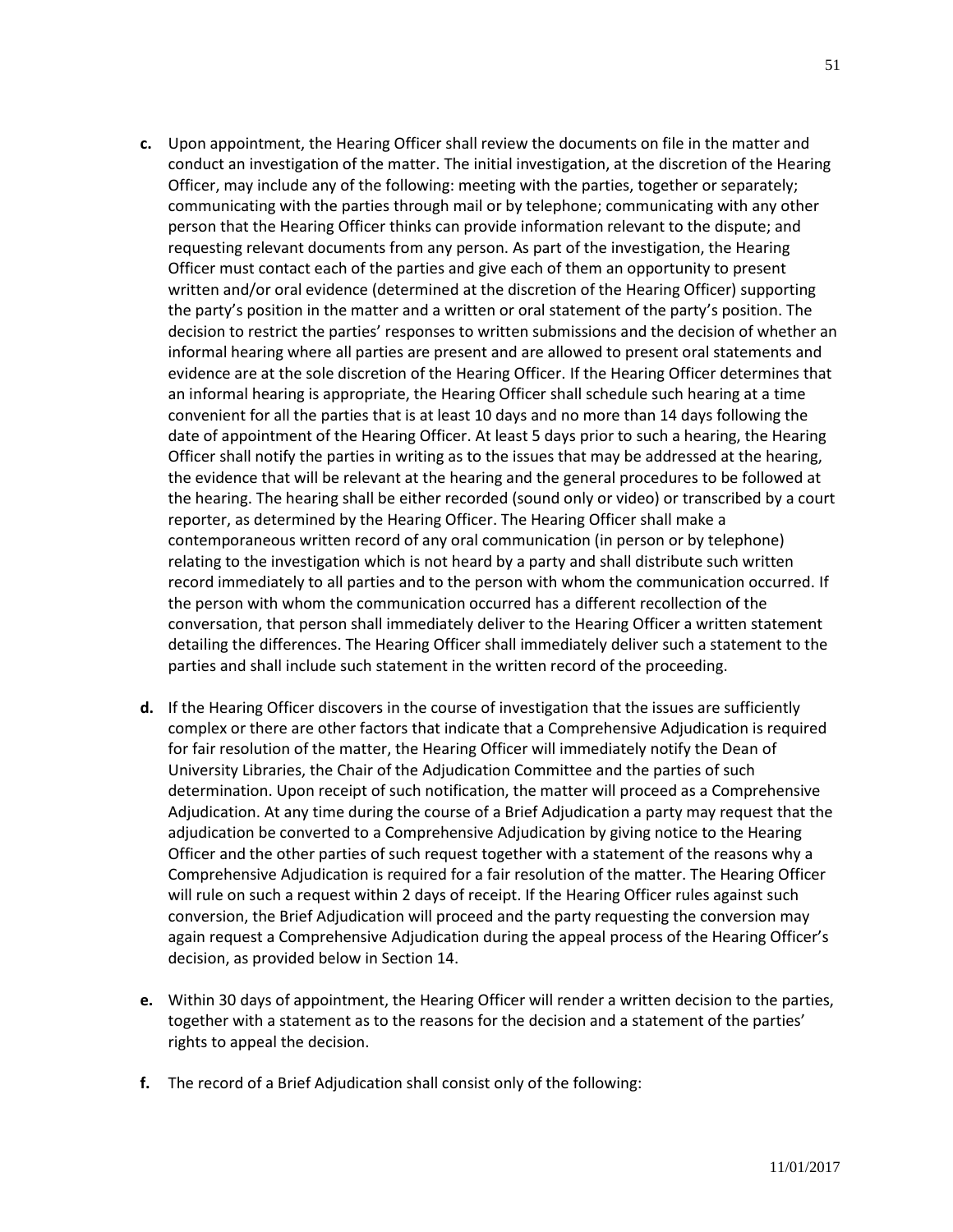**c.** Upon appointment, the Hearing Officer shall review the documents on file in the matter and conduct an investigation of the matter. The initial investigation, at the discretion of the Hearing Officer, may include any of the following: meeting with the parties, together or separately; communicating with the parties through mail or by telephone; communicating with any other person that the Hearing Officer thinks can provide information relevant to the dispute; and requesting relevant documents from any person. As part of the investigation, the Hearing Officer must contact each of the parties and give each of them an opportunity to present written and/or oral evidence (determined at the discretion of the Hearing Officer) supporting the party's position in the matter and a written or oral statement of the party's position. The decision to restrict the parties' responses to written submissions and the decision of whether an informal hearing where all parties are present and are allowed to present oral statements and evidence are at the sole discretion of the Hearing Officer. If the Hearing Officer determines that an informal hearing is appropriate, the Hearing Officer shall schedule such hearing at a time convenient for all the parties that is at least 10 days and no more than 14 days following the date of appointment of the Hearing Officer. At least 5 days prior to such a hearing, the Hearing Officer shall notify the parties in writing as to the issues that may be addressed at the hearing, the evidence that will be relevant at the hearing and the general procedures to be followed at the hearing. The hearing shall be either recorded (sound only or video) or transcribed by a court reporter, as determined by the Hearing Officer. The Hearing Officer shall make a contemporaneous written record of any oral communication (in person or by telephone) relating to the investigation which is not heard by a party and shall distribute such written record immediately to all parties and to the person with whom the communication occurred. If the person with whom the communication occurred has a different recollection of the conversation, that person shall immediately deliver to the Hearing Officer a written statement detailing the differences. The Hearing Officer shall immediately deliver such a statement to the parties and shall include such statement in the written record of the proceeding.

**d.** If the Hearing Officer discovers in the course of investigation that the issues are sufficiently complex or there are other factors that indicate that a Comprehensive Adjudication is required for fair resolution of the matter, the Hearing Officer will immediately notify the Dean of University Libraries, the Chair of the Adjudication Committee and the parties of such determination. Upon receipt of such notification, the matter will proceed as a Comprehensive Adjudication. At any time during the course of a Brief Adjudication a party may request that the adjudication be converted to a Comprehensive Adjudication by giving notice to the Hearing Officer and the other parties of such request together with a statement of the reasons why a Comprehensive Adjudication is required for a fair resolution of the matter. The Hearing Officer will rule on such a request within 2 days of receipt. If the Hearing Officer rules against such conversion, the Brief Adjudication will proceed and the party requesting the conversion may again request a Comprehensive Adjudication during the appeal process of the Hearing Officer's decision, as provided below in Section 14.

**e.** Within 30 days of appointment, the Hearing Officer will render a written decision to the parties, together with a statement as to the reasons for the decision and a statement of the parties' rights to appeal the decision.

**f.** The record of a Brief Adjudication shall consist only of the following: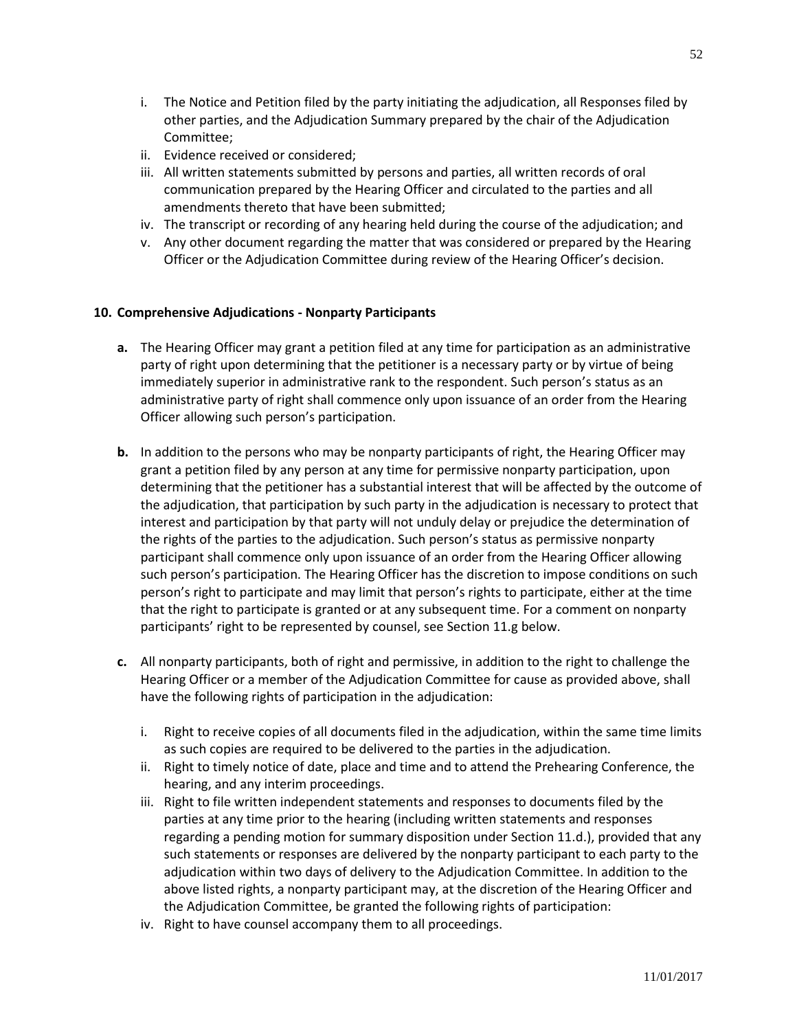i. The Notice and Petition filed by the party initiating the adjudication, all Responses filed by other parties, and the Adjudication Summary prepared by the chair of the Adjudication Committee;
ii. Evidence received or considered;
iii. All written statements submitted by persons and parties, all written records of oral communication prepared by the Hearing Officer and circulated to the parties and all amendments thereto that have been submitted;
iv. The transcript or recording of any hearing held during the course of the adjudication; and
v. Any other document regarding the matter that was considered or prepared by the Hearing Officer or the Adjudication Committee during review of the Hearing Officer's decision.

## 10. Comprehensive Adjudications - Nonparty Participants

**a.** The Hearing Officer may grant a petition filed at any time for participation as an administrative party of right upon determining that the petitioner is a necessary party or by virtue of being immediately superior in administrative rank to the respondent. Such person's status as an administrative party of right shall commence only upon issuance of an order from the Hearing Officer allowing such person's participation.

**b.** In addition to the persons who may be nonparty participants of right, the Hearing Officer may grant a petition filed by any person at any time for permissive nonparty participation, upon determining that the petitioner has a substantial interest that will be affected by the outcome of the adjudication, that participation by such party in the adjudication is necessary to protect that interest and participation by that party will not unduly delay or prejudice the determination of the rights of the parties to the adjudication. Such person's status as permissive nonparty participant shall commence only upon issuance of an order from the Hearing Officer allowing such person's participation. The Hearing Officer has the discretion to impose conditions on such person's right to participate and may limit that person's rights to participate, either at the time that the right to participate is granted or at any subsequent time. For a comment on nonparty participants' right to be represented by counsel, see Section 11.g below.

**c.** All nonparty participants, both of right and permissive, in addition to the right to challenge the Hearing Officer or a member of the Adjudication Committee for cause as provided above, shall have the following rights of participation in the adjudication:

i. Right to receive copies of all documents filed in the adjudication, within the same time limits as such copies are required to be delivered to the parties in the adjudication.
ii. Right to timely notice of date, place and time and to attend the Prehearing Conference, the hearing, and any interim proceedings.
iii. Right to file written independent statements and responses to documents filed by the parties at any time prior to the hearing (including written statements and responses regarding a pending motion for summary disposition under Section 11.d.), provided that any such statements or responses are delivered by the nonparty participant to each party to the adjudication within two days of delivery to the Adjudication Committee. In addition to the above listed rights, a nonparty participant may, at the discretion of the Hearing Officer and the Adjudication Committee, be granted the following rights of participation:
iv. Right to have counsel accompany them to all proceedings.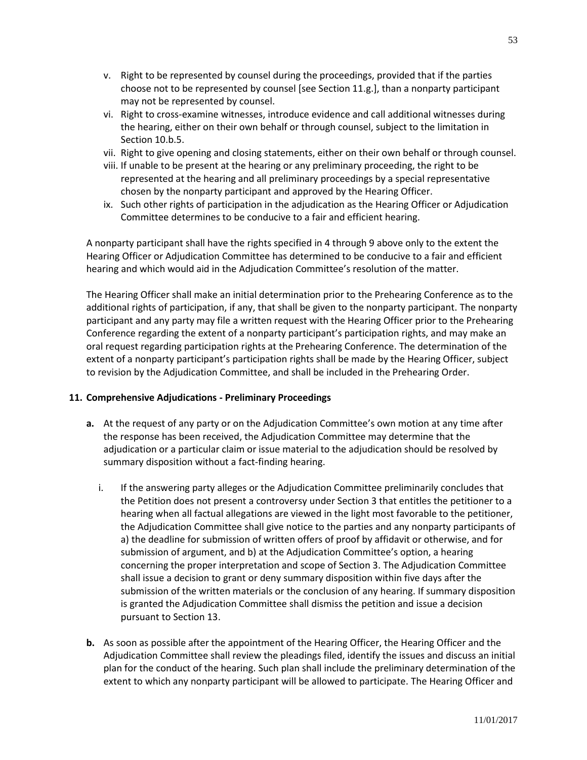v. Right to be represented by counsel during the proceedings, provided that if the parties choose not to be represented by counsel [see Section 11.g.], than a nonparty participant may not be represented by counsel.
vi. Right to cross-examine witnesses, introduce evidence and call additional witnesses during the hearing, either on their own behalf or through counsel, subject to the limitation in Section 10.b.5.
vii. Right to give opening and closing statements, either on their own behalf or through counsel.
viii. If unable to be present at the hearing or any preliminary proceeding, the right to be represented at the hearing and all preliminary proceedings by a special representative chosen by the nonparty participant and approved by the Hearing Officer.
ix. Such other rights of participation in the adjudication as the Hearing Officer or Adjudication Committee determines to be conducive to a fair and efficient hearing.

A nonparty participant shall have the rights specified in 4 through 9 above only to the extent the Hearing Officer or Adjudication Committee has determined to be conducive to a fair and efficient hearing and which would aid in the Adjudication Committee's resolution of the matter.

The Hearing Officer shall make an initial determination prior to the Prehearing Conference as to the additional rights of participation, if any, that shall be given to the nonparty participant. The nonparty participant and any party may file a written request with the Hearing Officer prior to the Prehearing Conference regarding the extent of a nonparty participant's participation rights, and may make an oral request regarding participation rights at the Prehearing Conference. The determination of the extent of a nonparty participant's participation rights shall be made by the Hearing Officer, subject to revision by the Adjudication Committee, and shall be included in the Prehearing Order.

**11. Comprehensive Adjudications - Preliminary Proceedings**

**a.** At the request of any party or on the Adjudication Committee's own motion at any time after the response has been received, the Adjudication Committee may determine that the adjudication or a particular claim or issue material to the adjudication should be resolved by summary disposition without a fact-finding hearing.

i. If the answering party alleges or the Adjudication Committee preliminarily concludes that the Petition does not present a controversy under Section 3 that entitles the petitioner to a hearing when all factual allegations are viewed in the light most favorable to the petitioner, the Adjudication Committee shall give notice to the parties and any nonparty participants of a) the deadline for submission of written offers of proof by affidavit or otherwise, and for submission of argument, and b) at the Adjudication Committee's option, a hearing concerning the proper interpretation and scope of Section 3. The Adjudication Committee shall issue a decision to grant or deny summary disposition within five days after the submission of the written materials or the conclusion of any hearing. If summary disposition is granted the Adjudication Committee shall dismiss the petition and issue a decision pursuant to Section 13.

**b.** As soon as possible after the appointment of the Hearing Officer, the Hearing Officer and the Adjudication Committee shall review the pleadings filed, identify the issues and discuss an initial plan for the conduct of the hearing. Such plan shall include the preliminary determination of the extent to which any nonparty participant will be allowed to participate. The Hearing Officer and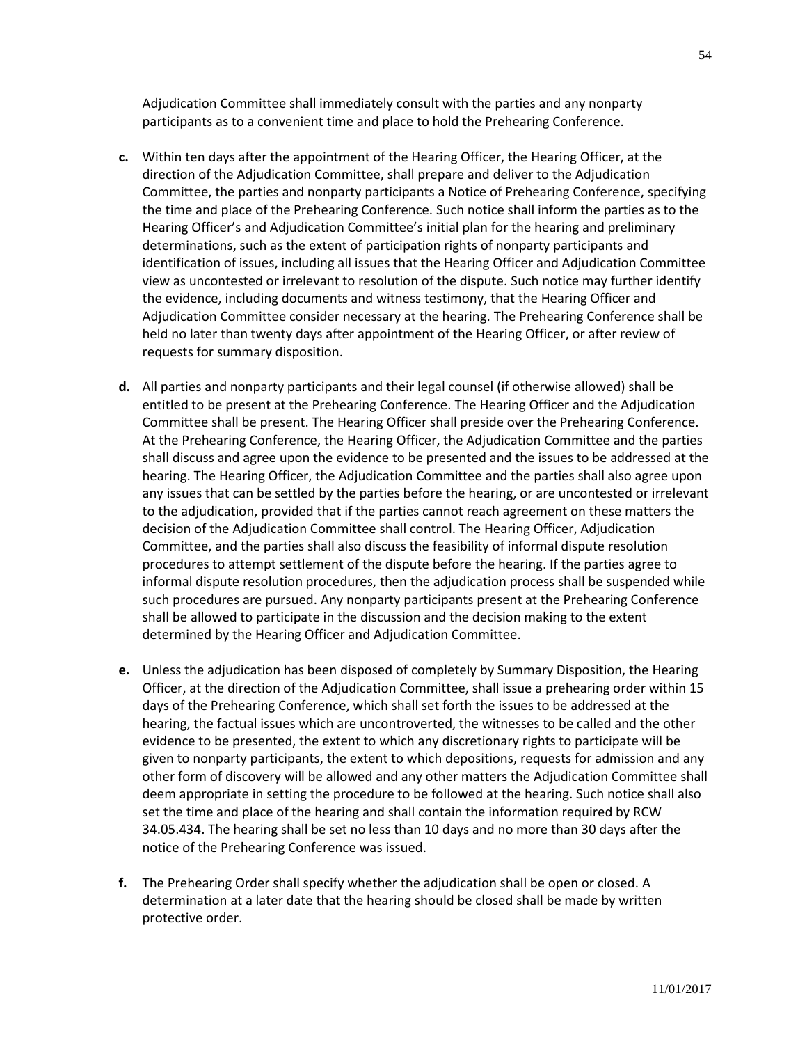Adjudication Committee shall immediately consult with the parties and any nonparty participants as to a convenient time and place to hold the Prehearing Conference.

**c.** Within ten days after the appointment of the Hearing Officer, the Hearing Officer, at the direction of the Adjudication Committee, shall prepare and deliver to the Adjudication Committee, the parties and nonparty participants a Notice of Prehearing Conference, specifying the time and place of the Prehearing Conference. Such notice shall inform the parties as to the Hearing Officer's and Adjudication Committee's initial plan for the hearing and preliminary determinations, such as the extent of participation rights of nonparty participants and identification of issues, including all issues that the Hearing Officer and Adjudication Committee view as uncontested or irrelevant to resolution of the dispute. Such notice may further identify the evidence, including documents and witness testimony, that the Hearing Officer and Adjudication Committee consider necessary at the hearing. The Prehearing Conference shall be held no later than twenty days after appointment of the Hearing Officer, or after review of requests for summary disposition.

**d.** All parties and nonparty participants and their legal counsel (if otherwise allowed) shall be entitled to be present at the Prehearing Conference. The Hearing Officer and the Adjudication Committee shall be present. The Hearing Officer shall preside over the Prehearing Conference. At the Prehearing Conference, the Hearing Officer, the Adjudication Committee and the parties shall discuss and agree upon the evidence to be presented and the issues to be addressed at the hearing. The Hearing Officer, the Adjudication Committee and the parties shall also agree upon any issues that can be settled by the parties before the hearing, or are uncontested or irrelevant to the adjudication, provided that if the parties cannot reach agreement on these matters the decision of the Adjudication Committee shall control. The Hearing Officer, Adjudication Committee, and the parties shall also discuss the feasibility of informal dispute resolution procedures to attempt settlement of the dispute before the hearing. If the parties agree to informal dispute resolution procedures, then the adjudication process shall be suspended while such procedures are pursued. Any nonparty participants present at the Prehearing Conference shall be allowed to participate in the discussion and the decision making to the extent determined by the Hearing Officer and Adjudication Committee.

**e.** Unless the adjudication has been disposed of completely by Summary Disposition, the Hearing Officer, at the direction of the Adjudication Committee, shall issue a prehearing order within 15 days of the Prehearing Conference, which shall set forth the issues to be addressed at the hearing, the factual issues which are uncontroverted, the witnesses to be called and the other evidence to be presented, the extent to which any discretionary rights to participate will be given to nonparty participants, the extent to which depositions, requests for admission and any other form of discovery will be allowed and any other matters the Adjudication Committee shall deem appropriate in setting the procedure to be followed at the hearing. Such notice shall also set the time and place of the hearing and shall contain the information required by RCW 34.05.434. The hearing shall be set no less than 10 days and no more than 30 days after the notice of the Prehearing Conference was issued.

**f.** The Prehearing Order shall specify whether the adjudication shall be open or closed. A determination at a later date that the hearing should be closed shall be made by written protective order.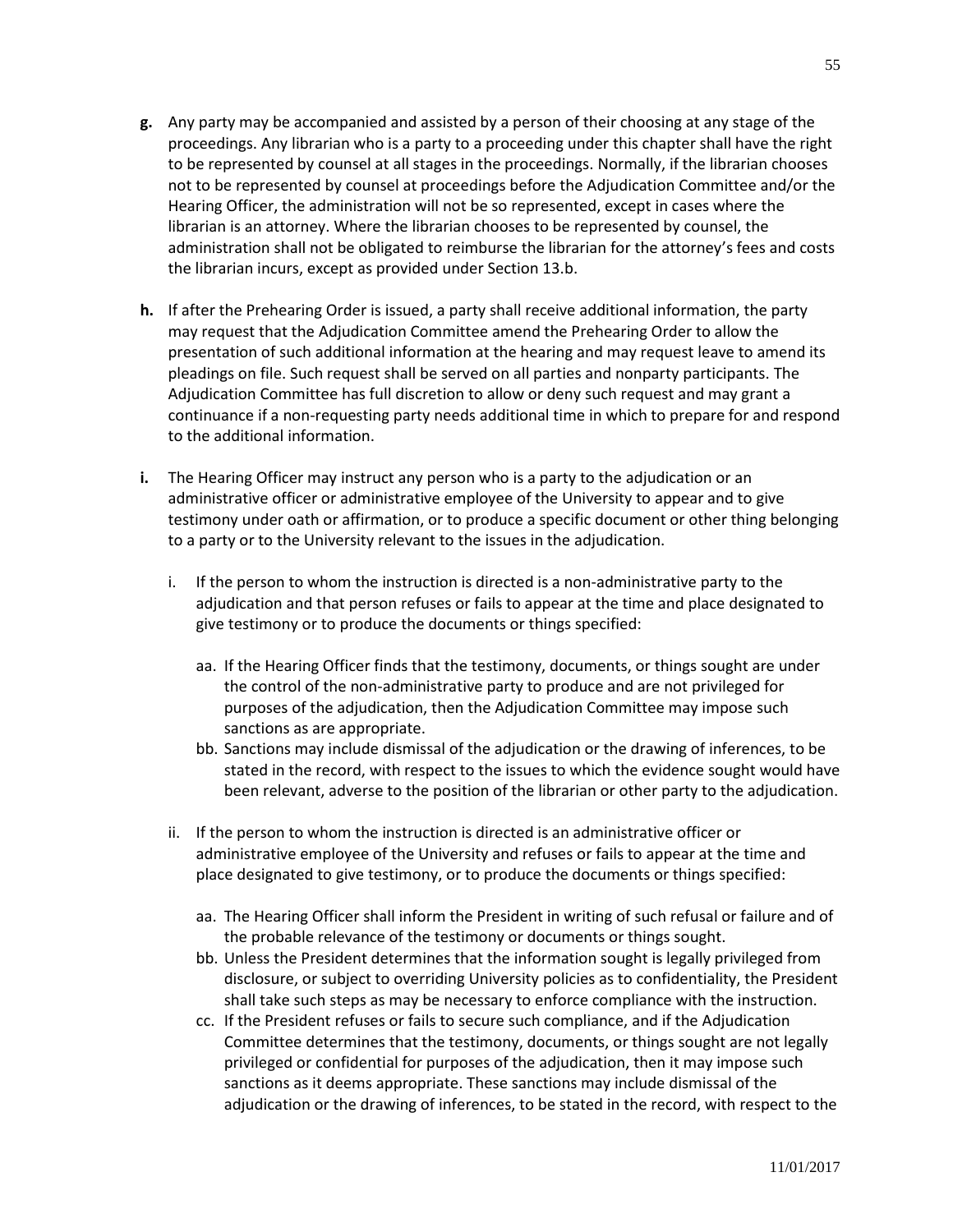**g.** Any party may be accompanied and assisted by a person of their choosing at any stage of the proceedings. Any librarian who is a party to a proceeding under this chapter shall have the right to be represented by counsel at all stages in the proceedings. Normally, if the librarian chooses not to be represented by counsel at proceedings before the Adjudication Committee and/or the Hearing Officer, the administration will not be so represented, except in cases where the librarian is an attorney. Where the librarian chooses to be represented by counsel, the administration shall not be obligated to reimburse the librarian for the attorney's fees and costs the librarian incurs, except as provided under Section 13.b.

**h.** If after the Prehearing Order is issued, a party shall receive additional information, the party may request that the Adjudication Committee amend the Prehearing Order to allow the presentation of such additional information at the hearing and may request leave to amend its pleadings on file. Such request shall be served on all parties and nonparty participants. The Adjudication Committee has full discretion to allow or deny such request and may grant a continuance if a non-requesting party needs additional time in which to prepare for and respond to the additional information.

**i.** The Hearing Officer may instruct any person who is a party to the adjudication or an administrative officer or administrative employee of the University to appear and to give testimony under oath or affirmation, or to produce a specific document or other thing belonging to a party or to the University relevant to the issues in the adjudication.

i. If the person to whom the instruction is directed is a non-administrative party to the adjudication and that person refuses or fails to appear at the time and place designated to give testimony or to produce the documents or things specified:

aa. If the Hearing Officer finds that the testimony, documents, or things sought are under the control of the non-administrative party to produce and are not privileged for purposes of the adjudication, then the Adjudication Committee may impose such sanctions as are appropriate.

bb. Sanctions may include dismissal of the adjudication or the drawing of inferences, to be stated in the record, with respect to the issues to which the evidence sought would have been relevant, adverse to the position of the librarian or other party to the adjudication.

ii. If the person to whom the instruction is directed is an administrative officer or administrative employee of the University and refuses or fails to appear at the time and place designated to give testimony, or to produce the documents or things specified:

aa. The Hearing Officer shall inform the President in writing of such refusal or failure and of the probable relevance of the testimony or documents or things sought.

bb. Unless the President determines that the information sought is legally privileged from disclosure, or subject to overriding University policies as to confidentiality, the President shall take such steps as may be necessary to enforce compliance with the instruction.

cc. If the President refuses or fails to secure such compliance, and if the Adjudication Committee determines that the testimony, documents, or things sought are not legally privileged or confidential for purposes of the adjudication, then it may impose such sanctions as it deems appropriate. These sanctions may include dismissal of the adjudication or the drawing of inferences, to be stated in the record, with respect to the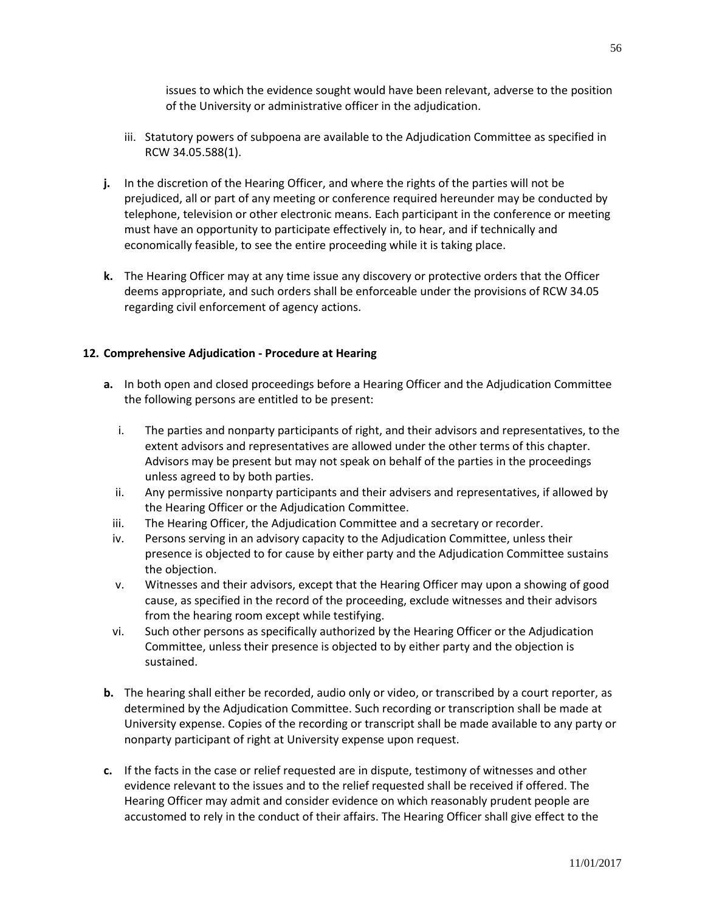issues to which the evidence sought would have been relevant, adverse to the position of the University or administrative officer in the adjudication.

iii. Statutory powers of subpoena are available to the Adjudication Committee as specified in RCW 34.05.588(1).

**j.** In the discretion of the Hearing Officer, and where the rights of the parties will not be prejudiced, all or part of any meeting or conference required hereunder may be conducted by telephone, television or other electronic means. Each participant in the conference or meeting must have an opportunity to participate effectively in, to hear, and if technically and economically feasible, to see the entire proceeding while it is taking place.

**k.** The Hearing Officer may at any time issue any discovery or protective orders that the Officer deems appropriate, and such orders shall be enforceable under the provisions of RCW 34.05 regarding civil enforcement of agency actions.

### 12. Comprehensive Adjudication - Procedure at Hearing

**a.** In both open and closed proceedings before a Hearing Officer and the Adjudication Committee the following persons are entitled to be present:

i. The parties and nonparty participants of right, and their advisors and representatives, to the extent advisors and representatives are allowed under the other terms of this chapter. Advisors may be present but may not speak on behalf of the parties in the proceedings unless agreed to by both parties.

ii. Any permissive nonparty participants and their advisers and representatives, if allowed by the Hearing Officer or the Adjudication Committee.

iii. The Hearing Officer, the Adjudication Committee and a secretary or recorder.

iv. Persons serving in an advisory capacity to the Adjudication Committee, unless their presence is objected to for cause by either party and the Adjudication Committee sustains the objection.

v. Witnesses and their advisors, except that the Hearing Officer may upon a showing of good cause, as specified in the record of the proceeding, exclude witnesses and their advisors from the hearing room except while testifying.

vi. Such other persons as specifically authorized by the Hearing Officer or the Adjudication Committee, unless their presence is objected to by either party and the objection is sustained.

**b.** The hearing shall either be recorded, audio only or video, or transcribed by a court reporter, as determined by the Adjudication Committee. Such recording or transcription shall be made at University expense. Copies of the recording or transcript shall be made available to any party or nonparty participant of right at University expense upon request.

**c.** If the facts in the case or relief requested are in dispute, testimony of witnesses and other evidence relevant to the issues and to the relief requested shall be received if offered. The Hearing Officer may admit and consider evidence on which reasonably prudent people are accustomed to rely in the conduct of their affairs. The Hearing Officer shall give effect to the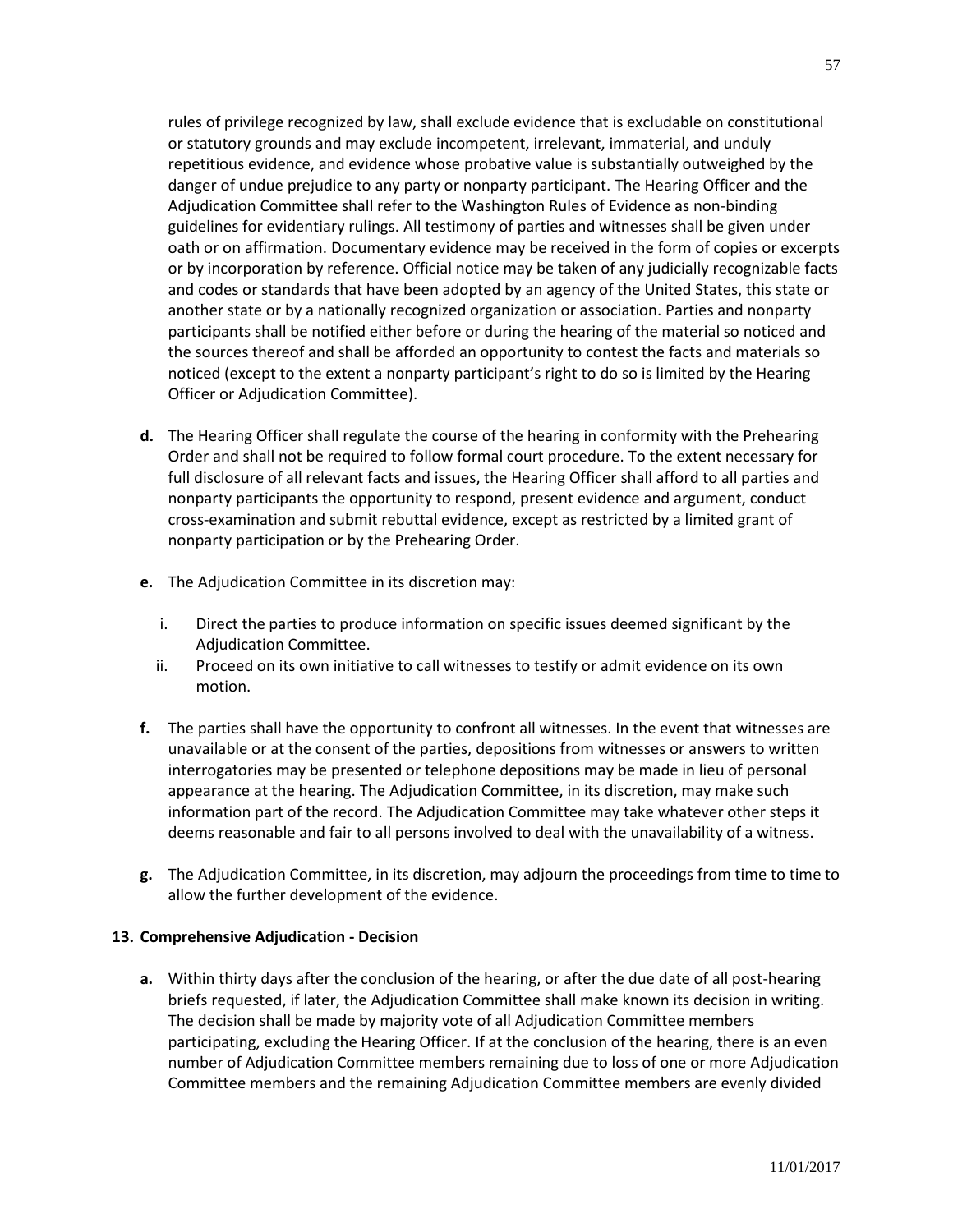rules of privilege recognized by law, shall exclude evidence that is excludable on constitutional or statutory grounds and may exclude incompetent, irrelevant, immaterial, and unduly repetitious evidence, and evidence whose probative value is substantially outweighed by the danger of undue prejudice to any party or nonparty participant. The Hearing Officer and the Adjudication Committee shall refer to the Washington Rules of Evidence as non-binding guidelines for evidentiary rulings. All testimony of parties and witnesses shall be given under oath or on affirmation. Documentary evidence may be received in the form of copies or excerpts or by incorporation by reference. Official notice may be taken of any judicially recognizable facts and codes or standards that have been adopted by an agency of the United States, this state or another state or by a nationally recognized organization or association. Parties and nonparty participants shall be notified either before or during the hearing of the material so noticed and the sources thereof and shall be afforded an opportunity to contest the facts and materials so noticed (except to the extent a nonparty participant's right to do so is limited by the Hearing Officer or Adjudication Committee).

**d.** The Hearing Officer shall regulate the course of the hearing in conformity with the Prehearing Order and shall not be required to follow formal court procedure. To the extent necessary for full disclosure of all relevant facts and issues, the Hearing Officer shall afford to all parties and nonparty participants the opportunity to respond, present evidence and argument, conduct cross-examination and submit rebuttal evidence, except as restricted by a limited grant of nonparty participation or by the Prehearing Order.

**e.** The Adjudication Committee in its discretion may:

i. Direct the parties to produce information on specific issues deemed significant by the Adjudication Committee.

ii. Proceed on its own initiative to call witnesses to testify or admit evidence on its own motion.

**f.** The parties shall have the opportunity to confront all witnesses. In the event that witnesses are unavailable or at the consent of the parties, depositions from witnesses or answers to written interrogatories may be presented or telephone depositions may be made in lieu of personal appearance at the hearing. The Adjudication Committee, in its discretion, may make such information part of the record. The Adjudication Committee may take whatever other steps it deems reasonable and fair to all persons involved to deal with the unavailability of a witness.

**g.** The Adjudication Committee, in its discretion, may adjourn the proceedings from time to time to allow the further development of the evidence.

**13. Comprehensive Adjudication - Decision**

**a.** Within thirty days after the conclusion of the hearing, or after the due date of all post-hearing briefs requested, if later, the Adjudication Committee shall make known its decision in writing. The decision shall be made by majority vote of all Adjudication Committee members participating, excluding the Hearing Officer. If at the conclusion of the hearing, there is an even number of Adjudication Committee members remaining due to loss of one or more Adjudication Committee members and the remaining Adjudication Committee members are evenly divided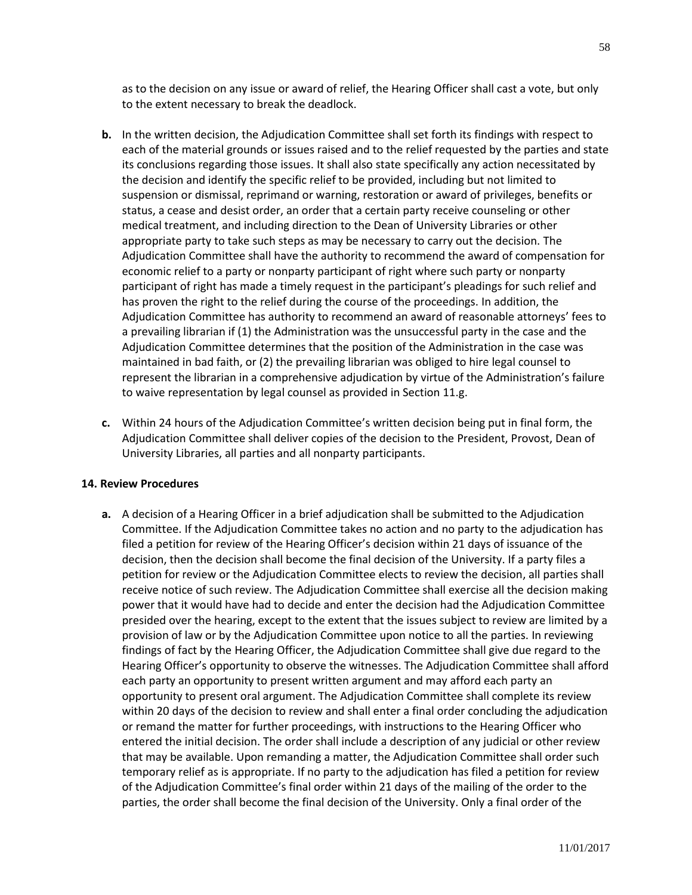as to the decision on any issue or award of relief, the Hearing Officer shall cast a vote, but only to the extent necessary to break the deadlock.

**b.** In the written decision, the Adjudication Committee shall set forth its findings with respect to each of the material grounds or issues raised and to the relief requested by the parties and state its conclusions regarding those issues. It shall also state specifically any action necessitated by the decision and identify the specific relief to be provided, including but not limited to suspension or dismissal, reprimand or warning, restoration or award of privileges, benefits or status, a cease and desist order, an order that a certain party receive counseling or other medical treatment, and including direction to the Dean of University Libraries or other appropriate party to take such steps as may be necessary to carry out the decision. The Adjudication Committee shall have the authority to recommend the award of compensation for economic relief to a party or nonparty participant of right where such party or nonparty participant of right has made a timely request in the participant's pleadings for such relief and has proven the right to the relief during the course of the proceedings. In addition, the Adjudication Committee has authority to recommend an award of reasonable attorneys' fees to a prevailing librarian if (1) the Administration was the unsuccessful party in the case and the Adjudication Committee determines that the position of the Administration in the case was maintained in bad faith, or (2) the prevailing librarian was obliged to hire legal counsel to represent the librarian in a comprehensive adjudication by virtue of the Administration's failure to waive representation by legal counsel as provided in Section 11.g.

**c.** Within 24 hours of the Adjudication Committee's written decision being put in final form, the Adjudication Committee shall deliver copies of the decision to the President, Provost, Dean of University Libraries, all parties and all nonparty participants.

### 14. Review Procedures

**a.** A decision of a Hearing Officer in a brief adjudication shall be submitted to the Adjudication Committee. If the Adjudication Committee takes no action and no party to the adjudication has filed a petition for review of the Hearing Officer's decision within 21 days of issuance of the decision, then the decision shall become the final decision of the University. If a party files a petition for review or the Adjudication Committee elects to review the decision, all parties shall receive notice of such review. The Adjudication Committee shall exercise all the decision making power that it would have had to decide and enter the decision had the Adjudication Committee presided over the hearing, except to the extent that the issues subject to review are limited by a provision of law or by the Adjudication Committee upon notice to all the parties. In reviewing findings of fact by the Hearing Officer, the Adjudication Committee shall give due regard to the Hearing Officer's opportunity to observe the witnesses. The Adjudication Committee shall afford each party an opportunity to present written argument and may afford each party an opportunity to present oral argument. The Adjudication Committee shall complete its review within 20 days of the decision to review and shall enter a final order concluding the adjudication or remand the matter for further proceedings, with instructions to the Hearing Officer who entered the initial decision. The order shall include a description of any judicial or other review that may be available. Upon remanding a matter, the Adjudication Committee shall order such temporary relief as is appropriate. If no party to the adjudication has filed a petition for review of the Adjudication Committee's final order within 21 days of the mailing of the order to the parties, the order shall become the final decision of the University. Only a final order of the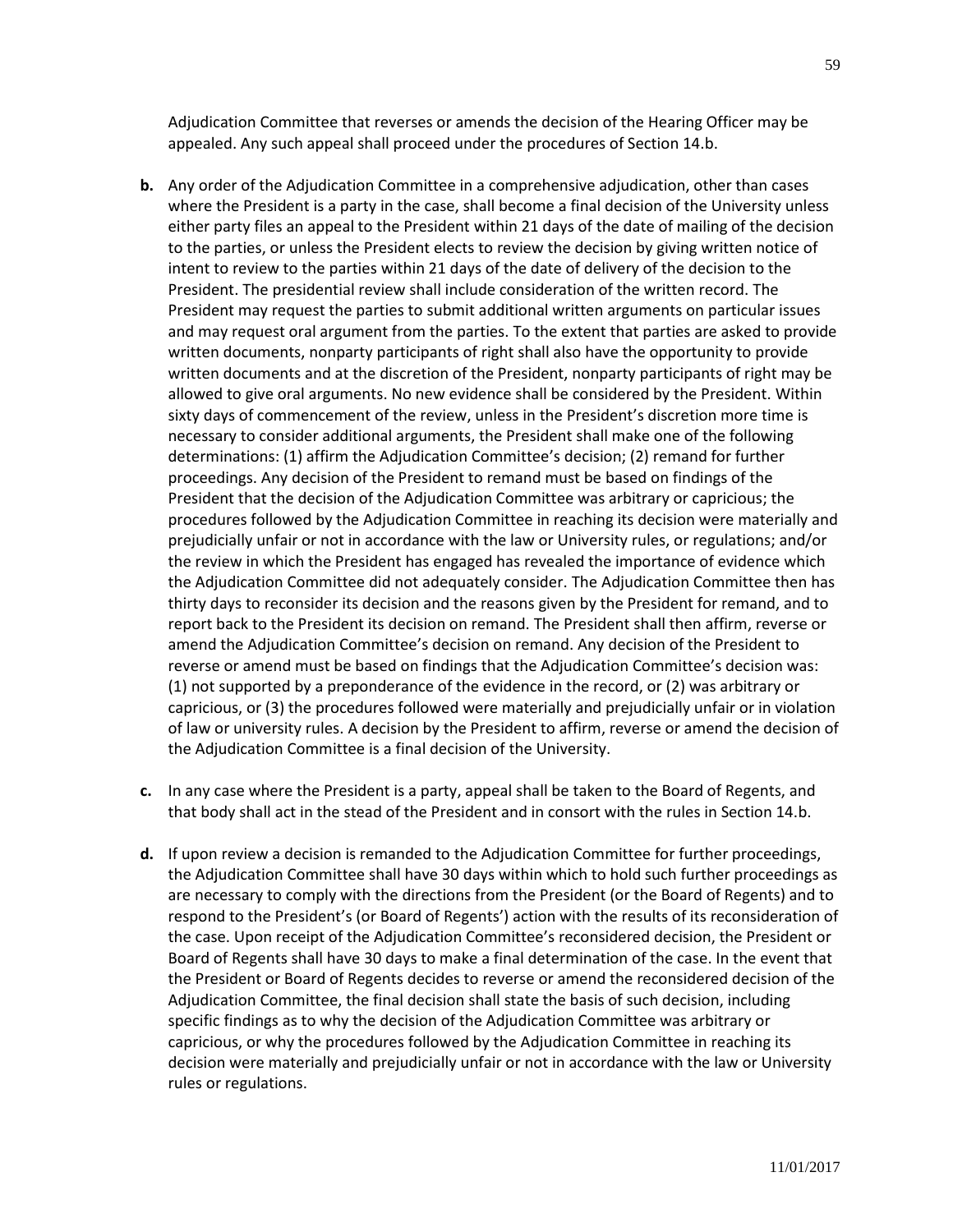Adjudication Committee that reverses or amends the decision of the Hearing Officer may be appealed. Any such appeal shall proceed under the procedures of Section 14.b.

**b.** Any order of the Adjudication Committee in a comprehensive adjudication, other than cases where the President is a party in the case, shall become a final decision of the University unless either party files an appeal to the President within 21 days of the date of mailing of the decision to the parties, or unless the President elects to review the decision by giving written notice of intent to review to the parties within 21 days of the date of delivery of the decision to the President. The presidential review shall include consideration of the written record. The President may request the parties to submit additional written arguments on particular issues and may request oral argument from the parties. To the extent that parties are asked to provide written documents, nonparty participants of right shall also have the opportunity to provide written documents and at the discretion of the President, nonparty participants of right may be allowed to give oral arguments. No new evidence shall be considered by the President. Within sixty days of commencement of the review, unless in the President's discretion more time is necessary to consider additional arguments, the President shall make one of the following determinations: (1) affirm the Adjudication Committee's decision; (2) remand for further proceedings. Any decision of the President to remand must be based on findings of the President that the decision of the Adjudication Committee was arbitrary or capricious; the procedures followed by the Adjudication Committee in reaching its decision were materially and prejudicially unfair or not in accordance with the law or University rules, or regulations; and/or the review in which the President has engaged has revealed the importance of evidence which the Adjudication Committee did not adequately consider. The Adjudication Committee then has thirty days to reconsider its decision and the reasons given by the President for remand, and to report back to the President its decision on remand. The President shall then affirm, reverse or amend the Adjudication Committee's decision on remand. Any decision of the President to reverse or amend must be based on findings that the Adjudication Committee's decision was: (1) not supported by a preponderance of the evidence in the record, or (2) was arbitrary or capricious, or (3) the procedures followed were materially and prejudicially unfair or in violation of law or university rules. A decision by the President to affirm, reverse or amend the decision of the Adjudication Committee is a final decision of the University.

**c.** In any case where the President is a party, appeal shall be taken to the Board of Regents, and that body shall act in the stead of the President and in consort with the rules in Section 14.b.

**d.** If upon review a decision is remanded to the Adjudication Committee for further proceedings, the Adjudication Committee shall have 30 days within which to hold such further proceedings as are necessary to comply with the directions from the President (or the Board of Regents) and to respond to the President's (or Board of Regents') action with the results of its reconsideration of the case. Upon receipt of the Adjudication Committee's reconsidered decision, the President or Board of Regents shall have 30 days to make a final determination of the case. In the event that the President or Board of Regents decides to reverse or amend the reconsidered decision of the Adjudication Committee, the final decision shall state the basis of such decision, including specific findings as to why the decision of the Adjudication Committee was arbitrary or capricious, or why the procedures followed by the Adjudication Committee in reaching its decision were materially and prejudicially unfair or not in accordance with the law or University rules or regulations.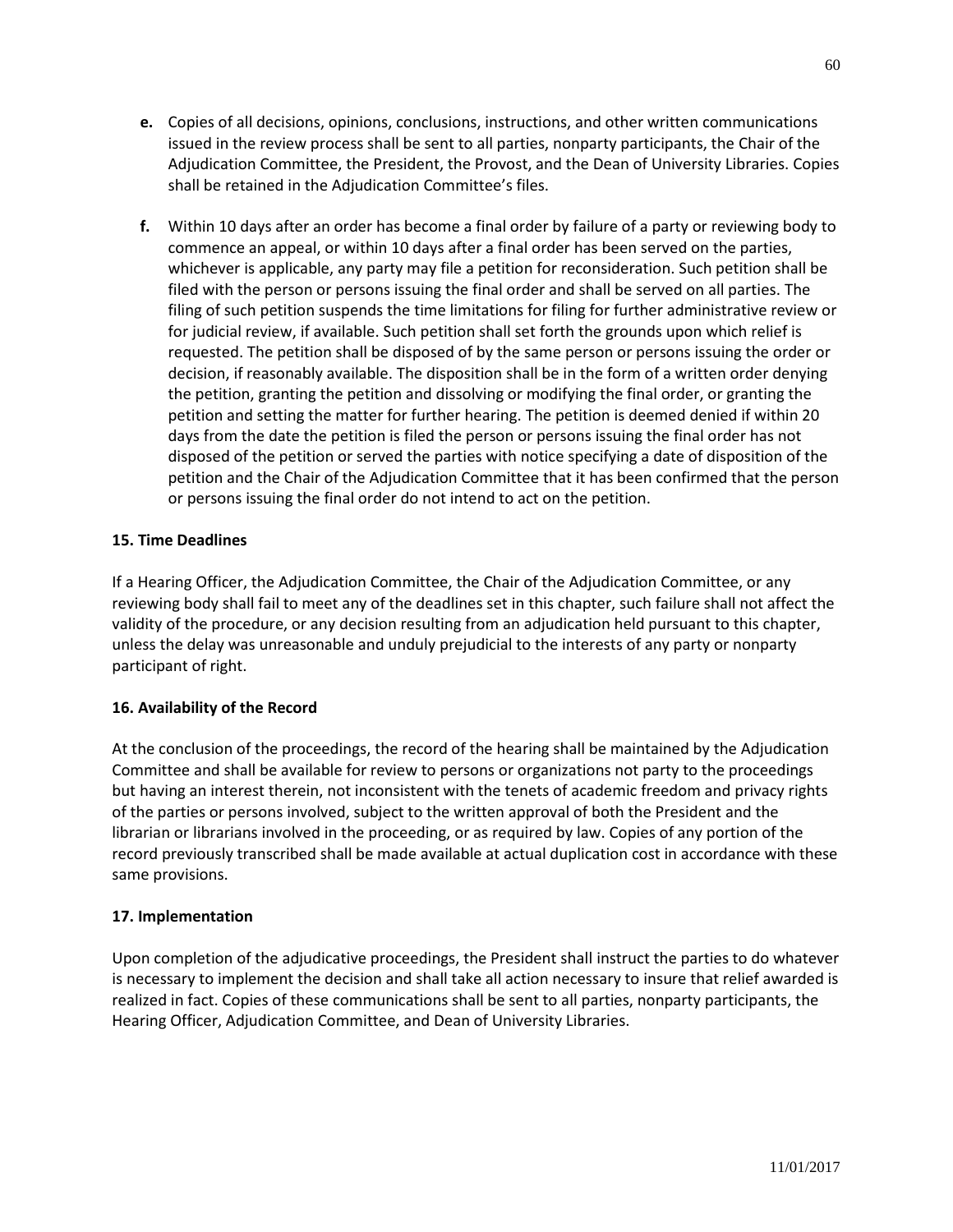**e.** Copies of all decisions, opinions, conclusions, instructions, and other written communications issued in the review process shall be sent to all parties, nonparty participants, the Chair of the Adjudication Committee, the President, the Provost, and the Dean of University Libraries. Copies shall be retained in the Adjudication Committee's files.

**f.** Within 10 days after an order has become a final order by failure of a party or reviewing body to commence an appeal, or within 10 days after a final order has been served on the parties, whichever is applicable, any party may file a petition for reconsideration. Such petition shall be filed with the person or persons issuing the final order and shall be served on all parties. The filing of such petition suspends the time limitations for filing for further administrative review or for judicial review, if available. Such petition shall set forth the grounds upon which relief is requested. The petition shall be disposed of by the same person or persons issuing the order or decision, if reasonably available. The disposition shall be in the form of a written order denying the petition, granting the petition and dissolving or modifying the final order, or granting the petition and setting the matter for further hearing. The petition is deemed denied if within 20 days from the date the petition is filed the person or persons issuing the final order has not disposed of the petition or served the parties with notice specifying a date of disposition of the petition and the Chair of the Adjudication Committee that it has been confirmed that the person or persons issuing the final order do not intend to act on the petition.

**15. Time Deadlines**

If a Hearing Officer, the Adjudication Committee, the Chair of the Adjudication Committee, or any reviewing body shall fail to meet any of the deadlines set in this chapter, such failure shall not affect the validity of the procedure, or any decision resulting from an adjudication held pursuant to this chapter, unless the delay was unreasonable and unduly prejudicial to the interests of any party or nonparty participant of right.

**16. Availability of the Record**

At the conclusion of the proceedings, the record of the hearing shall be maintained by the Adjudication Committee and shall be available for review to persons or organizations not party to the proceedings but having an interest therein, not inconsistent with the tenets of academic freedom and privacy rights of the parties or persons involved, subject to the written approval of both the President and the librarian or librarians involved in the proceeding, or as required by law. Copies of any portion of the record previously transcribed shall be made available at actual duplication cost in accordance with these same provisions.

**17. Implementation**

Upon completion of the adjudicative proceedings, the President shall instruct the parties to do whatever is necessary to implement the decision and shall take all action necessary to insure that relief awarded is realized in fact. Copies of these communications shall be sent to all parties, nonparty participants, the Hearing Officer, Adjudication Committee, and Dean of University Libraries.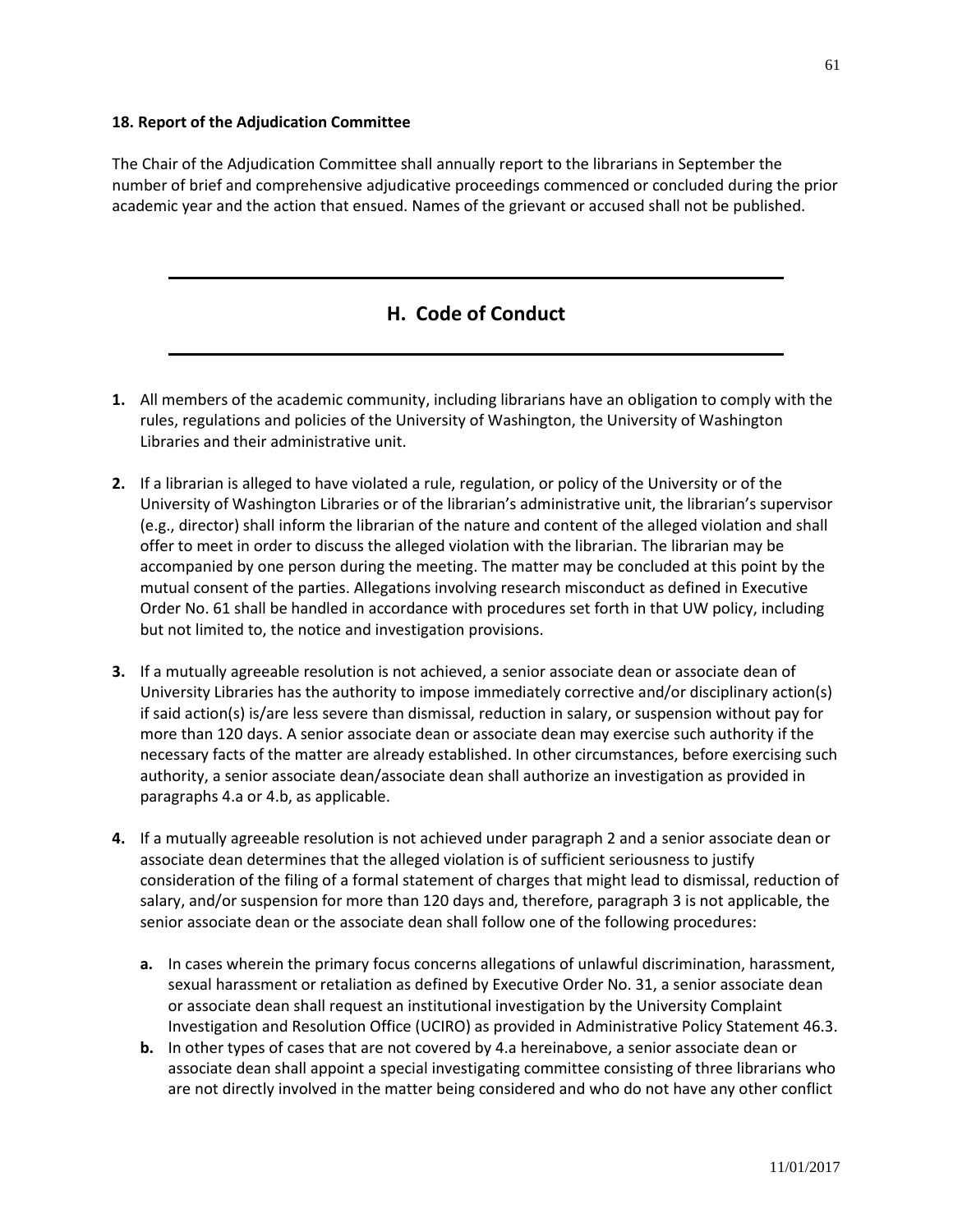### 18. Report of the Adjudication Committee

The Chair of the Adjudication Committee shall annually report to the librarians in September the number of brief and comprehensive adjudicative proceedings commenced or concluded during the prior academic year and the action that ensued. Names of the grievant or accused shall not be published.

## H. Code of Conduct

1. All members of the academic community, including librarians have an obligation to comply with the rules, regulations and policies of the University of Washington, the University of Washington Libraries and their administrative unit.

2. If a librarian is alleged to have violated a rule, regulation, or policy of the University or of the University of Washington Libraries or of the librarian's administrative unit, the librarian's supervisor (e.g., director) shall inform the librarian of the nature and content of the alleged violation and shall offer to meet in order to discuss the alleged violation with the librarian. The librarian may be accompanied by one person during the meeting. The matter may be concluded at this point by the mutual consent of the parties. Allegations involving research misconduct as defined in Executive Order No. 61 shall be handled in accordance with procedures set forth in that UW policy, including but not limited to, the notice and investigation provisions.

3. If a mutually agreeable resolution is not achieved, a senior associate dean or associate dean of University Libraries has the authority to impose immediately corrective and/or disciplinary action(s) if said action(s) is/are less severe than dismissal, reduction in salary, or suspension without pay for more than 120 days. A senior associate dean or associate dean may exercise such authority if the necessary facts of the matter are already established. In other circumstances, before exercising such authority, a senior associate dean/associate dean shall authorize an investigation as provided in paragraphs 4.a or 4.b, as applicable.

4. If a mutually agreeable resolution is not achieved under paragraph 2 and a senior associate dean or associate dean determines that the alleged violation is of sufficient seriousness to justify consideration of the filing of a formal statement of charges that might lead to dismissal, reduction of salary, and/or suspension for more than 120 days and, therefore, paragraph 3 is not applicable, the senior associate dean or the associate dean shall follow one of the following procedures:

   a. In cases wherein the primary focus concerns allegations of unlawful discrimination, harassment, sexual harassment or retaliation as defined by Executive Order No. 31, a senior associate dean or associate dean shall request an institutional investigation by the University Complaint Investigation and Resolution Office (UCIRO) as provided in Administrative Policy Statement 46.3.

   b. In other types of cases that are not covered by 4.a hereinabove, a senior associate dean or associate dean shall appoint a special investigating committee consisting of three librarians who are not directly involved in the matter being considered and who do not have any other conflict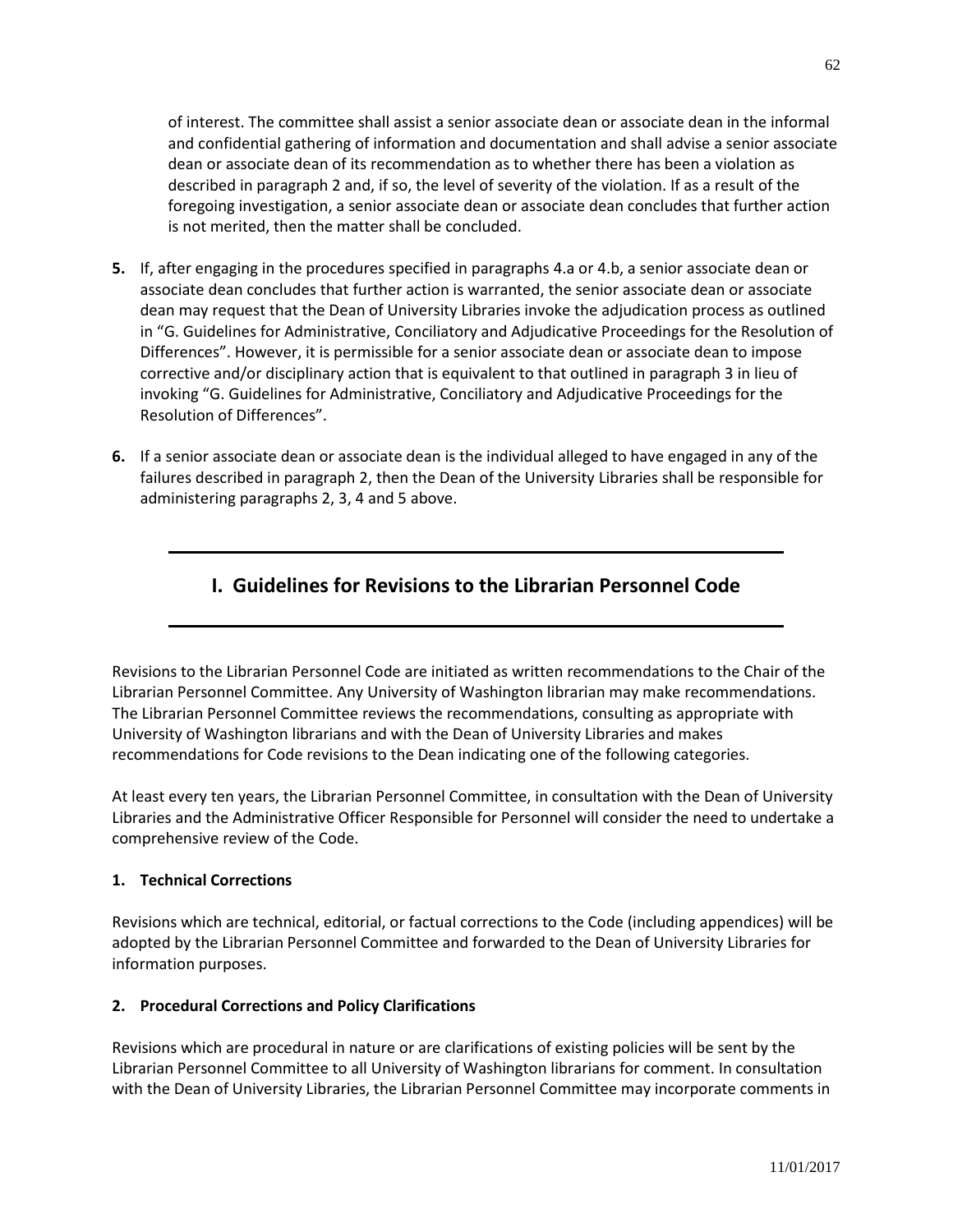of interest. The committee shall assist a senior associate dean or associate dean in the informal and confidential gathering of information and documentation and shall advise a senior associate dean or associate dean of its recommendation as to whether there has been a violation as described in paragraph 2 and, if so, the level of severity of the violation. If as a result of the foregoing investigation, a senior associate dean or associate dean concludes that further action is not merited, then the matter shall be concluded.

**5.** If, after engaging in the procedures specified in paragraphs 4.a or 4.b, a senior associate dean or associate dean concludes that further action is warranted, the senior associate dean or associate dean may request that the Dean of University Libraries invoke the adjudication process as outlined in "G. Guidelines for Administrative, Conciliatory and Adjudicative Proceedings for the Resolution of Differences". However, it is permissible for a senior associate dean or associate dean to impose corrective and/or disciplinary action that is equivalent to that outlined in paragraph 3 in lieu of invoking "G. Guidelines for Administrative, Conciliatory and Adjudicative Proceedings for the Resolution of Differences".

**6.** If a senior associate dean or associate dean is the individual alleged to have engaged in any of the failures described in paragraph 2, then the Dean of the University Libraries shall be responsible for administering paragraphs 2, 3, 4 and 5 above.

## I. Guidelines for Revisions to the Librarian Personnel Code

Revisions to the Librarian Personnel Code are initiated as written recommendations to the Chair of the Librarian Personnel Committee. Any University of Washington librarian may make recommendations. The Librarian Personnel Committee reviews the recommendations, consulting as appropriate with University of Washington librarians and with the Dean of University Libraries and makes recommendations for Code revisions to the Dean indicating one of the following categories.

At least every ten years, the Librarian Personnel Committee, in consultation with the Dean of University Libraries and the Administrative Officer Responsible for Personnel will consider the need to undertake a comprehensive review of the Code.

**1. Technical Corrections**

Revisions which are technical, editorial, or factual corrections to the Code (including appendices) will be adopted by the Librarian Personnel Committee and forwarded to the Dean of University Libraries for information purposes.

**2. Procedural Corrections and Policy Clarifications**

Revisions which are procedural in nature or are clarifications of existing policies will be sent by the Librarian Personnel Committee to all University of Washington librarians for comment. In consultation with the Dean of University Libraries, the Librarian Personnel Committee may incorporate comments in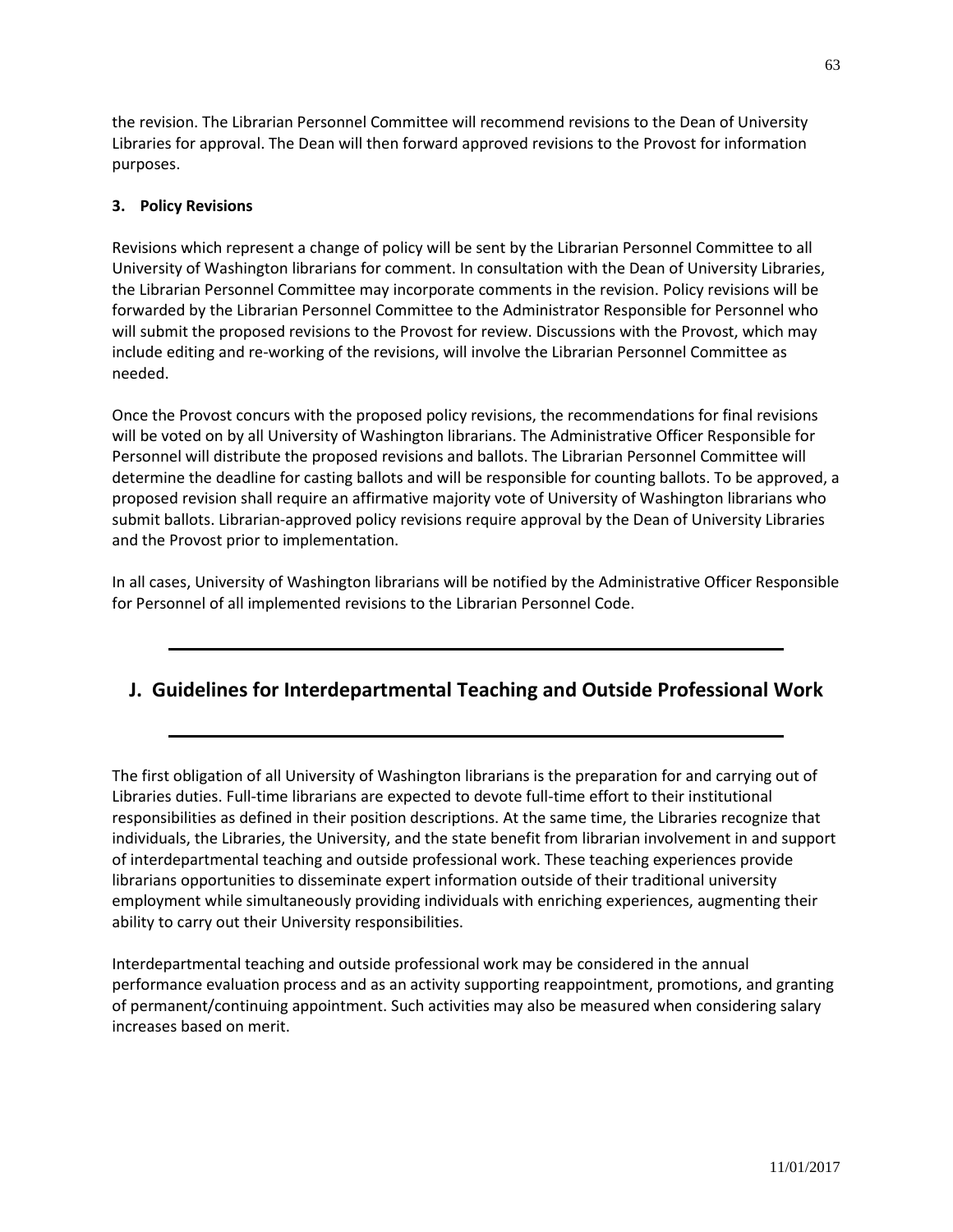the revision. The Librarian Personnel Committee will recommend revisions to the Dean of University Libraries for approval. The Dean will then forward approved revisions to the Provost for information purposes.

### 3. Policy Revisions

Revisions which represent a change of policy will be sent by the Librarian Personnel Committee to all University of Washington librarians for comment. In consultation with the Dean of University Libraries, the Librarian Personnel Committee may incorporate comments in the revision. Policy revisions will be forwarded by the Librarian Personnel Committee to the Administrator Responsible for Personnel who will submit the proposed revisions to the Provost for review. Discussions with the Provost, which may include editing and re-working of the revisions, will involve the Librarian Personnel Committee as needed.

Once the Provost concurs with the proposed policy revisions, the recommendations for final revisions will be voted on by all University of Washington librarians. The Administrative Officer Responsible for Personnel will distribute the proposed revisions and ballots. The Librarian Personnel Committee will determine the deadline for casting ballots and will be responsible for counting ballots. To be approved, a proposed revision shall require an affirmative majority vote of University of Washington librarians who submit ballots. Librarian-approved policy revisions require approval by the Dean of University Libraries and the Provost prior to implementation.

In all cases, University of Washington librarians will be notified by the Administrative Officer Responsible for Personnel of all implemented revisions to the Librarian Personnel Code.

---

## J. Guidelines for Interdepartmental Teaching and Outside Professional Work

---

The first obligation of all University of Washington librarians is the preparation for and carrying out of Libraries duties. Full-time librarians are expected to devote full-time effort to their institutional responsibilities as defined in their position descriptions. At the same time, the Libraries recognize that individuals, the Libraries, the University, and the state benefit from librarian involvement in and support of interdepartmental teaching and outside professional work. These teaching experiences provide librarians opportunities to disseminate expert information outside of their traditional university employment while simultaneously providing individuals with enriching experiences, augmenting their ability to carry out their University responsibilities.

Interdepartmental teaching and outside professional work may be considered in the annual performance evaluation process and as an activity supporting reappointment, promotions, and granting of permanent/continuing appointment. Such activities may also be measured when considering salary increases based on merit.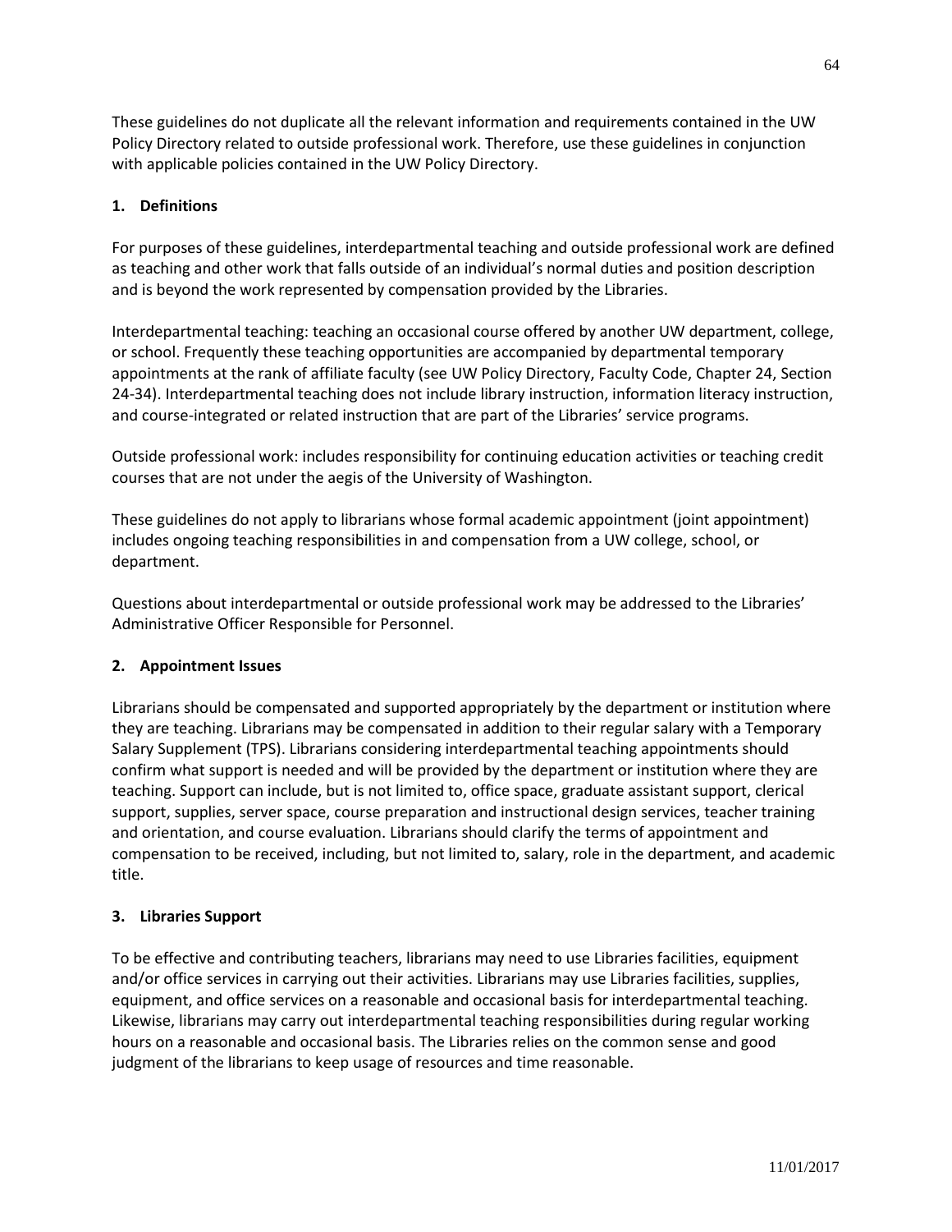These guidelines do not duplicate all the relevant information and requirements contained in the UW Policy Directory related to outside professional work. Therefore, use these guidelines in conjunction with applicable policies contained in the UW Policy Directory.

## 1. Definitions

For purposes of these guidelines, interdepartmental teaching and outside professional work are defined as teaching and other work that falls outside of an individual's normal duties and position description and is beyond the work represented by compensation provided by the Libraries.

Interdepartmental teaching: teaching an occasional course offered by another UW department, college, or school. Frequently these teaching opportunities are accompanied by departmental temporary appointments at the rank of affiliate faculty (see UW Policy Directory, Faculty Code, Chapter 24, Section 24-34). Interdepartmental teaching does not include library instruction, information literacy instruction, and course-integrated or related instruction that are part of the Libraries' service programs.

Outside professional work: includes responsibility for continuing education activities or teaching credit courses that are not under the aegis of the University of Washington.

These guidelines do not apply to librarians whose formal academic appointment (joint appointment) includes ongoing teaching responsibilities in and compensation from a UW college, school, or department.

Questions about interdepartmental or outside professional work may be addressed to the Libraries' Administrative Officer Responsible for Personnel.

## 2. Appointment Issues

Librarians should be compensated and supported appropriately by the department or institution where they are teaching. Librarians may be compensated in addition to their regular salary with a Temporary Salary Supplement (TPS). Librarians considering interdepartmental teaching appointments should confirm what support is needed and will be provided by the department or institution where they are teaching. Support can include, but is not limited to, office space, graduate assistant support, clerical support, supplies, server space, course preparation and instructional design services, teacher training and orientation, and course evaluation. Librarians should clarify the terms of appointment and compensation to be received, including, but not limited to, salary, role in the department, and academic title.

## 3. Libraries Support

To be effective and contributing teachers, librarians may need to use Libraries facilities, equipment and/or office services in carrying out their activities. Librarians may use Libraries facilities, supplies, equipment, and office services on a reasonable and occasional basis for interdepartmental teaching. Likewise, librarians may carry out interdepartmental teaching responsibilities during regular working hours on a reasonable and occasional basis. The Libraries relies on the common sense and good judgment of the librarians to keep usage of resources and time reasonable.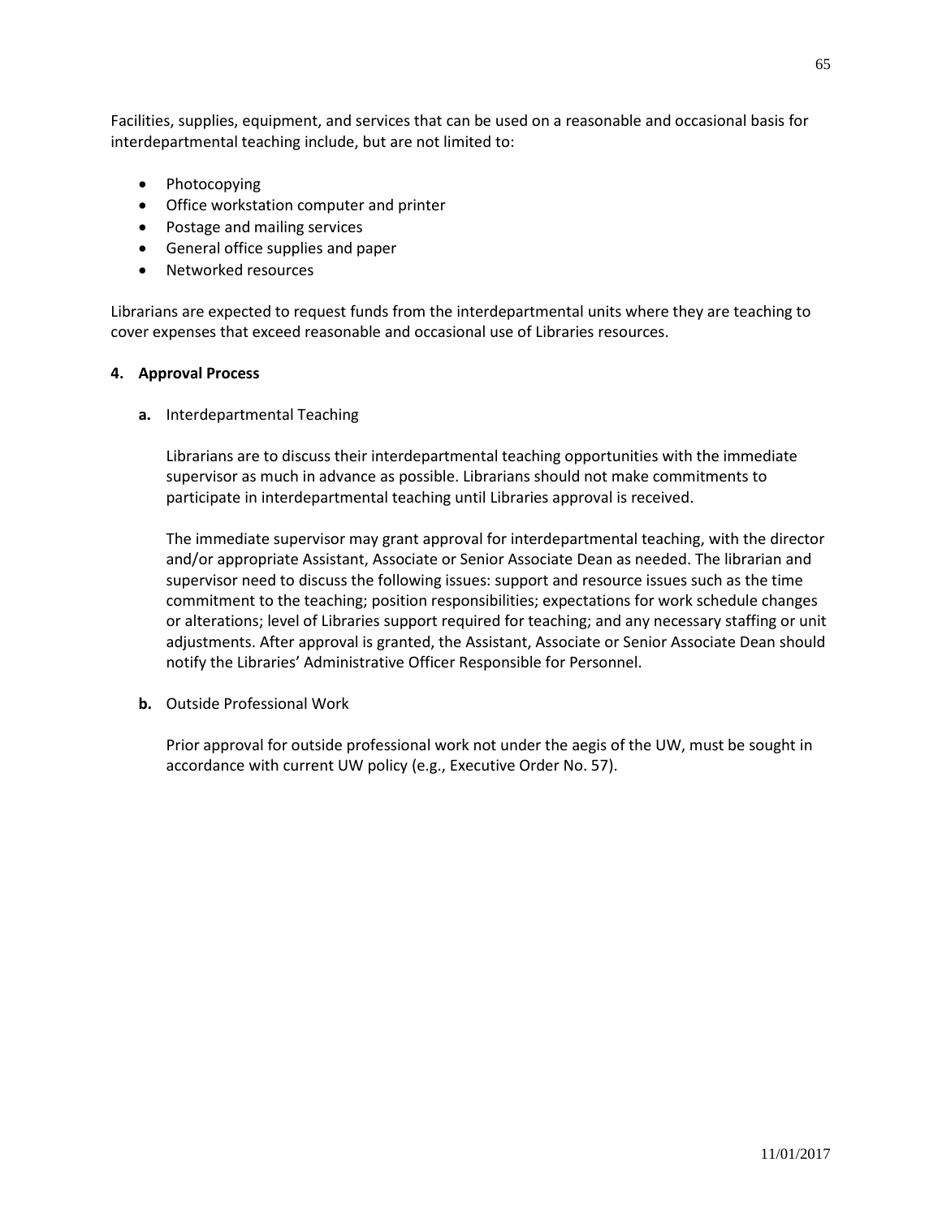Facilities, supplies, equipment, and services that can be used on a reasonable and occasional basis for interdepartmental teaching include, but are not limited to:

- Photocopying
- Office workstation computer and printer
- Postage and mailing services
- General office supplies and paper
- Networked resources

Librarians are expected to request funds from the interdepartmental units where they are teaching to cover expenses that exceed reasonable and occasional use of Libraries resources.

**4. Approval Process**

**a.** Interdepartmental Teaching

Librarians are to discuss their interdepartmental teaching opportunities with the immediate supervisor as much in advance as possible. Librarians should not make commitments to participate in interdepartmental teaching until Libraries approval is received.

The immediate supervisor may grant approval for interdepartmental teaching, with the director and/or appropriate Assistant, Associate or Senior Associate Dean as needed. The librarian and supervisor need to discuss the following issues: support and resource issues such as the time commitment to the teaching; position responsibilities; expectations for work schedule changes or alterations; level of Libraries support required for teaching; and any necessary staffing or unit adjustments. After approval is granted, the Assistant, Associate or Senior Associate Dean should notify the Libraries' Administrative Officer Responsible for Personnel.

**b.** Outside Professional Work

Prior approval for outside professional work not under the aegis of the UW, must be sought in accordance with current UW policy (e.g., Executive Order No. 57).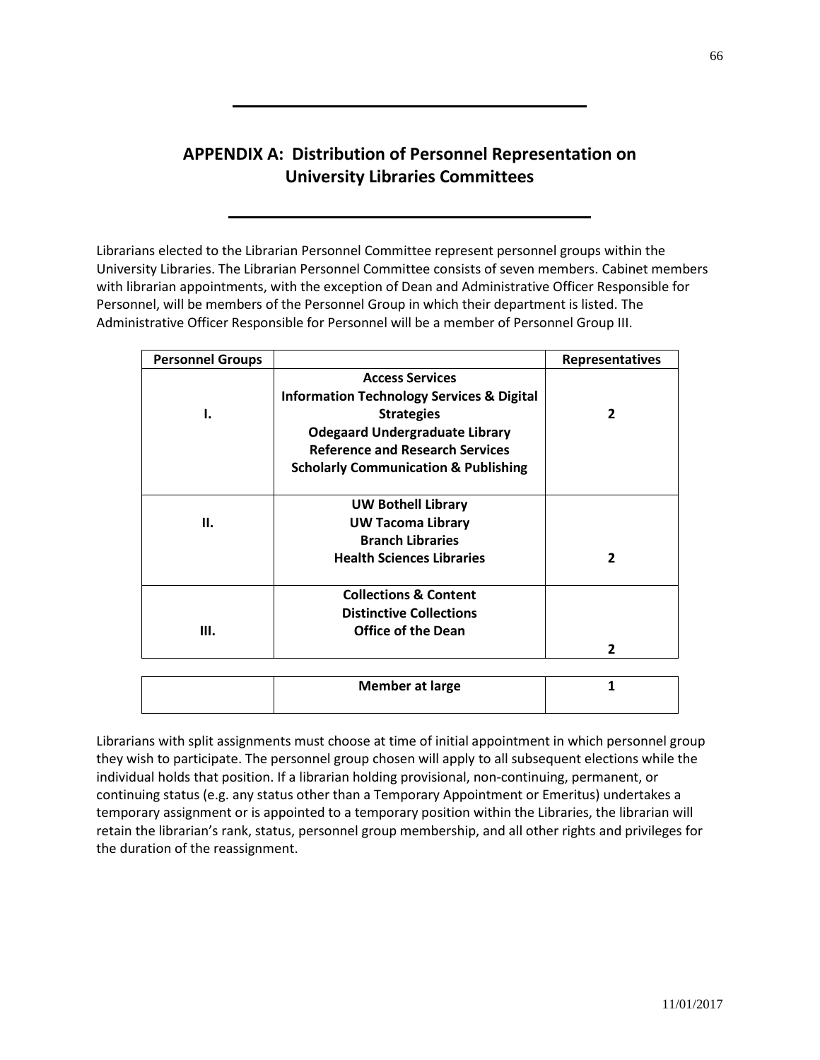# APPENDIX A: Distribution of Personnel Representation on University Libraries Committees

Librarians elected to the Librarian Personnel Committee represent personnel groups within the University Libraries. The Librarian Personnel Committee consists of seven members. Cabinet members with librarian appointments, with the exception of Dean and Administrative Officer Responsible for Personnel, will be members of the Personnel Group in which their department is listed. The Administrative Officer Responsible for Personnel will be a member of Personnel Group III.

| Personnel Groups | | Representatives |
|---|---|---|
| I. | **Access Services**<br>**Information Technology Services & Digital Strategies**<br>**Odegaard Undergraduate Library**<br>**Reference and Research Services**<br>**Scholarly Communication & Publishing** | **2** |
| II. | **UW Bothell Library**<br>**UW Tacoma Library**<br>**Branch Libraries**<br>**Health Sciences Libraries** | **2** |
| III. | **Collections & Content**<br>**Distinctive Collections**<br>**Office of the Dean** | **2** |
| | **Member at large** | **1** |

Librarians with split assignments must choose at time of initial appointment in which personnel group they wish to participate. The personnel group chosen will apply to all subsequent elections while the individual holds that position. If a librarian holding provisional, non-continuing, permanent, or continuing status (e.g. any status other than a Temporary Appointment or Emeritus) undertakes a temporary assignment or is appointed to a temporary position within the Libraries, the librarian will retain the librarian's rank, status, personnel group membership, and all other rights and privileges for the duration of the reassignment.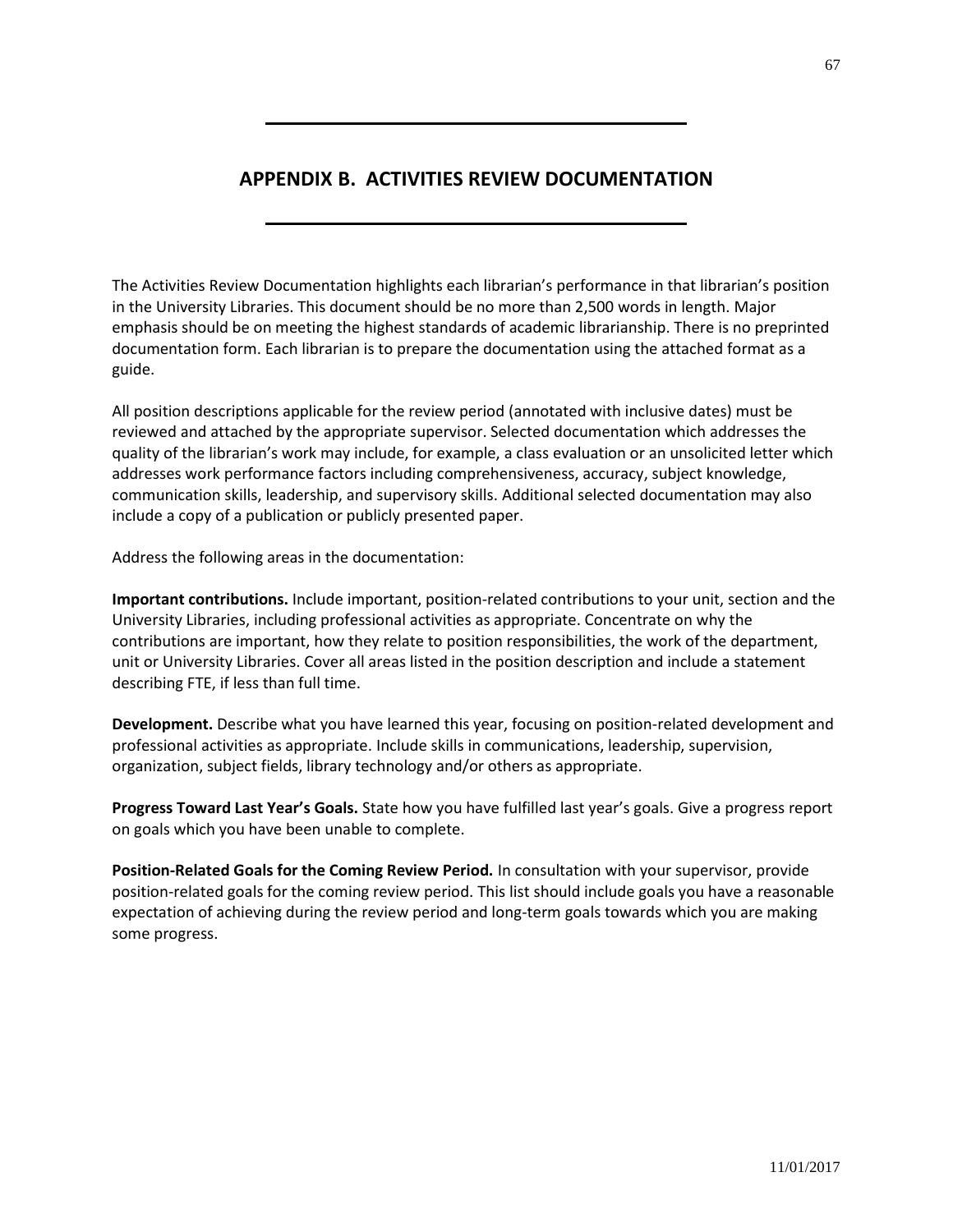# APPENDIX B. ACTIVITIES REVIEW DOCUMENTATION

The Activities Review Documentation highlights each librarian's performance in that librarian's position in the University Libraries. This document should be no more than 2,500 words in length. Major emphasis should be on meeting the highest standards of academic librarianship. There is no preprinted documentation form. Each librarian is to prepare the documentation using the attached format as a guide.

All position descriptions applicable for the review period (annotated with inclusive dates) must be reviewed and attached by the appropriate supervisor. Selected documentation which addresses the quality of the librarian's work may include, for example, a class evaluation or an unsolicited letter which addresses work performance factors including comprehensiveness, accuracy, subject knowledge, communication skills, leadership, and supervisory skills. Additional selected documentation may also include a copy of a publication or publicly presented paper.

Address the following areas in the documentation:

**Important contributions.** Include important, position-related contributions to your unit, section and the University Libraries, including professional activities as appropriate. Concentrate on why the contributions are important, how they relate to position responsibilities, the work of the department, unit or University Libraries. Cover all areas listed in the position description and include a statement describing FTE, if less than full time.

**Development.** Describe what you have learned this year, focusing on position-related development and professional activities as appropriate. Include skills in communications, leadership, supervision, organization, subject fields, library technology and/or others as appropriate.

**Progress Toward Last Year's Goals.** State how you have fulfilled last year's goals. Give a progress report on goals which you have been unable to complete.

**Position-Related Goals for the Coming Review Period.** In consultation with your supervisor, provide position-related goals for the coming review period. This list should include goals you have a reasonable expectation of achieving during the review period and long-term goals towards which you are making some progress.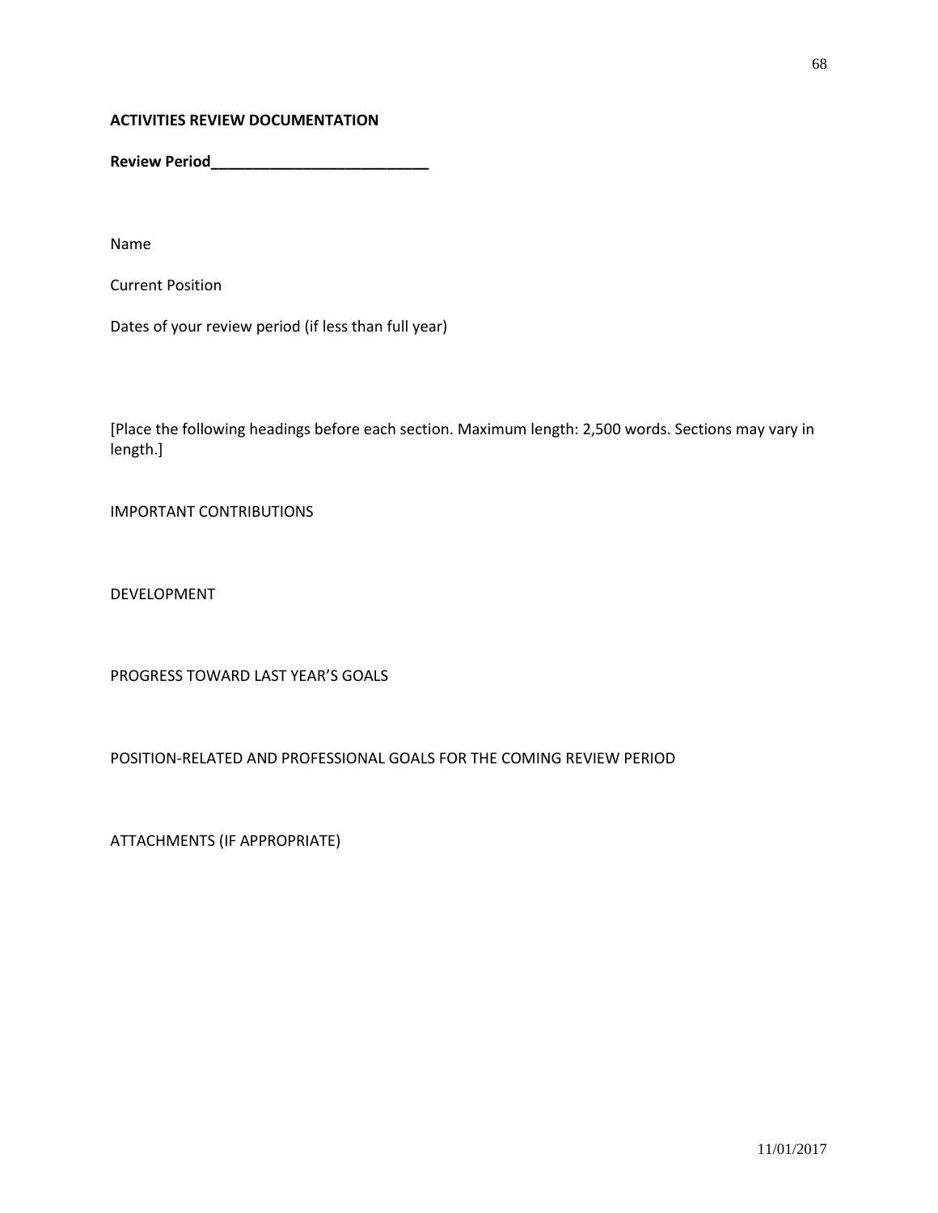**ACTIVITIES REVIEW DOCUMENTATION**

**Review Period___________________________**

Name

Current Position

Dates of your review period (if less than full year)

[Place the following headings before each section. Maximum length: 2,500 words. Sections may vary in length.]

IMPORTANT CONTRIBUTIONS

DEVELOPMENT

PROGRESS TOWARD LAST YEAR'S GOALS

POSITION-RELATED AND PROFESSIONAL GOALS FOR THE COMING REVIEW PERIOD

ATTACHMENTS (IF APPROPRIATE)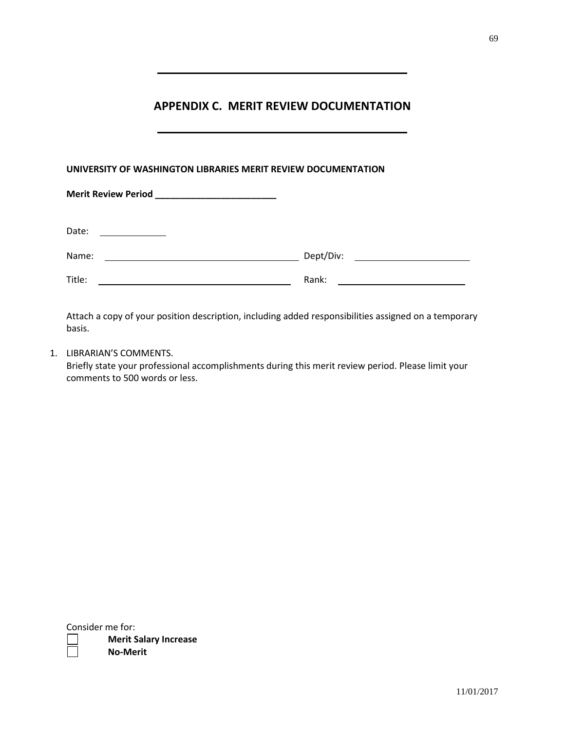# APPENDIX C. MERIT REVIEW DOCUMENTATION

**UNIVERSITY OF WASHINGTON LIBRARIES MERIT REVIEW DOCUMENTATION**

**Merit Review Period ________________________**

Date: ____________

Name: ____________________________________ Dept/Div: ______________________

Title: ____________________________________ Rank: ________________________

Attach a copy of your position description, including added responsibilities assigned on a temporary basis.

1. LIBRARIAN'S COMMENTS.
   Briefly state your professional accomplishments during this merit review period. Please limit your comments to 500 words or less.

Consider me for:

☐ **Merit Salary Increase**

☐ **No-Merit**

11/01/2017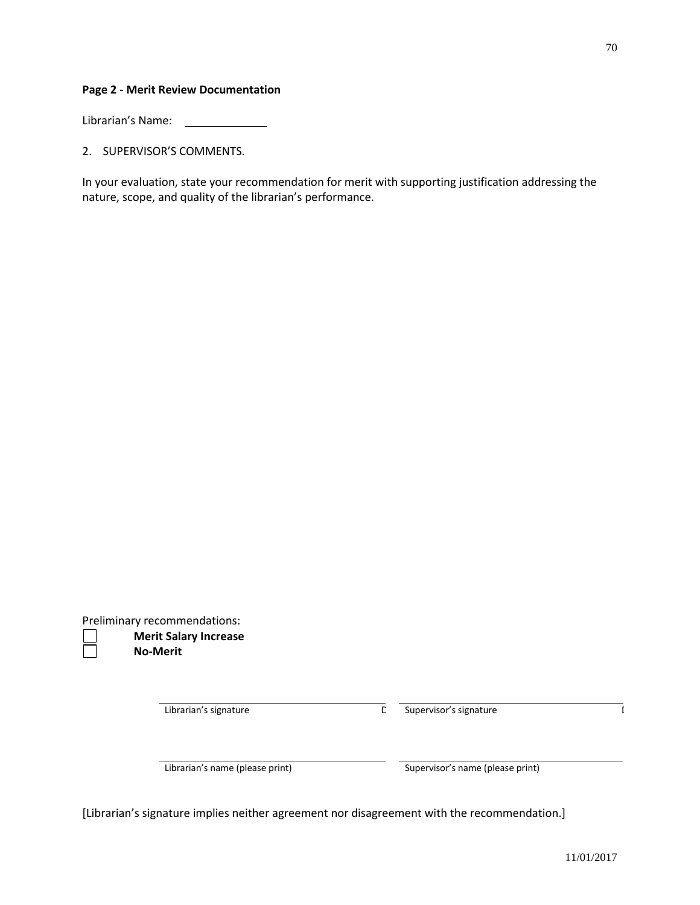**Page 2 - Merit Review Documentation**

Librarian's Name: ______________

2. SUPERVISOR'S COMMENTS.

In your evaluation, state your recommendation for merit with supporting justification addressing the nature, scope, and quality of the librarian's performance.

Preliminary recommendations:

☐ **Merit Salary Increase**

☐ **No-Merit**

| | |
|---|---|
| Librarian's signature D | Supervisor's signature D |
| Librarian's name (please print) | Supervisor's name (please print) |

[Librarian's signature implies neither agreement nor disagreement with the recommendation.]

11/01/2017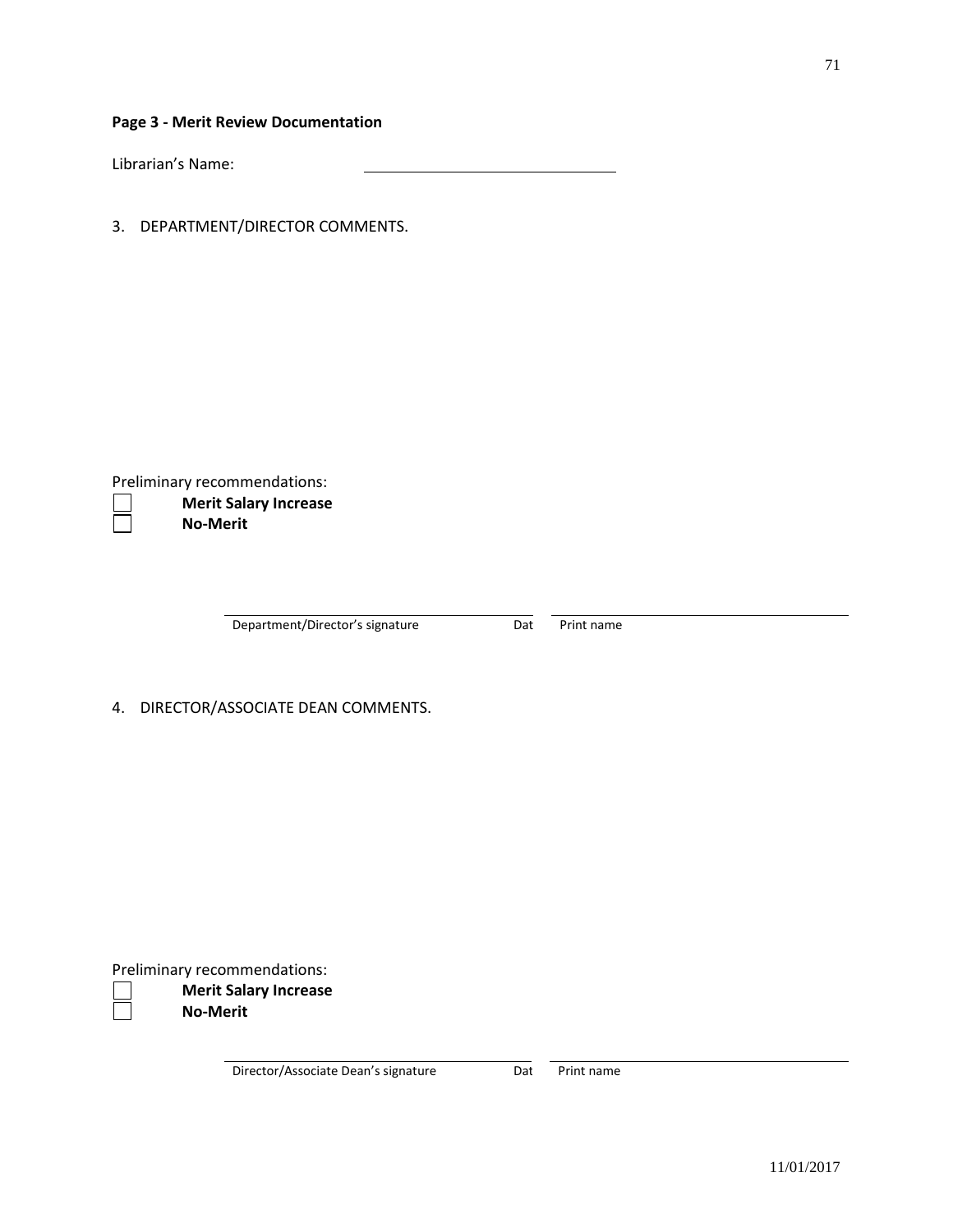**Page 3 - Merit Review Documentation**

Librarian's Name: \_\_\_\_\_\_\_\_\_\_\_\_\_\_\_\_\_\_\_\_\_\_\_\_\_\_\_\_\_\_

3. DEPARTMENT/DIRECTOR COMMENTS.

Preliminary recommendations:

☐ **Merit Salary Increase**

☐ **No-Merit**

| Department/Director's signature | Dat | Print name |
|---|---|---|

4. DIRECTOR/ASSOCIATE DEAN COMMENTS.

Preliminary recommendations:

☐ **Merit Salary Increase**

☐ **No-Merit**

| Director/Associate Dean's signature | Dat | Print name |
|---|---|---|

11/01/2017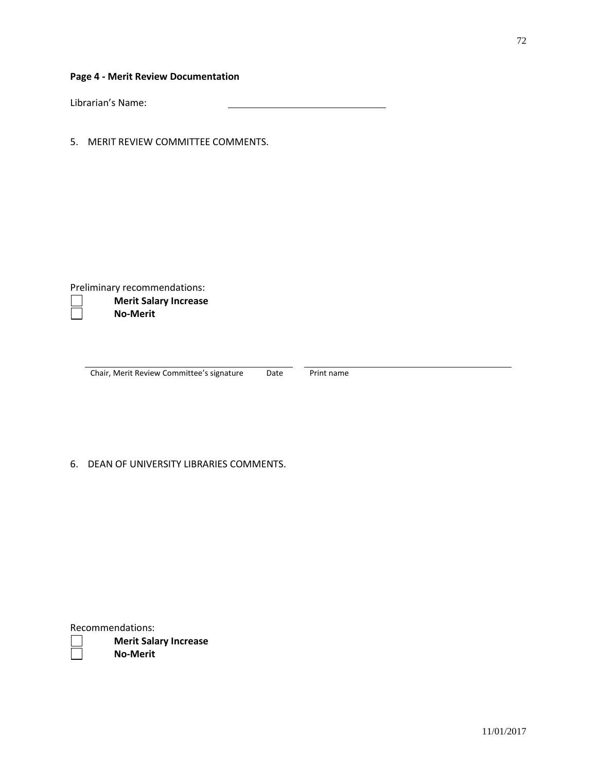**Page 4 - Merit Review Documentation**

Librarian's Name: \_\_\_\_\_\_\_\_\_\_\_\_\_\_\_\_\_\_\_\_\_\_\_\_\_\_\_\_\_\_

5. MERIT REVIEW COMMITTEE COMMENTS.

Preliminary recommendations:

☐ **Merit Salary Increase**

☐ **No-Merit**

\_\_\_\_\_\_\_\_\_\_\_\_\_\_\_\_\_\_\_\_\_\_\_\_\_\_\_\_\_\_\_\_\_\_\_\_\_\_\_\_ \_\_\_\_\_\_\_\_\_\_\_\_\_\_\_\_\_\_\_\_\_\_\_\_\_\_\_\_\_\_\_\_\_\_\_\_\_\_\_\_

Chair, Merit Review Committee's signature Date Print name

6. DEAN OF UNIVERSITY LIBRARIES COMMENTS.

Recommendations:

☐ **Merit Salary Increase**

☐ **No-Merit**

11/01/2017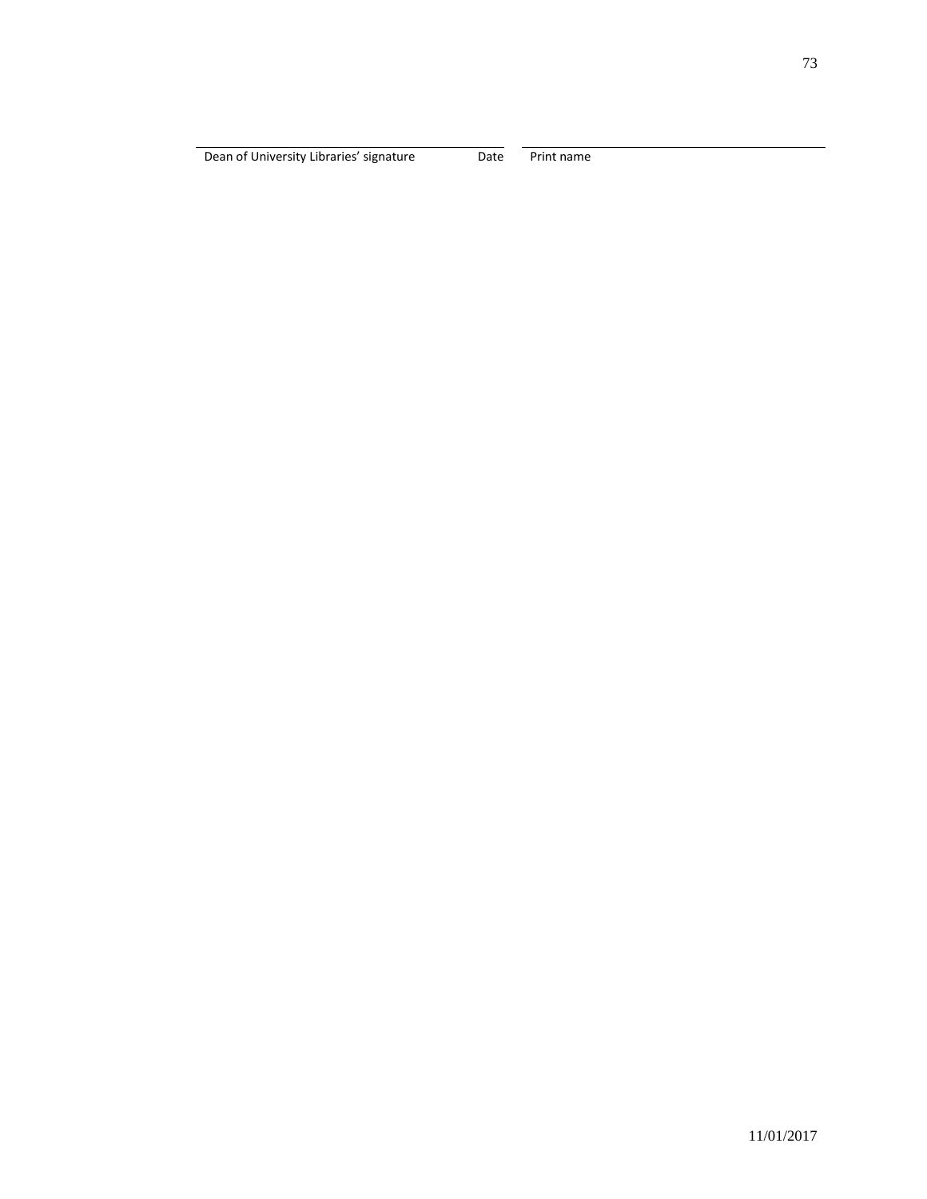\_\_\_\_\_\_\_\_\_\_\_\_\_\_\_\_\_\_\_\_\_\_\_\_\_\_\_\_\_\_\_\_\_\_\_\_\_\_\_\_\_\_\_\_ \_\_\_\_\_\_\_\_\_\_\_\_\_\_\_\_\_\_\_\_\_\_\_\_\_\_\_\_\_\_\_\_\_\_\_\_\_\_\_\_\_\_\_\_

Dean of University Libraries' signature          Date     Print name

11/01/2017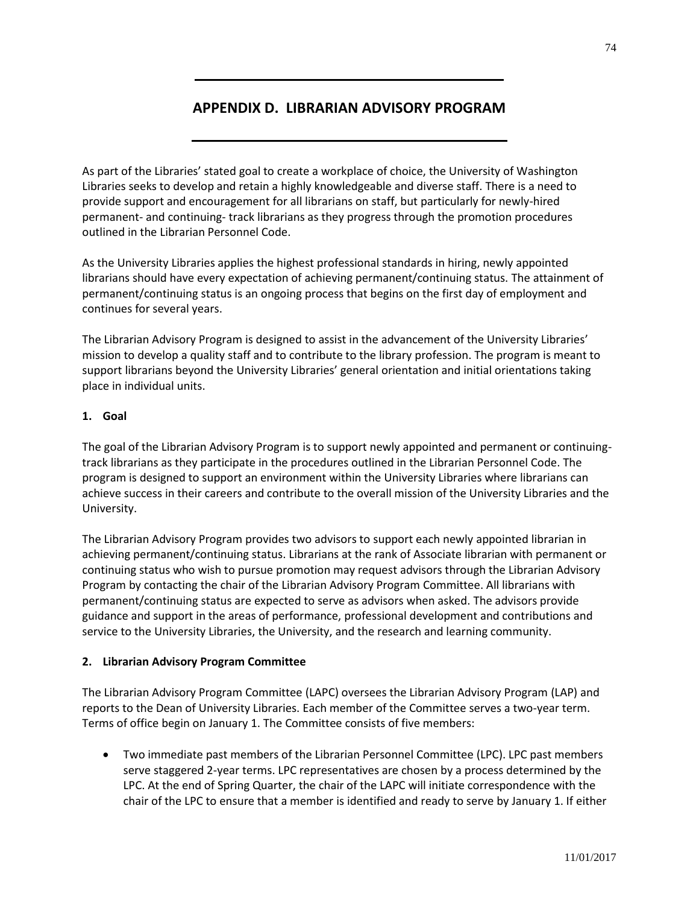# APPENDIX D. LIBRARIAN ADVISORY PROGRAM

As part of the Libraries' stated goal to create a workplace of choice, the University of Washington Libraries seeks to develop and retain a highly knowledgeable and diverse staff. There is a need to provide support and encouragement for all librarians on staff, but particularly for newly-hired permanent- and continuing- track librarians as they progress through the promotion procedures outlined in the Librarian Personnel Code.

As the University Libraries applies the highest professional standards in hiring, newly appointed librarians should have every expectation of achieving permanent/continuing status. The attainment of permanent/continuing status is an ongoing process that begins on the first day of employment and continues for several years.

The Librarian Advisory Program is designed to assist in the advancement of the University Libraries' mission to develop a quality staff and to contribute to the library profession. The program is meant to support librarians beyond the University Libraries' general orientation and initial orientations taking place in individual units.

## 1. Goal

The goal of the Librarian Advisory Program is to support newly appointed and permanent or continuing-track librarians as they participate in the procedures outlined in the Librarian Personnel Code. The program is designed to support an environment within the University Libraries where librarians can achieve success in their careers and contribute to the overall mission of the University Libraries and the University.

The Librarian Advisory Program provides two advisors to support each newly appointed librarian in achieving permanent/continuing status. Librarians at the rank of Associate librarian with permanent or continuing status who wish to pursue promotion may request advisors through the Librarian Advisory Program by contacting the chair of the Librarian Advisory Program Committee. All librarians with permanent/continuing status are expected to serve as advisors when asked. The advisors provide guidance and support in the areas of performance, professional development and contributions and service to the University Libraries, the University, and the research and learning community.

## 2. Librarian Advisory Program Committee

The Librarian Advisory Program Committee (LAPC) oversees the Librarian Advisory Program (LAP) and reports to the Dean of University Libraries. Each member of the Committee serves a two-year term. Terms of office begin on January 1. The Committee consists of five members:

- Two immediate past members of the Librarian Personnel Committee (LPC). LPC past members serve staggered 2-year terms. LPC representatives are chosen by a process determined by the LPC. At the end of Spring Quarter, the chair of the LAPC will initiate correspondence with the chair of the LPC to ensure that a member is identified and ready to serve by January 1. If either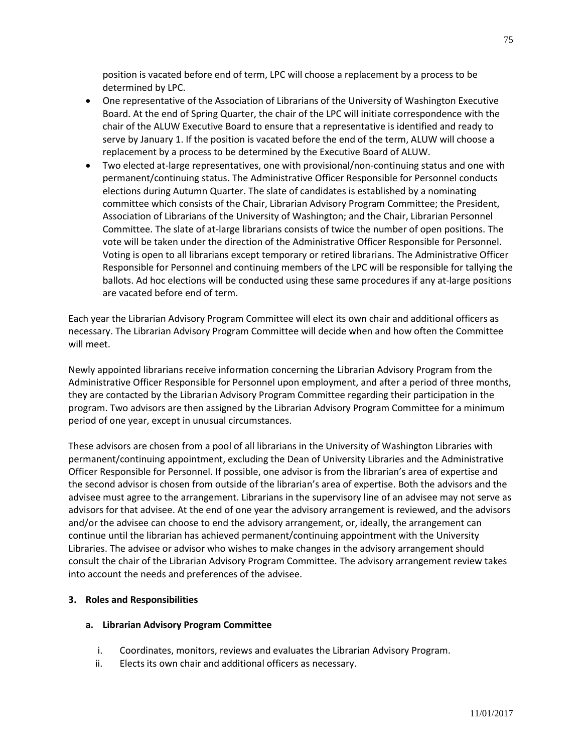position is vacated before end of term, LPC will choose a replacement by a process to be determined by LPC.

- One representative of the Association of Librarians of the University of Washington Executive Board. At the end of Spring Quarter, the chair of the LPC will initiate correspondence with the chair of the ALUW Executive Board to ensure that a representative is identified and ready to serve by January 1. If the position is vacated before the end of the term, ALUW will choose a replacement by a process to be determined by the Executive Board of ALUW.
- Two elected at-large representatives, one with provisional/non-continuing status and one with permanent/continuing status. The Administrative Officer Responsible for Personnel conducts elections during Autumn Quarter. The slate of candidates is established by a nominating committee which consists of the Chair, Librarian Advisory Program Committee; the President, Association of Librarians of the University of Washington; and the Chair, Librarian Personnel Committee. The slate of at-large librarians consists of twice the number of open positions. The vote will be taken under the direction of the Administrative Officer Responsible for Personnel. Voting is open to all librarians except temporary or retired librarians. The Administrative Officer Responsible for Personnel and continuing members of the LPC will be responsible for tallying the ballots. Ad hoc elections will be conducted using these same procedures if any at-large positions are vacated before end of term.

Each year the Librarian Advisory Program Committee will elect its own chair and additional officers as necessary. The Librarian Advisory Program Committee will decide when and how often the Committee will meet.

Newly appointed librarians receive information concerning the Librarian Advisory Program from the Administrative Officer Responsible for Personnel upon employment, and after a period of three months, they are contacted by the Librarian Advisory Program Committee regarding their participation in the program. Two advisors are then assigned by the Librarian Advisory Program Committee for a minimum period of one year, except in unusual circumstances.

These advisors are chosen from a pool of all librarians in the University of Washington Libraries with permanent/continuing appointment, excluding the Dean of University Libraries and the Administrative Officer Responsible for Personnel. If possible, one advisor is from the librarian's area of expertise and the second advisor is chosen from outside of the librarian's area of expertise. Both the advisors and the advisee must agree to the arrangement. Librarians in the supervisory line of an advisee may not serve as advisors for that advisee. At the end of one year the advisory arrangement is reviewed, and the advisors and/or the advisee can choose to end the advisory arrangement, or, ideally, the arrangement can continue until the librarian has achieved permanent/continuing appointment with the University Libraries. The advisee or advisor who wishes to make changes in the advisory arrangement should consult the chair of the Librarian Advisory Program Committee. The advisory arrangement review takes into account the needs and preferences of the advisee.

### 3. Roles and Responsibilities

#### a. Librarian Advisory Program Committee

i. Coordinates, monitors, reviews and evaluates the Librarian Advisory Program.
ii. Elects its own chair and additional officers as necessary.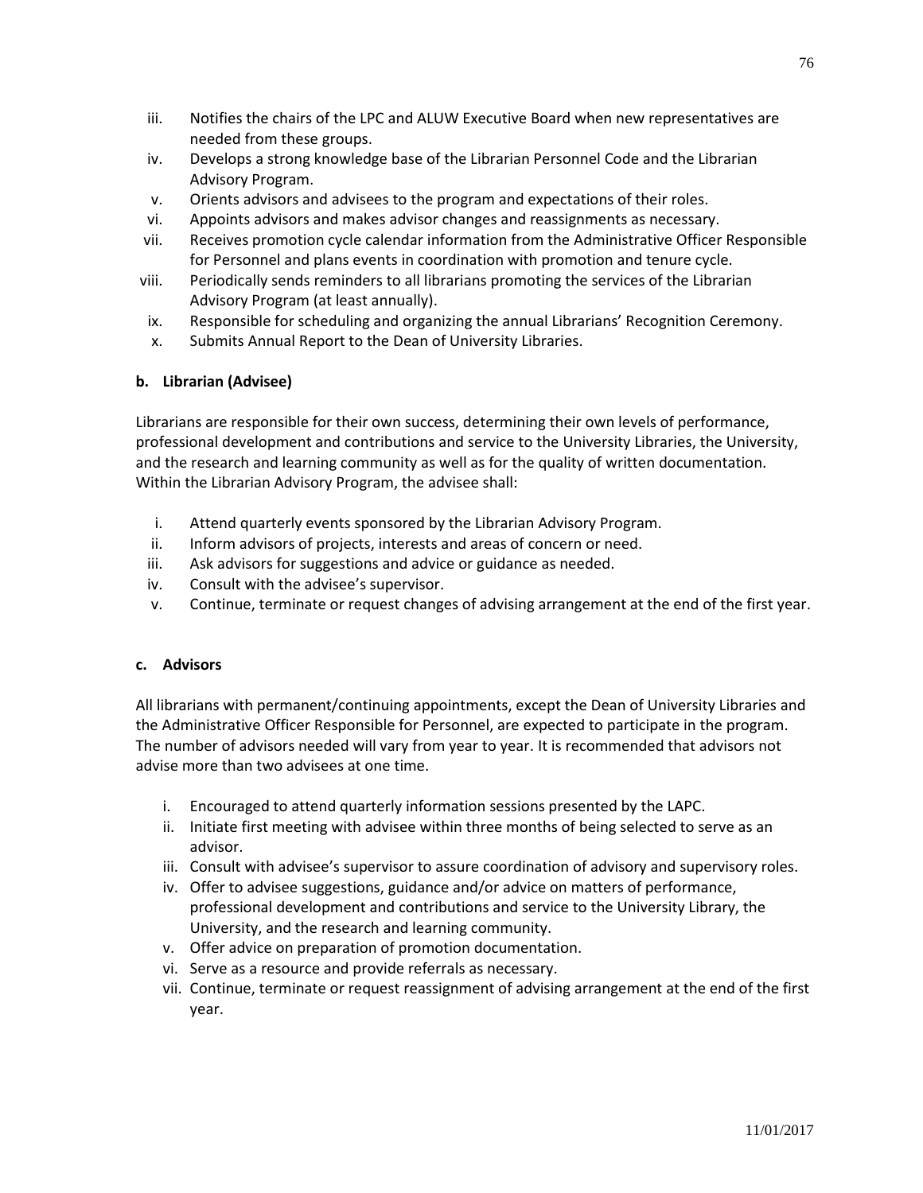iii. Notifies the chairs of the LPC and ALUW Executive Board when new representatives are needed from these groups.
iv. Develops a strong knowledge base of the Librarian Personnel Code and the Librarian Advisory Program.
v. Orients advisors and advisees to the program and expectations of their roles.
vi. Appoints advisors and makes advisor changes and reassignments as necessary.
vii. Receives promotion cycle calendar information from the Administrative Officer Responsible for Personnel and plans events in coordination with promotion and tenure cycle.
viii. Periodically sends reminders to all librarians promoting the services of the Librarian Advisory Program (at least annually).
ix. Responsible for scheduling and organizing the annual Librarians' Recognition Ceremony.
x. Submits Annual Report to the Dean of University Libraries.

**b. Librarian (Advisee)**

Librarians are responsible for their own success, determining their own levels of performance, professional development and contributions and service to the University Libraries, the University, and the research and learning community as well as for the quality of written documentation. Within the Librarian Advisory Program, the advisee shall:

i. Attend quarterly events sponsored by the Librarian Advisory Program.
ii. Inform advisors of projects, interests and areas of concern or need.
iii. Ask advisors for suggestions and advice or guidance as needed.
iv. Consult with the advisee's supervisor.
v. Continue, terminate or request changes of advising arrangement at the end of the first year.

**c. Advisors**

All librarians with permanent/continuing appointments, except the Dean of University Libraries and the Administrative Officer Responsible for Personnel, are expected to participate in the program. The number of advisors needed will vary from year to year. It is recommended that advisors not advise more than two advisees at one time.

i. Encouraged to attend quarterly information sessions presented by the LAPC.
ii. Initiate first meeting with advisee within three months of being selected to serve as an advisor.
iii. Consult with advisee's supervisor to assure coordination of advisory and supervisory roles.
iv. Offer to advisee suggestions, guidance and/or advice on matters of performance, professional development and contributions and service to the University Library, the University, and the research and learning community.
v. Offer advice on preparation of promotion documentation.
vi. Serve as a resource and provide referrals as necessary.
vii. Continue, terminate or request reassignment of advising arrangement at the end of the first year.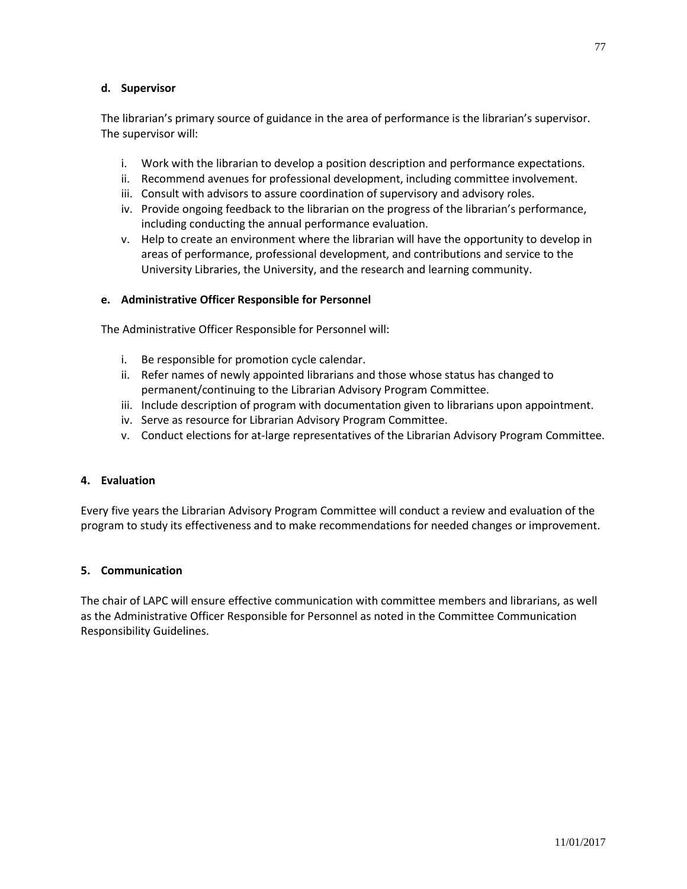#### d. Supervisor

The librarian's primary source of guidance in the area of performance is the librarian's supervisor. The supervisor will:

i. Work with the librarian to develop a position description and performance expectations.
ii. Recommend avenues for professional development, including committee involvement.
iii. Consult with advisors to assure coordination of supervisory and advisory roles.
iv. Provide ongoing feedback to the librarian on the progress of the librarian's performance, including conducting the annual performance evaluation.
v. Help to create an environment where the librarian will have the opportunity to develop in areas of performance, professional development, and contributions and service to the University Libraries, the University, and the research and learning community.

#### e. Administrative Officer Responsible for Personnel

The Administrative Officer Responsible for Personnel will:

i. Be responsible for promotion cycle calendar.
ii. Refer names of newly appointed librarians and those whose status has changed to permanent/continuing to the Librarian Advisory Program Committee.
iii. Include description of program with documentation given to librarians upon appointment.
iv. Serve as resource for Librarian Advisory Program Committee.
v. Conduct elections for at-large representatives of the Librarian Advisory Program Committee.

### 4. Evaluation

Every five years the Librarian Advisory Program Committee will conduct a review and evaluation of the program to study its effectiveness and to make recommendations for needed changes or improvement.

### 5. Communication

The chair of LAPC will ensure effective communication with committee members and librarians, as well as the Administrative Officer Responsible for Personnel as noted in the Committee Communication Responsibility Guidelines.

11/01/2017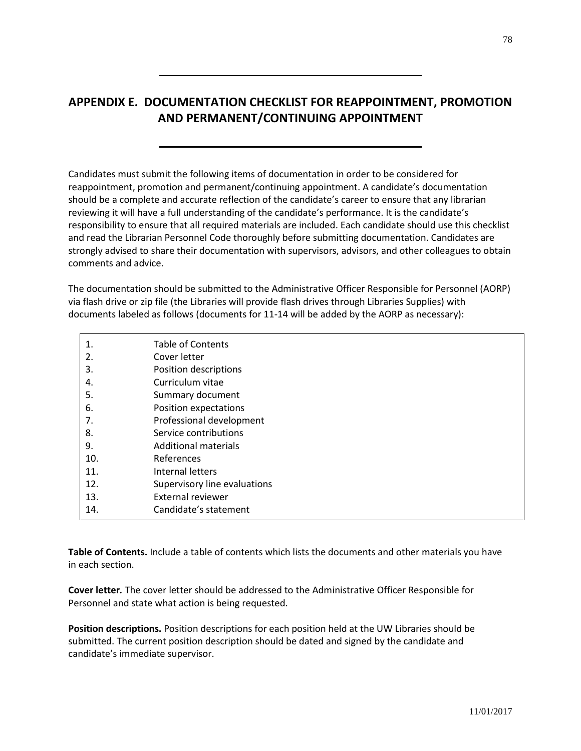# APPENDIX E. DOCUMENTATION CHECKLIST FOR REAPPOINTMENT, PROMOTION AND PERMANENT/CONTINUING APPOINTMENT

Candidates must submit the following items of documentation in order to be considered for reappointment, promotion and permanent/continuing appointment. A candidate's documentation should be a complete and accurate reflection of the candidate's career to ensure that any librarian reviewing it will have a full understanding of the candidate's performance. It is the candidate's responsibility to ensure that all required materials are included. Each candidate should use this checklist and read the Librarian Personnel Code thoroughly before submitting documentation. Candidates are strongly advised to share their documentation with supervisors, advisors, and other colleagues to obtain comments and advice.

The documentation should be submitted to the Administrative Officer Responsible for Personnel (AORP) via flash drive or zip file (the Libraries will provide flash drives through Libraries Supplies) with documents labeled as follows (documents for 11-14 will be added by the AORP as necessary):

| | |
|---|---|
| 1. | Table of Contents |
| 2. | Cover letter |
| 3. | Position descriptions |
| 4. | Curriculum vitae |
| 5. | Summary document |
| 6. | Position expectations |
| 7. | Professional development |
| 8. | Service contributions |
| 9. | Additional materials |
| 10. | References |
| 11. | Internal letters |
| 12. | Supervisory line evaluations |
| 13. | External reviewer |
| 14. | Candidate's statement |

**Table of Contents.** Include a table of contents which lists the documents and other materials you have in each section.

***Cover letter.*** The cover letter should be addressed to the Administrative Officer Responsible for Personnel and state what action is being requested.

**Position descriptions.** Position descriptions for each position held at the UW Libraries should be submitted. The current position description should be dated and signed by the candidate and candidate's immediate supervisor.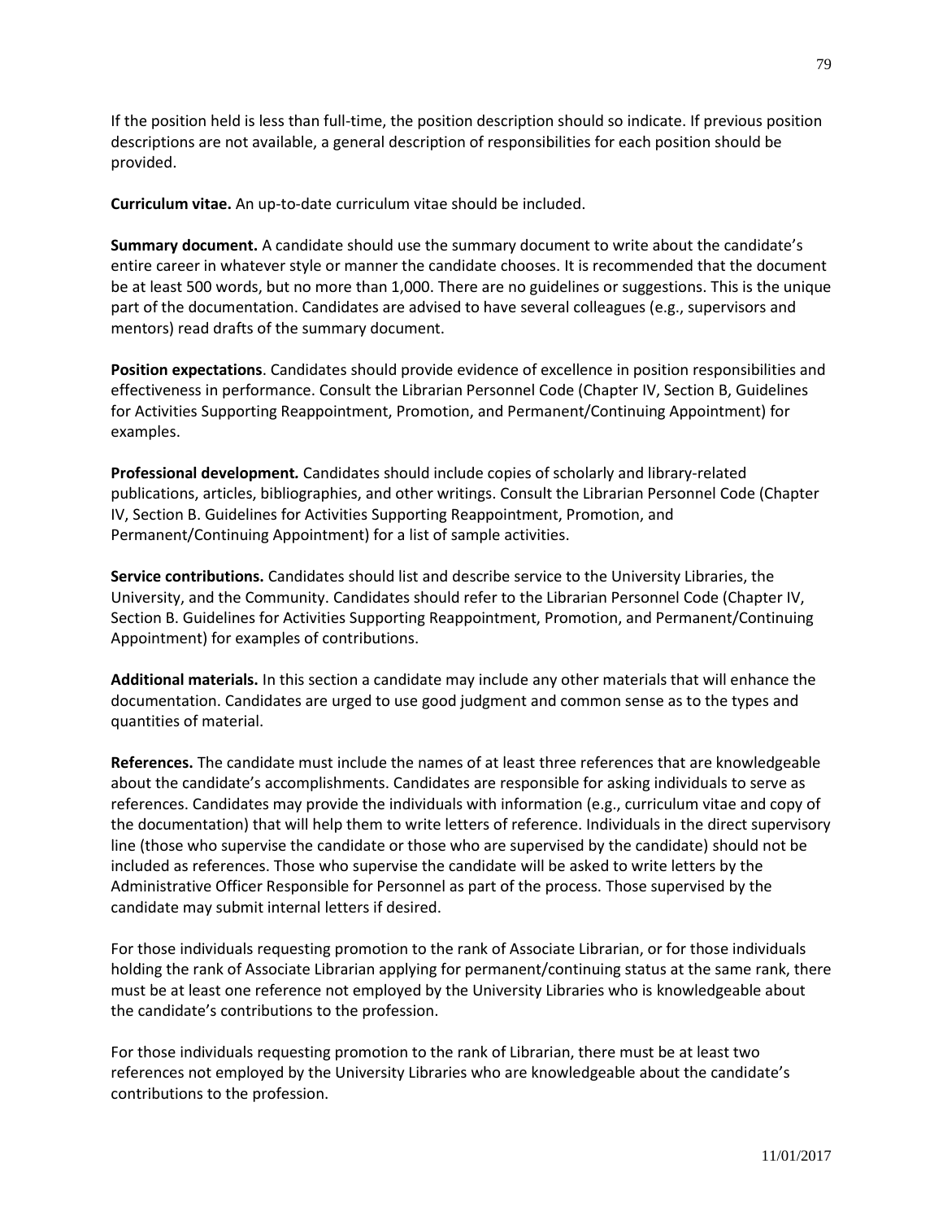If the position held is less than full-time, the position description should so indicate. If previous position descriptions are not available, a general description of responsibilities for each position should be provided.

**Curriculum vitae.** An up-to-date curriculum vitae should be included.

**Summary document.** A candidate should use the summary document to write about the candidate's entire career in whatever style or manner the candidate chooses. It is recommended that the document be at least 500 words, but no more than 1,000. There are no guidelines or suggestions. This is the unique part of the documentation. Candidates are advised to have several colleagues (e.g., supervisors and mentors) read drafts of the summary document.

**Position expectations**. Candidates should provide evidence of excellence in position responsibilities and effectiveness in performance. Consult the Librarian Personnel Code (Chapter IV, Section B, Guidelines for Activities Supporting Reappointment, Promotion, and Permanent/Continuing Appointment) for examples.

**Professional development.** Candidates should include copies of scholarly and library-related publications, articles, bibliographies, and other writings. Consult the Librarian Personnel Code (Chapter IV, Section B. Guidelines for Activities Supporting Reappointment, Promotion, and Permanent/Continuing Appointment) for a list of sample activities.

**Service contributions.** Candidates should list and describe service to the University Libraries, the University, and the Community. Candidates should refer to the Librarian Personnel Code (Chapter IV, Section B. Guidelines for Activities Supporting Reappointment, Promotion, and Permanent/Continuing Appointment) for examples of contributions.

**Additional materials.** In this section a candidate may include any other materials that will enhance the documentation. Candidates are urged to use good judgment and common sense as to the types and quantities of material.

**References.** The candidate must include the names of at least three references that are knowledgeable about the candidate's accomplishments. Candidates are responsible for asking individuals to serve as references. Candidates may provide the individuals with information (e.g., curriculum vitae and copy of the documentation) that will help them to write letters of reference. Individuals in the direct supervisory line (those who supervise the candidate or those who are supervised by the candidate) should not be included as references. Those who supervise the candidate will be asked to write letters by the Administrative Officer Responsible for Personnel as part of the process. Those supervised by the candidate may submit internal letters if desired.

For those individuals requesting promotion to the rank of Associate Librarian, or for those individuals holding the rank of Associate Librarian applying for permanent/continuing status at the same rank, there must be at least one reference not employed by the University Libraries who is knowledgeable about the candidate's contributions to the profession.

For those individuals requesting promotion to the rank of Librarian, there must be at least two references not employed by the University Libraries who are knowledgeable about the candidate's contributions to the profession.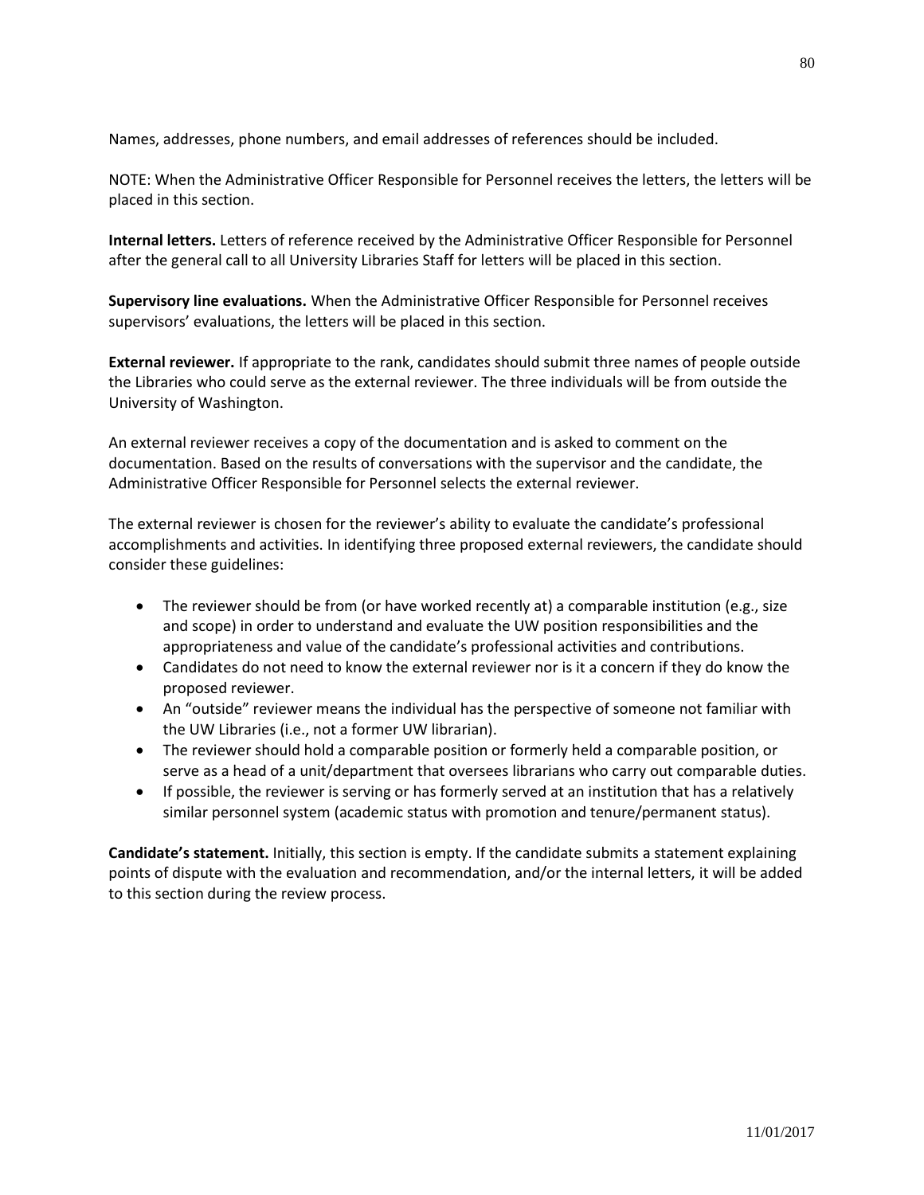Names, addresses, phone numbers, and email addresses of references should be included.

NOTE: When the Administrative Officer Responsible for Personnel receives the letters, the letters will be placed in this section.

**Internal letters.** Letters of reference received by the Administrative Officer Responsible for Personnel after the general call to all University Libraries Staff for letters will be placed in this section.

**Supervisory line evaluations.** When the Administrative Officer Responsible for Personnel receives supervisors' evaluations, the letters will be placed in this section.

**External reviewer.** If appropriate to the rank, candidates should submit three names of people outside the Libraries who could serve as the external reviewer. The three individuals will be from outside the University of Washington.

An external reviewer receives a copy of the documentation and is asked to comment on the documentation. Based on the results of conversations with the supervisor and the candidate, the Administrative Officer Responsible for Personnel selects the external reviewer.

The external reviewer is chosen for the reviewer's ability to evaluate the candidate's professional accomplishments and activities. In identifying three proposed external reviewers, the candidate should consider these guidelines:

- The reviewer should be from (or have worked recently at) a comparable institution (e.g., size and scope) in order to understand and evaluate the UW position responsibilities and the appropriateness and value of the candidate's professional activities and contributions.
- Candidates do not need to know the external reviewer nor is it a concern if they do know the proposed reviewer.
- An "outside" reviewer means the individual has the perspective of someone not familiar with the UW Libraries (i.e., not a former UW librarian).
- The reviewer should hold a comparable position or formerly held a comparable position, or serve as a head of a unit/department that oversees librarians who carry out comparable duties.
- If possible, the reviewer is serving or has formerly served at an institution that has a relatively similar personnel system (academic status with promotion and tenure/permanent status).

**Candidate's statement.** Initially, this section is empty. If the candidate submits a statement explaining points of dispute with the evaluation and recommendation, and/or the internal letters, it will be added to this section during the review process.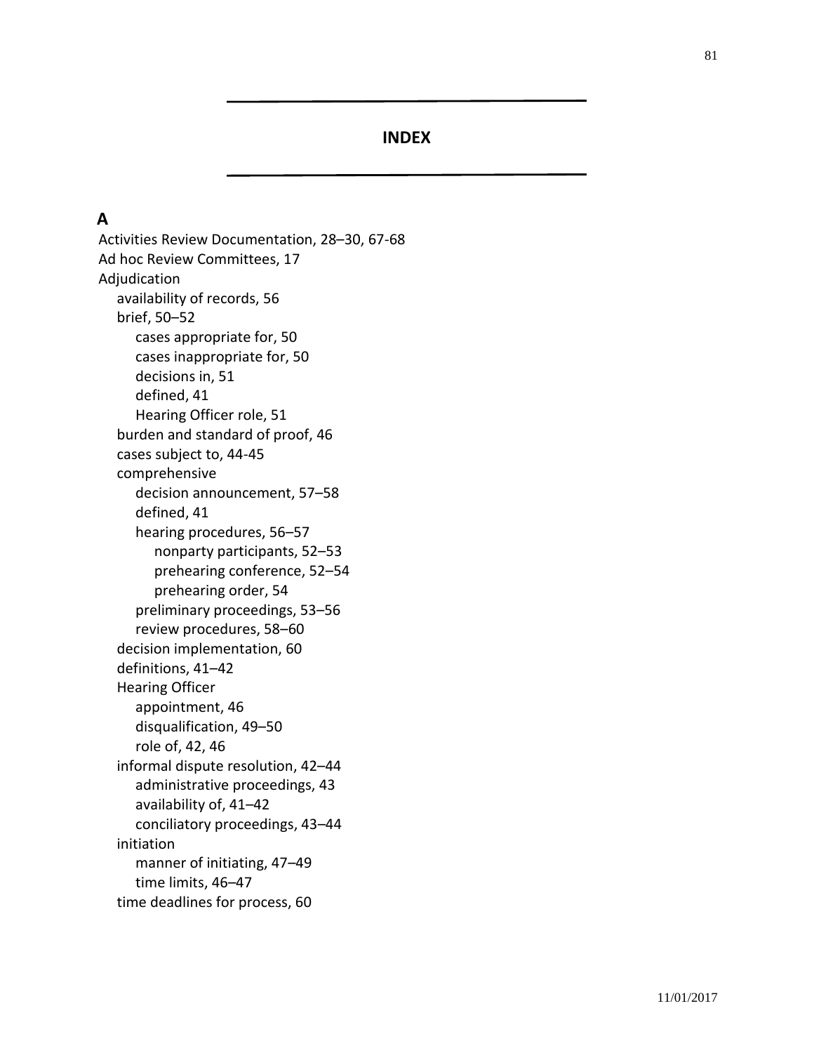# INDEX

## A

Activities Review Documentation, 28–30, 67-68
Ad hoc Review Committees, 17
Adjudication
- availability of records, 56
- brief, 50–52
  - cases appropriate for, 50
  - cases inappropriate for, 50
  - decisions in, 51
  - defined, 41
  - Hearing Officer role, 51
- burden and standard of proof, 46
- cases subject to, 44-45
- comprehensive
  - decision announcement, 57–58
  - defined, 41
  - hearing procedures, 56–57
    - nonparty participants, 52–53
    - prehearing conference, 52–54
    - prehearing order, 54
  - preliminary proceedings, 53–56
  - review procedures, 58–60
- decision implementation, 60
- definitions, 41–42
- Hearing Officer
  - appointment, 46
  - disqualification, 49–50
  - role of, 42, 46
- informal dispute resolution, 42–44
  - administrative proceedings, 43
  - availability of, 41–42
  - conciliatory proceedings, 43–44
- initiation
  - manner of initiating, 47–49
  - time limits, 46–47
- time deadlines for process, 60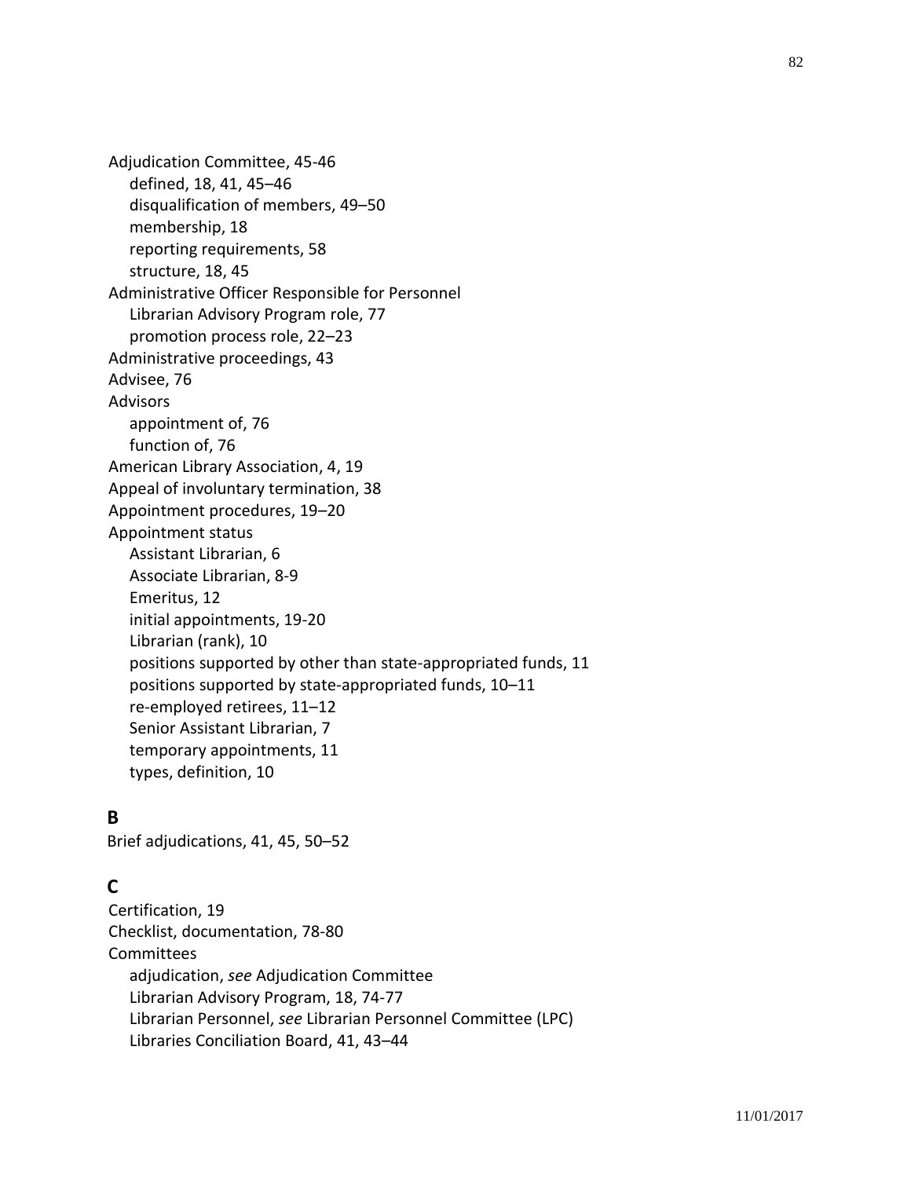Adjudication Committee, 45-46
   defined, 18, 41, 45–46
   disqualification of members, 49–50
   membership, 18
   reporting requirements, 58
   structure, 18, 45
Administrative Officer Responsible for Personnel
   Librarian Advisory Program role, 77
   promotion process role, 22–23
Administrative proceedings, 43
Advisee, 76
Advisors
   appointment of, 76
   function of, 76
American Library Association, 4, 19
Appeal of involuntary termination, 38
Appointment procedures, 19–20
Appointment status
   Assistant Librarian, 6
   Associate Librarian, 8-9
   Emeritus, 12
   initial appointments, 19-20
   Librarian (rank), 10
   positions supported by other than state-appropriated funds, 11
   positions supported by state-appropriated funds, 10–11
   re-employed retirees, 11–12
   Senior Assistant Librarian, 7
   temporary appointments, 11
   types, definition, 10

## B

Brief adjudications, 41, 45, 50–52

## C

Certification, 19
Checklist, documentation, 78-80
Committees
   adjudication, *see* Adjudication Committee
   Librarian Advisory Program, 18, 74-77
   Librarian Personnel, *see* Librarian Personnel Committee (LPC)
   Libraries Conciliation Board, 41, 43–44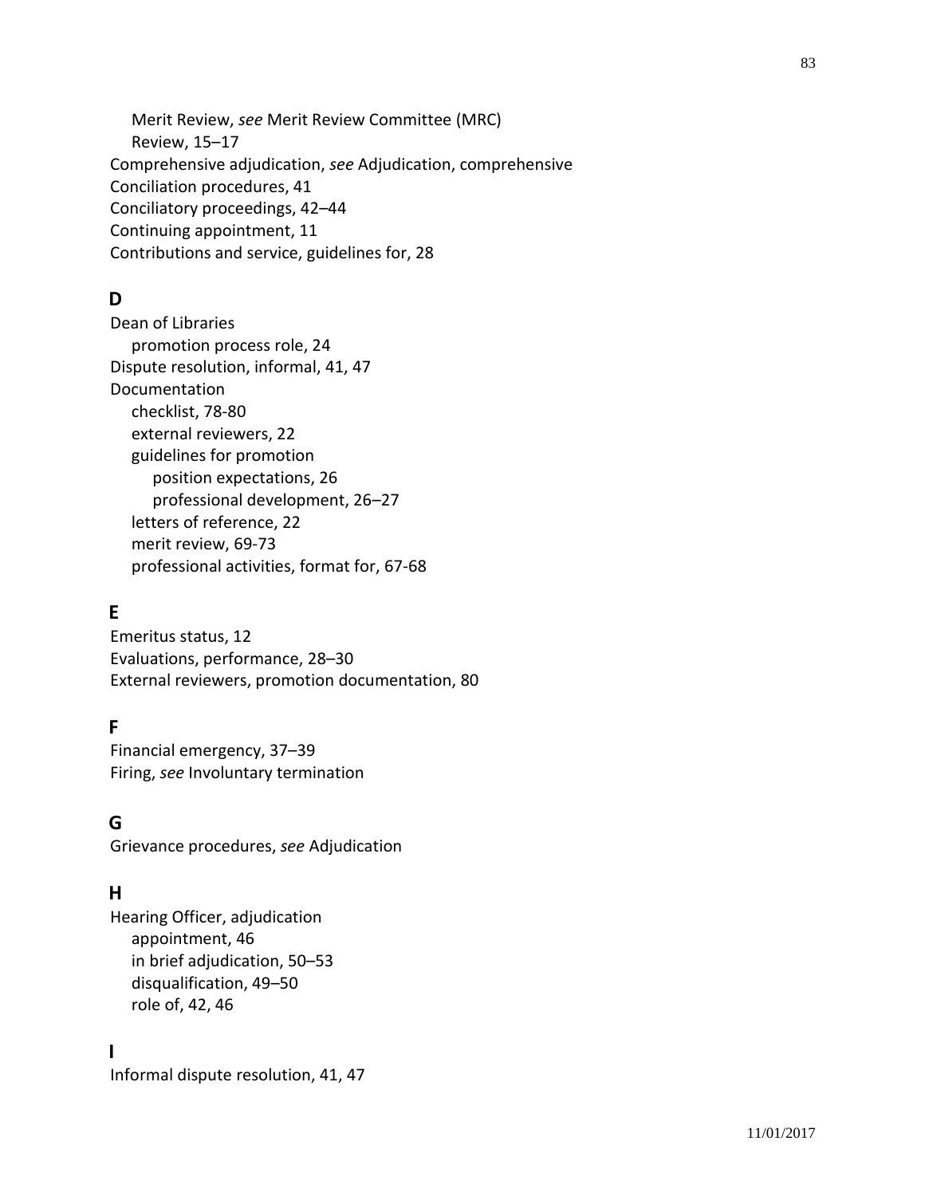- Merit Review, *see* Merit Review Committee (MRC)
- Review, 15–17

Comprehensive adjudication, *see* Adjudication, comprehensive
Conciliation procedures, 41
Conciliatory proceedings, 42–44
Continuing appointment, 11
Contributions and service, guidelines for, 28

## D

Dean of Libraries
- promotion process role, 24

Dispute resolution, informal, 41, 47
Documentation
- checklist, 78-80
- external reviewers, 22
- guidelines for promotion
  - position expectations, 26
  - professional development, 26–27
- letters of reference, 22
- merit review, 69-73
- professional activities, format for, 67-68

## E

Emeritus status, 12
Evaluations, performance, 28–30
External reviewers, promotion documentation, 80

## F

Financial emergency, 37–39
Firing, *see* Involuntary termination

## G

Grievance procedures, *see* Adjudication

## H

Hearing Officer, adjudication
- appointment, 46
- in brief adjudication, 50–53
- disqualification, 49–50
- role of, 42, 46

## I

Informal dispute resolution, 41, 47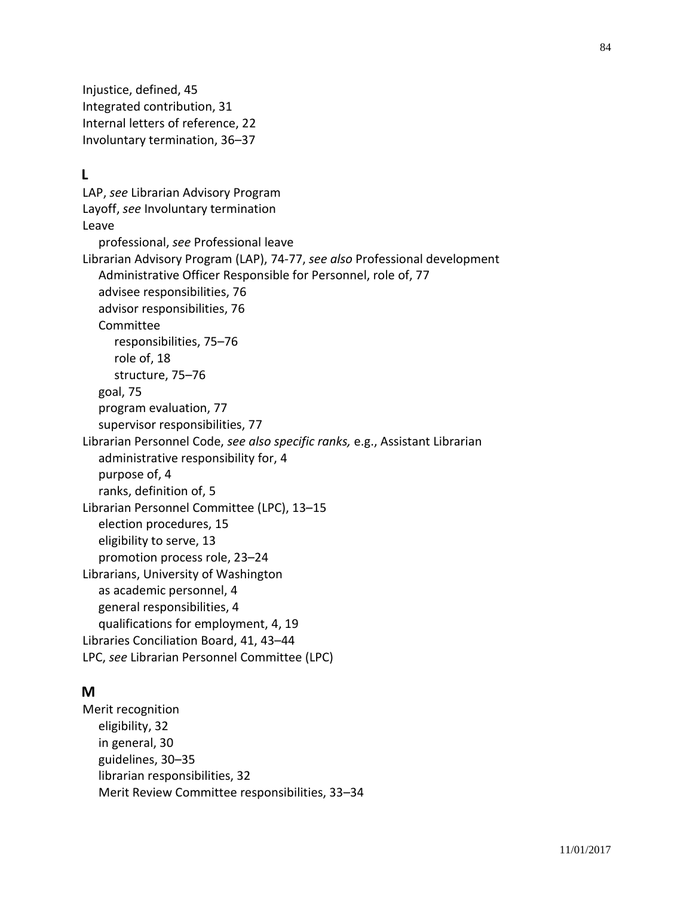Injustice, defined, 45
Integrated contribution, 31
Internal letters of reference, 22
Involuntary termination, 36–37

## L

LAP, *see* Librarian Advisory Program
Layoff, *see* Involuntary termination
Leave
  professional, *see* Professional leave
Librarian Advisory Program (LAP), 74-77, *see also* Professional development
  Administrative Officer Responsible for Personnel, role of, 77
  advisee responsibilities, 76
  advisor responsibilities, 76
  Committee
    responsibilities, 75–76
    role of, 18
    structure, 75–76
  goal, 75
  program evaluation, 77
  supervisor responsibilities, 77
Librarian Personnel Code, *see also specific ranks,* e.g., Assistant Librarian
  administrative responsibility for, 4
  purpose of, 4
  ranks, definition of, 5
Librarian Personnel Committee (LPC), 13–15
  election procedures, 15
  eligibility to serve, 13
  promotion process role, 23–24
Librarians, University of Washington
  as academic personnel, 4
  general responsibilities, 4
  qualifications for employment, 4, 19
Libraries Conciliation Board, 41, 43–44
LPC, *see* Librarian Personnel Committee (LPC)

## M

Merit recognition
  eligibility, 32
  in general, 30
  guidelines, 30–35
  librarian responsibilities, 32
  Merit Review Committee responsibilities, 33–34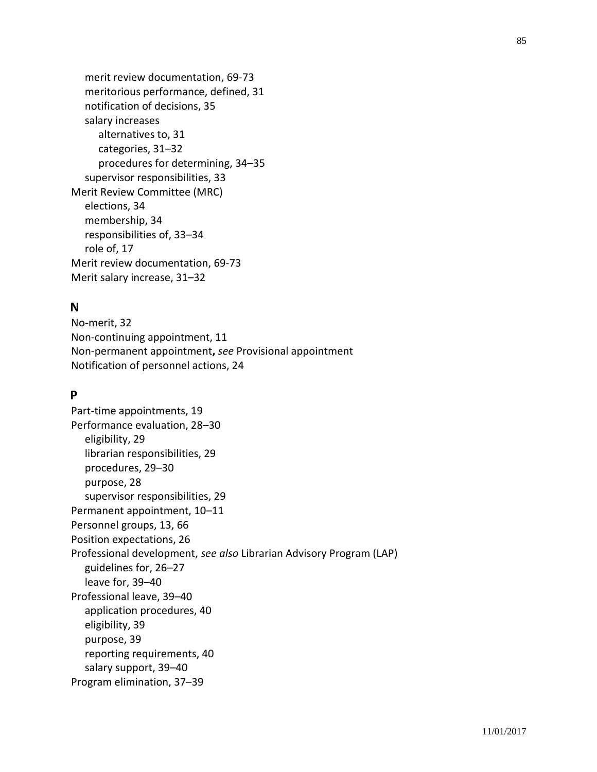- merit review documentation, 69-73
- meritorious performance, defined, 31
- notification of decisions, 35
- salary increases
  - alternatives to, 31
  - categories, 31–32
  - procedures for determining, 34–35
- supervisor responsibilities, 33

Merit Review Committee (MRC)
- elections, 34
- membership, 34
- responsibilities of, 33–34
- role of, 17

Merit review documentation, 69-73

Merit salary increase, 31–32

## N

No-merit, 32

Non-continuing appointment, 11

Non-permanent appointment**,** *see* Provisional appointment

Notification of personnel actions, 24

## P

Part-time appointments, 19

Performance evaluation, 28–30
- eligibility, 29
- librarian responsibilities, 29
- procedures, 29–30
- purpose, 28
- supervisor responsibilities, 29

Permanent appointment, 10–11

Personnel groups, 13, 66

Position expectations, 26

Professional development, *see also* Librarian Advisory Program (LAP)
- guidelines for, 26–27
- leave for, 39–40

Professional leave, 39–40
- application procedures, 40
- eligibility, 39
- purpose, 39
- reporting requirements, 40
- salary support, 39–40

Program elimination, 37–39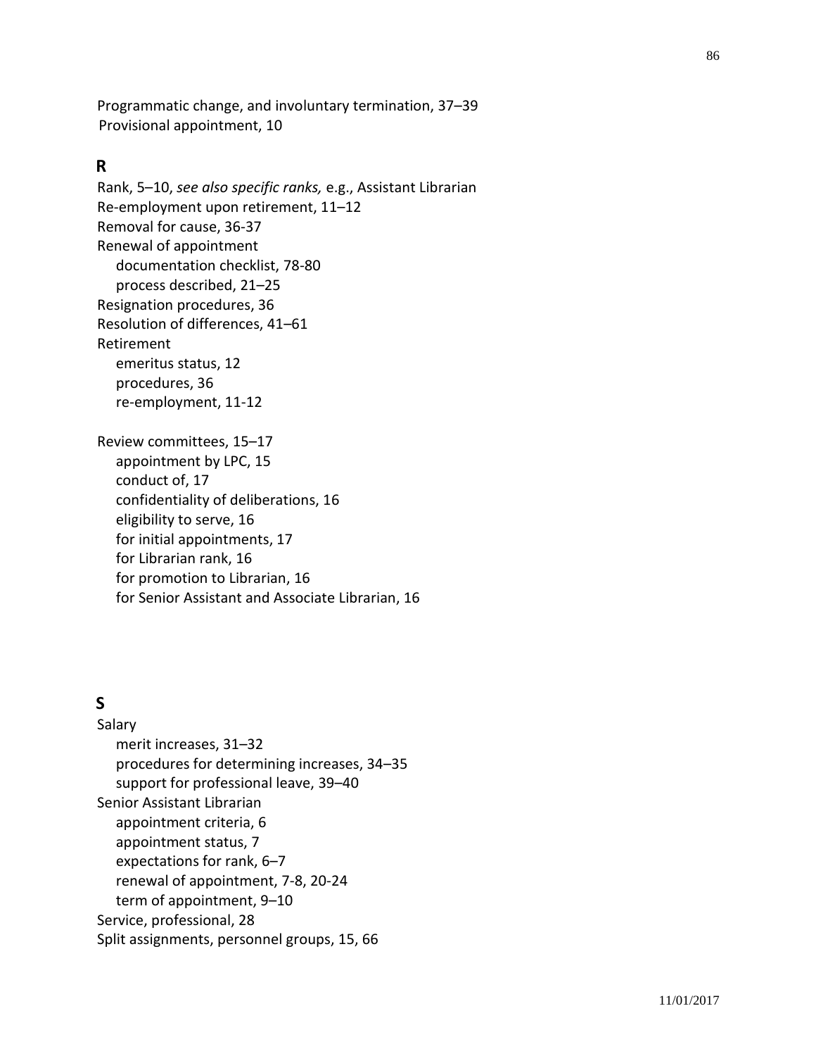Programmatic change, and involuntary termination, 37–39
Provisional appointment, 10

## R

Rank, 5–10, *see also specific ranks,* e.g., Assistant Librarian
Re-employment upon retirement, 11–12
Removal for cause, 36-37
Renewal of appointment
- documentation checklist, 78-80
- process described, 21–25

Resignation procedures, 36
Resolution of differences, 41–61
Retirement
- emeritus status, 12
- procedures, 36
- re-employment, 11-12

Review committees, 15–17
- appointment by LPC, 15
- conduct of, 17
- confidentiality of deliberations, 16
- eligibility to serve, 16
- for initial appointments, 17
- for Librarian rank, 16
- for promotion to Librarian, 16
- for Senior Assistant and Associate Librarian, 16

## S

Salary
- merit increases, 31–32
- procedures for determining increases, 34–35
- support for professional leave, 39–40

Senior Assistant Librarian
- appointment criteria, 6
- appointment status, 7
- expectations for rank, 6–7
- renewal of appointment, 7-8, 20-24
- term of appointment, 9–10

Service, professional, 28
Split assignments, personnel groups, 15, 66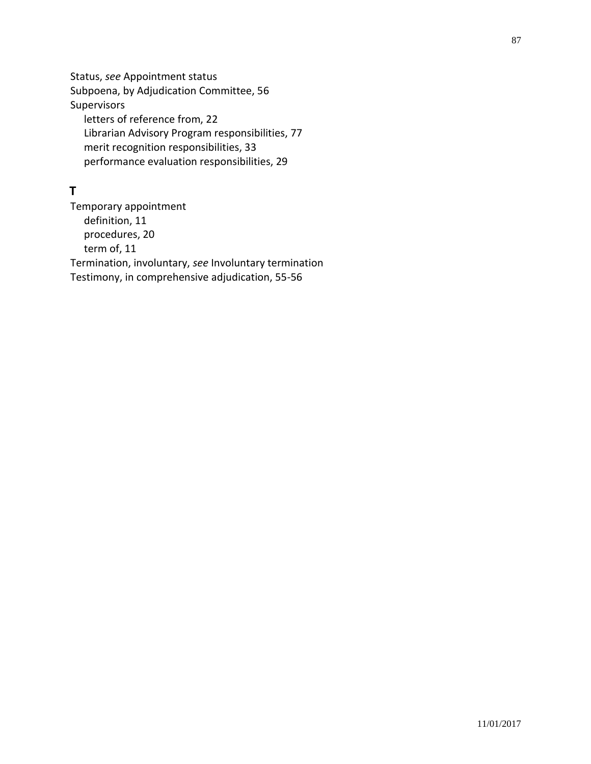Status, *see* Appointment status
Subpoena, by Adjudication Committee, 56
Supervisors
  letters of reference from, 22
  Librarian Advisory Program responsibilities, 77
  merit recognition responsibilities, 33
  performance evaluation responsibilities, 29

## T

Temporary appointment
  definition, 11
  procedures, 20
  term of, 11
Termination, involuntary, *see* Involuntary termination
Testimony, in comprehensive adjudication, 55-56